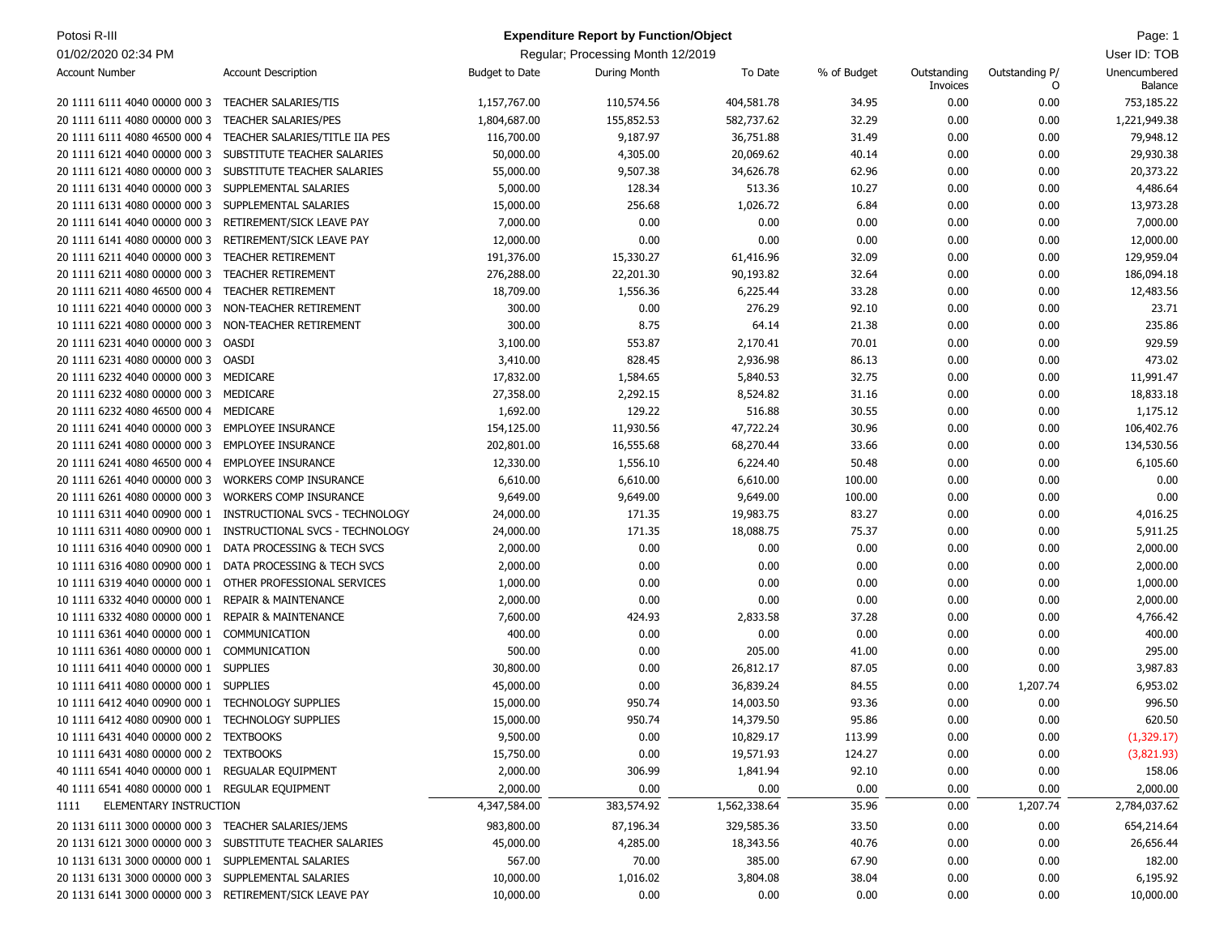# Expenditure Report by Function/Object

Potosi R-III

01/02/2020 02:34 PM

Regular; Processing Month 12/2019

User ID: TOB

| Account Number | Account Description | Budget to Date | During Month | To Date | % of Budget | Outstanding Invoices | Outstanding P/O | Unencumbered Balance |
|---|---|---|---|---|---|---|---|---|
| 20 1111 6111 4040 00000 000 3 | TEACHER SALARIES/TIS | 1,157,767.00 | 110,574.56 | 404,581.78 | 34.95 | 0.00 | 0.00 | 753,185.22 |
| 20 1111 6111 4080 00000 000 3 | TEACHER SALARIES/PES | 1,804,687.00 | 155,852.53 | 582,737.62 | 32.29 | 0.00 | 0.00 | 1,221,949.38 |
| 20 1111 6111 4080 46500 000 4 | TEACHER SALARIES/TITLE IIA PES | 116,700.00 | 9,187.97 | 36,751.88 | 31.49 | 0.00 | 0.00 | 79,948.12 |
| 20 1111 6121 4040 00000 000 3 | SUBSTITUTE TEACHER SALARIES | 50,000.00 | 4,305.00 | 20,069.62 | 40.14 | 0.00 | 0.00 | 29,930.38 |
| 20 1111 6121 4080 00000 000 3 | SUBSTITUTE TEACHER SALARIES | 55,000.00 | 9,507.38 | 34,626.78 | 62.96 | 0.00 | 0.00 | 20,373.22 |
| 20 1111 6131 4040 00000 000 3 | SUPPLEMENTAL SALARIES | 5,000.00 | 128.34 | 513.36 | 10.27 | 0.00 | 0.00 | 4,486.64 |
| 20 1111 6131 4080 00000 000 3 | SUPPLEMENTAL SALARIES | 15,000.00 | 256.68 | 1,026.72 | 6.84 | 0.00 | 0.00 | 13,973.28 |
| 20 1111 6141 4040 00000 000 3 | RETIREMENT/SICK LEAVE PAY | 7,000.00 | 0.00 | 0.00 | 0.00 | 0.00 | 0.00 | 7,000.00 |
| 20 1111 6141 4080 00000 000 3 | RETIREMENT/SICK LEAVE PAY | 12,000.00 | 0.00 | 0.00 | 0.00 | 0.00 | 0.00 | 12,000.00 |
| 20 1111 6211 4040 00000 000 3 | TEACHER RETIREMENT | 191,376.00 | 15,330.27 | 61,416.96 | 32.09 | 0.00 | 0.00 | 129,959.04 |
| 20 1111 6211 4080 00000 000 3 | TEACHER RETIREMENT | 276,288.00 | 22,201.30 | 90,193.82 | 32.64 | 0.00 | 0.00 | 186,094.18 |
| 20 1111 6211 4080 46500 000 4 | TEACHER RETIREMENT | 18,709.00 | 1,556.36 | 6,225.44 | 33.28 | 0.00 | 0.00 | 12,483.56 |
| 10 1111 6221 4040 00000 000 3 | NON-TEACHER RETIREMENT | 300.00 | 0.00 | 276.29 | 92.10 | 0.00 | 0.00 | 23.71 |
| 10 1111 6221 4080 00000 000 3 | NON-TEACHER RETIREMENT | 300.00 | 8.75 | 64.14 | 21.38 | 0.00 | 0.00 | 235.86 |
| 20 1111 6231 4040 00000 000 3 | OASDI | 3,100.00 | 553.87 | 2,170.41 | 70.01 | 0.00 | 0.00 | 929.59 |
| 20 1111 6231 4080 00000 000 3 | OASDI | 3,410.00 | 828.45 | 2,936.98 | 86.13 | 0.00 | 0.00 | 473.02 |
| 20 1111 6232 4040 00000 000 3 | MEDICARE | 17,832.00 | 1,584.65 | 5,840.53 | 32.75 | 0.00 | 0.00 | 11,991.47 |
| 20 1111 6232 4080 00000 000 3 | MEDICARE | 27,358.00 | 2,292.15 | 8,524.82 | 31.16 | 0.00 | 0.00 | 18,833.18 |
| 20 1111 6232 4080 46500 000 4 | MEDICARE | 1,692.00 | 129.22 | 516.88 | 30.55 | 0.00 | 0.00 | 1,175.12 |
| 20 1111 6241 4040 00000 000 3 | EMPLOYEE INSURANCE | 154,125.00 | 11,930.56 | 47,722.24 | 30.96 | 0.00 | 0.00 | 106,402.76 |
| 20 1111 6241 4080 00000 000 3 | EMPLOYEE INSURANCE | 202,801.00 | 16,555.68 | 68,270.44 | 33.66 | 0.00 | 0.00 | 134,530.56 |
| 20 1111 6241 4080 46500 000 4 | EMPLOYEE INSURANCE | 12,330.00 | 1,556.10 | 6,224.40 | 50.48 | 0.00 | 0.00 | 6,105.60 |
| 20 1111 6261 4040 00000 000 3 | WORKERS COMP INSURANCE | 6,610.00 | 6,610.00 | 6,610.00 | 100.00 | 0.00 | 0.00 | 0.00 |
| 20 1111 6261 4080 00000 000 3 | WORKERS COMP INSURANCE | 9,649.00 | 9,649.00 | 9,649.00 | 100.00 | 0.00 | 0.00 | 0.00 |
| 10 1111 6311 4040 00900 000 1 | INSTRUCTIONAL SVCS - TECHNOLOGY | 24,000.00 | 171.35 | 19,983.75 | 83.27 | 0.00 | 0.00 | 4,016.25 |
| 10 1111 6311 4080 00900 000 1 | INSTRUCTIONAL SVCS - TECHNOLOGY | 24,000.00 | 171.35 | 18,088.75 | 75.37 | 0.00 | 0.00 | 5,911.25 |
| 10 1111 6316 4040 00900 000 1 | DATA PROCESSING & TECH SVCS | 2,000.00 | 0.00 | 0.00 | 0.00 | 0.00 | 0.00 | 2,000.00 |
| 10 1111 6316 4080 00900 000 1 | DATA PROCESSING & TECH SVCS | 2,000.00 | 0.00 | 0.00 | 0.00 | 0.00 | 0.00 | 2,000.00 |
| 10 1111 6319 4040 00000 000 1 | OTHER PROFESSIONAL SERVICES | 1,000.00 | 0.00 | 0.00 | 0.00 | 0.00 | 0.00 | 1,000.00 |
| 10 1111 6332 4040 00000 000 1 | REPAIR & MAINTENANCE | 2,000.00 | 0.00 | 0.00 | 0.00 | 0.00 | 0.00 | 2,000.00 |
| 10 1111 6332 4080 00000 000 1 | REPAIR & MAINTENANCE | 7,600.00 | 424.93 | 2,833.58 | 37.28 | 0.00 | 0.00 | 4,766.42 |
| 10 1111 6361 4040 00000 000 1 | COMMUNICATION | 400.00 | 0.00 | 0.00 | 0.00 | 0.00 | 0.00 | 400.00 |
| 10 1111 6361 4080 00000 000 1 | COMMUNICATION | 500.00 | 0.00 | 205.00 | 41.00 | 0.00 | 0.00 | 295.00 |
| 10 1111 6411 4040 00000 000 1 | SUPPLIES | 30,800.00 | 0.00 | 26,812.17 | 87.05 | 0.00 | 0.00 | 3,987.83 |
| 10 1111 6411 4080 00000 000 1 | SUPPLIES | 45,000.00 | 0.00 | 36,839.24 | 84.55 | 0.00 | 1,207.74 | 6,953.02 |
| 10 1111 6412 4040 00900 000 1 | TECHNOLOGY SUPPLIES | 15,000.00 | 950.74 | 14,003.50 | 93.36 | 0.00 | 0.00 | 996.50 |
| 10 1111 6412 4080 00900 000 1 | TECHNOLOGY SUPPLIES | 15,000.00 | 950.74 | 14,379.50 | 95.86 | 0.00 | 0.00 | 620.50 |
| 10 1111 6431 4040 00000 000 2 | TEXTBOOKS | 9,500.00 | 0.00 | 10,829.17 | 113.99 | 0.00 | 0.00 | (1,329.17) |
| 10 1111 6431 4080 00000 000 2 | TEXTBOOKS | 15,750.00 | 0.00 | 19,571.93 | 124.27 | 0.00 | 0.00 | (3,821.93) |
| 40 1111 6541 4040 00000 000 1 | REGUALAR EQUIPMENT | 2,000.00 | 306.99 | 1,841.94 | 92.10 | 0.00 | 0.00 | 158.06 |
| 40 1111 6541 4080 00000 000 1 | REGULAR EQUIPMENT | 2,000.00 | 0.00 | 0.00 | 0.00 | 0.00 | 0.00 | 2,000.00 |
| 1111 | ELEMENTARY INSTRUCTION | 4,347,584.00 | 383,574.92 | 1,562,338.64 | 35.96 | 0.00 | 1,207.74 | 2,784,037.62 |
| 20 1131 6111 3000 00000 000 3 | TEACHER SALARIES/JEMS | 983,800.00 | 87,196.34 | 329,585.36 | 33.50 | 0.00 | 0.00 | 654,214.64 |
| 20 1131 6121 3000 00000 000 3 | SUBSTITUTE TEACHER SALARIES | 45,000.00 | 4,285.00 | 18,343.56 | 40.76 | 0.00 | 0.00 | 26,656.44 |
| 10 1131 6131 3000 00000 000 1 | SUPPLEMENTAL SALARIES | 567.00 | 70.00 | 385.00 | 67.90 | 0.00 | 0.00 | 182.00 |
| 20 1131 6131 3000 00000 000 3 | SUPPLEMENTAL SALARIES | 10,000.00 | 1,016.02 | 3,804.08 | 38.04 | 0.00 | 0.00 | 6,195.92 |
| 20 1131 6141 3000 00000 000 3 | RETIREMENT/SICK LEAVE PAY | 10,000.00 | 0.00 | 0.00 | 0.00 | 0.00 | 0.00 | 10,000.00 |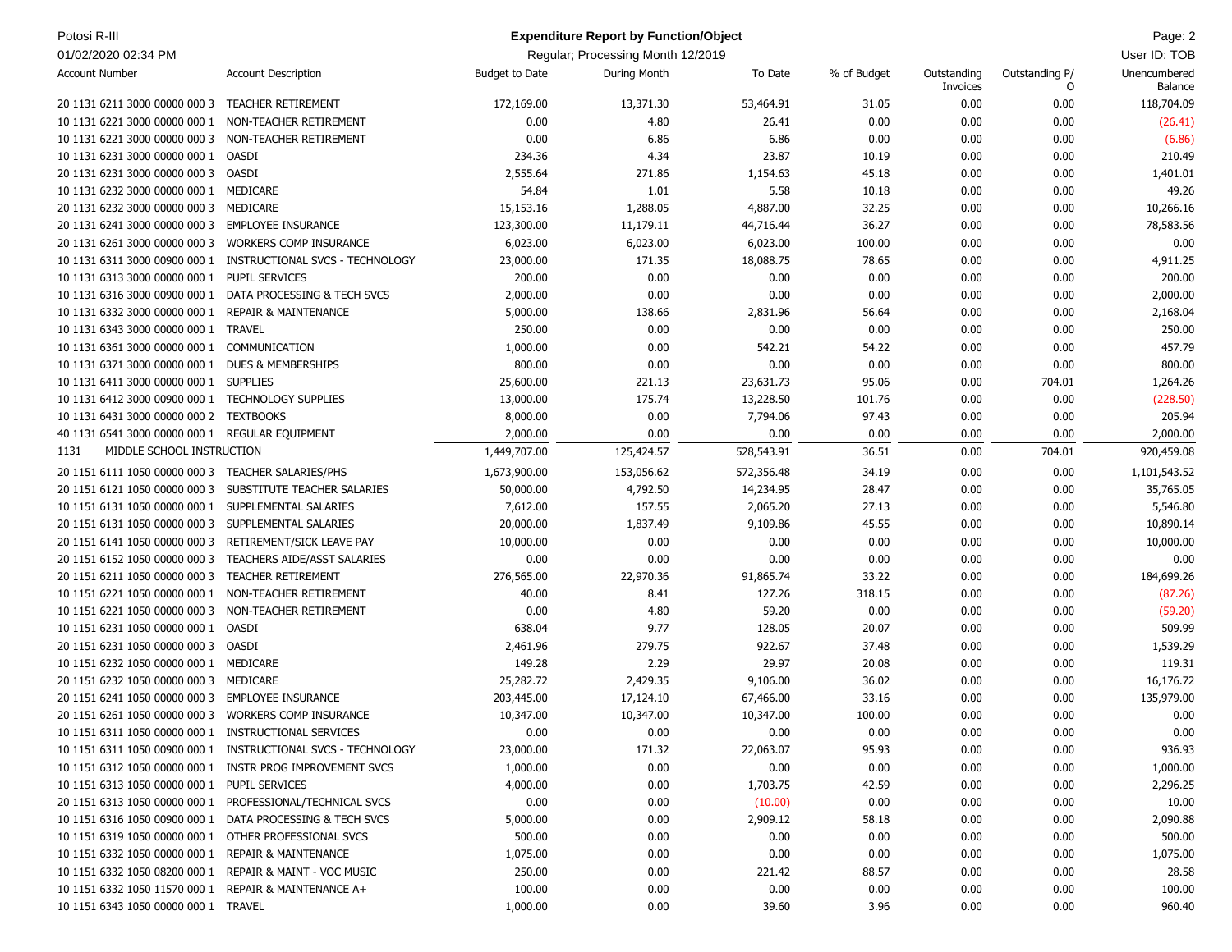**Expenditure Report by Function/Object**

Regular; Processing Month 12/2019

| Account Number | Account Description | Budget to Date | During Month | To Date | % of Budget | Outstanding Invoices | Outstanding P/O | Unencumbered Balance |
|---|---|---|---|---|---|---|---|---|
| 20 1131 6211 3000 00000 000 3 | TEACHER RETIREMENT | 172,169.00 | 13,371.30 | 53,464.91 | 31.05 | 0.00 | 0.00 | 118,704.09 |
| 10 1131 6221 3000 00000 000 1 | NON-TEACHER RETIREMENT | 0.00 | 4.80 | 26.41 | 0.00 | 0.00 | 0.00 | (26.41) |
| 10 1131 6221 3000 00000 000 3 | NON-TEACHER RETIREMENT | 0.00 | 6.86 | 6.86 | 0.00 | 0.00 | 0.00 | (6.86) |
| 10 1131 6231 3000 00000 000 1 | OASDI | 234.36 | 4.34 | 23.87 | 10.19 | 0.00 | 0.00 | 210.49 |
| 20 1131 6231 3000 00000 000 3 | OASDI | 2,555.64 | 271.86 | 1,154.63 | 45.18 | 0.00 | 0.00 | 1,401.01 |
| 10 1131 6232 3000 00000 000 1 | MEDICARE | 54.84 | 1.01 | 5.58 | 10.18 | 0.00 | 0.00 | 49.26 |
| 20 1131 6232 3000 00000 000 3 | MEDICARE | 15,153.16 | 1,288.05 | 4,887.00 | 32.25 | 0.00 | 0.00 | 10,266.16 |
| 20 1131 6241 3000 00000 000 3 | EMPLOYEE INSURANCE | 123,300.00 | 11,179.11 | 44,716.44 | 36.27 | 0.00 | 0.00 | 78,583.56 |
| 20 1131 6261 3000 00000 000 3 | WORKERS COMP INSURANCE | 6,023.00 | 6,023.00 | 6,023.00 | 100.00 | 0.00 | 0.00 | 0.00 |
| 10 1131 6311 3000 00900 000 1 | INSTRUCTIONAL SVCS - TECHNOLOGY | 23,000.00 | 171.35 | 18,088.75 | 78.65 | 0.00 | 0.00 | 4,911.25 |
| 10 1131 6313 3000 00000 000 1 | PUPIL SERVICES | 200.00 | 0.00 | 0.00 | 0.00 | 0.00 | 0.00 | 200.00 |
| 10 1131 6316 3000 00900 000 1 | DATA PROCESSING & TECH SVCS | 2,000.00 | 0.00 | 0.00 | 0.00 | 0.00 | 0.00 | 2,000.00 |
| 10 1131 6332 3000 00000 000 1 | REPAIR & MAINTENANCE | 5,000.00 | 138.66 | 2,831.96 | 56.64 | 0.00 | 0.00 | 2,168.04 |
| 10 1131 6343 3000 00000 000 1 | TRAVEL | 250.00 | 0.00 | 0.00 | 0.00 | 0.00 | 0.00 | 250.00 |
| 10 1131 6361 3000 00000 000 1 | COMMUNICATION | 1,000.00 | 0.00 | 542.21 | 54.22 | 0.00 | 0.00 | 457.79 |
| 10 1131 6371 3000 00000 000 1 | DUES & MEMBERSHIPS | 800.00 | 0.00 | 0.00 | 0.00 | 0.00 | 0.00 | 800.00 |
| 10 1131 6411 3000 00000 000 1 | SUPPLIES | 25,600.00 | 221.13 | 23,631.73 | 95.06 | 0.00 | 704.01 | 1,264.26 |
| 10 1131 6412 3000 00900 000 1 | TECHNOLOGY SUPPLIES | 13,000.00 | 175.74 | 13,228.50 | 101.76 | 0.00 | 0.00 | (228.50) |
| 10 1131 6431 3000 00000 000 2 | TEXTBOOKS | 8,000.00 | 0.00 | 7,794.06 | 97.43 | 0.00 | 0.00 | 205.94 |
| 40 1131 6541 3000 00000 000 1 | REGULAR EQUIPMENT | 2,000.00 | 0.00 | 0.00 | 0.00 | 0.00 | 0.00 | 2,000.00 |
| 1131 | MIDDLE SCHOOL INSTRUCTION | 1,449,707.00 | 125,424.57 | 528,543.91 | 36.51 | 0.00 | 704.01 | 920,459.08 |
| 20 1151 6111 1050 00000 000 3 | TEACHER SALARIES/PHS | 1,673,900.00 | 153,056.62 | 572,356.48 | 34.19 | 0.00 | 0.00 | 1,101,543.52 |
| 20 1151 6121 1050 00000 000 3 | SUBSTITUTE TEACHER SALARIES | 50,000.00 | 4,792.50 | 14,234.95 | 28.47 | 0.00 | 0.00 | 35,765.05 |
| 10 1151 6131 1050 00000 000 1 | SUPPLEMENTAL SALARIES | 7,612.00 | 157.55 | 2,065.20 | 27.13 | 0.00 | 0.00 | 5,546.80 |
| 20 1151 6131 1050 00000 000 3 | SUPPLEMENTAL SALARIES | 20,000.00 | 1,837.49 | 9,109.86 | 45.55 | 0.00 | 0.00 | 10,890.14 |
| 20 1151 6141 1050 00000 000 3 | RETIREMENT/SICK LEAVE PAY | 10,000.00 | 0.00 | 0.00 | 0.00 | 0.00 | 0.00 | 10,000.00 |
| 20 1151 6152 1050 00000 000 3 | TEACHERS AIDE/ASST SALARIES | 0.00 | 0.00 | 0.00 | 0.00 | 0.00 | 0.00 | 0.00 |
| 20 1151 6211 1050 00000 000 3 | TEACHER RETIREMENT | 276,565.00 | 22,970.36 | 91,865.74 | 33.22 | 0.00 | 0.00 | 184,699.26 |
| 10 1151 6221 1050 00000 000 1 | NON-TEACHER RETIREMENT | 40.00 | 8.41 | 127.26 | 318.15 | 0.00 | 0.00 | (87.26) |
| 10 1151 6221 1050 00000 000 3 | NON-TEACHER RETIREMENT | 0.00 | 4.80 | 59.20 | 0.00 | 0.00 | 0.00 | (59.20) |
| 10 1151 6231 1050 00000 000 1 | OASDI | 638.04 | 9.77 | 128.05 | 20.07 | 0.00 | 0.00 | 509.99 |
| 20 1151 6231 1050 00000 000 3 | OASDI | 2,461.96 | 279.75 | 922.67 | 37.48 | 0.00 | 0.00 | 1,539.29 |
| 10 1151 6232 1050 00000 000 1 | MEDICARE | 149.28 | 2.29 | 29.97 | 20.08 | 0.00 | 0.00 | 119.31 |
| 20 1151 6232 1050 00000 000 3 | MEDICARE | 25,282.72 | 2,429.35 | 9,106.00 | 36.02 | 0.00 | 0.00 | 16,176.72 |
| 20 1151 6241 1050 00000 000 3 | EMPLOYEE INSURANCE | 203,445.00 | 17,124.10 | 67,466.00 | 33.16 | 0.00 | 0.00 | 135,979.00 |
| 20 1151 6261 1050 00000 000 3 | WORKERS COMP INSURANCE | 10,347.00 | 10,347.00 | 10,347.00 | 100.00 | 0.00 | 0.00 | 0.00 |
| 10 1151 6311 1050 00000 000 1 | INSTRUCTIONAL SERVICES | 0.00 | 0.00 | 0.00 | 0.00 | 0.00 | 0.00 | 0.00 |
| 10 1151 6311 1050 00900 000 1 | INSTRUCTIONAL SVCS - TECHNOLOGY | 23,000.00 | 171.32 | 22,063.07 | 95.93 | 0.00 | 0.00 | 936.93 |
| 10 1151 6312 1050 00000 000 1 | INSTR PROG IMPROVEMENT SVCS | 1,000.00 | 0.00 | 0.00 | 0.00 | 0.00 | 0.00 | 1,000.00 |
| 10 1151 6313 1050 00000 000 1 | PUPIL SERVICES | 4,000.00 | 0.00 | 1,703.75 | 42.59 | 0.00 | 0.00 | 2,296.25 |
| 20 1151 6313 1050 00000 000 1 | PROFESSIONAL/TECHNICAL SVCS | 0.00 | 0.00 | (10.00) | 0.00 | 0.00 | 0.00 | 10.00 |
| 10 1151 6316 1050 00900 000 1 | DATA PROCESSING & TECH SVCS | 5,000.00 | 0.00 | 2,909.12 | 58.18 | 0.00 | 0.00 | 2,090.88 |
| 10 1151 6319 1050 00000 000 1 | OTHER PROFESSIONAL SVCS | 500.00 | 0.00 | 0.00 | 0.00 | 0.00 | 0.00 | 500.00 |
| 10 1151 6332 1050 00000 000 1 | REPAIR & MAINTENANCE | 1,075.00 | 0.00 | 0.00 | 0.00 | 0.00 | 0.00 | 1,075.00 |
| 10 1151 6332 1050 08200 000 1 | REPAIR & MAINT - VOC MUSIC | 250.00 | 0.00 | 221.42 | 88.57 | 0.00 | 0.00 | 28.58 |
| 10 1151 6332 1050 11570 000 1 | REPAIR & MAINTENANCE A+ | 100.00 | 0.00 | 0.00 | 0.00 | 0.00 | 0.00 | 100.00 |
| 10 1151 6343 1050 00000 000 1 | TRAVEL | 1,000.00 | 0.00 | 39.60 | 3.96 | 0.00 | 0.00 | 960.40 |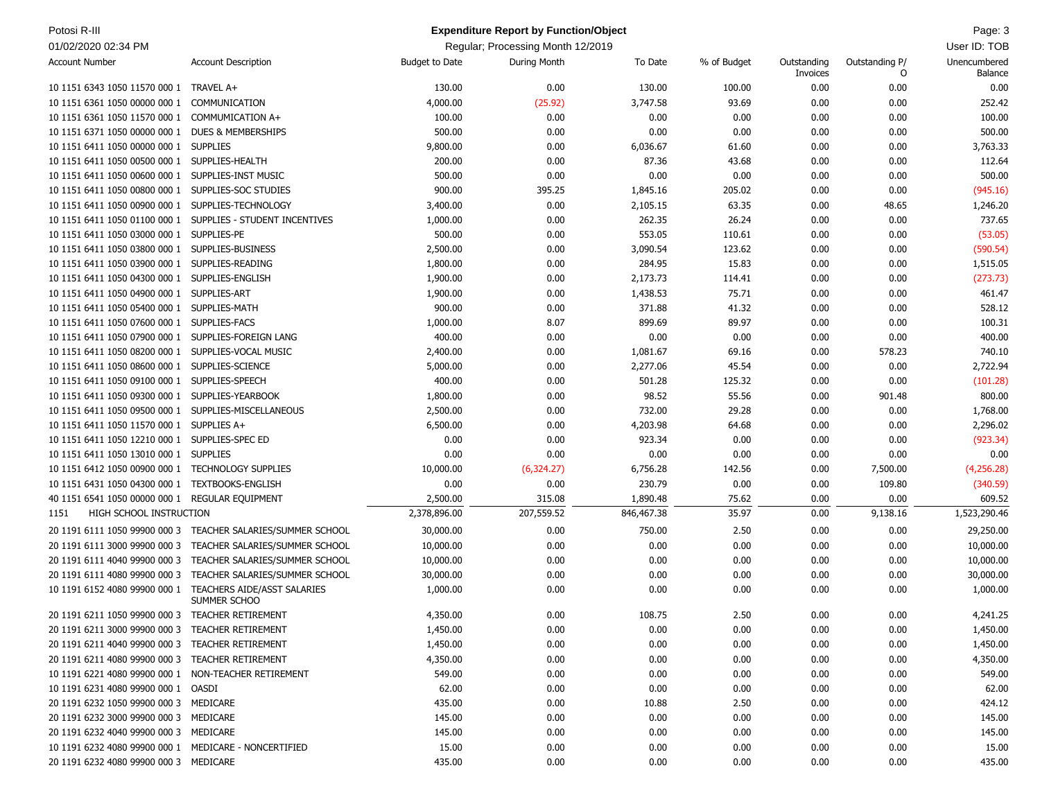| Account Number | Account Description | Budget to Date | During Month | To Date | % of Budget | Outstanding Invoices | Outstanding P/O | Unencumbered Balance |
|---|---|---|---|---|---|---|---|---|
| 10 1151 6343 1050 11570 000 1 | TRAVEL A+ | 130.00 | 0.00 | 130.00 | 100.00 | 0.00 | 0.00 | 0.00 |
| 10 1151 6361 1050 00000 000 1 | COMMUNICATION | 4,000.00 | (25.92) | 3,747.58 | 93.69 | 0.00 | 0.00 | 252.42 |
| 10 1151 6361 1050 11570 000 1 | COMMUMICATION A+ | 100.00 | 0.00 | 0.00 | 0.00 | 0.00 | 0.00 | 100.00 |
| 10 1151 6371 1050 00000 000 1 | DUES & MEMBERSHIPS | 500.00 | 0.00 | 0.00 | 0.00 | 0.00 | 0.00 | 500.00 |
| 10 1151 6411 1050 00000 000 1 | SUPPLIES | 9,800.00 | 0.00 | 6,036.67 | 61.60 | 0.00 | 0.00 | 3,763.33 |
| 10 1151 6411 1050 00500 000 1 | SUPPLIES-HEALTH | 200.00 | 0.00 | 87.36 | 43.68 | 0.00 | 0.00 | 112.64 |
| 10 1151 6411 1050 00600 000 1 | SUPPLIES-INST MUSIC | 500.00 | 0.00 | 0.00 | 0.00 | 0.00 | 0.00 | 500.00 |
| 10 1151 6411 1050 00800 000 1 | SUPPLIES-SOC STUDIES | 900.00 | 395.25 | 1,845.16 | 205.02 | 0.00 | 0.00 | (945.16) |
| 10 1151 6411 1050 00900 000 1 | SUPPLIES-TECHNOLOGY | 3,400.00 | 0.00 | 2,105.15 | 63.35 | 0.00 | 48.65 | 1,246.20 |
| 10 1151 6411 1050 01100 000 1 | SUPPLIES - STUDENT INCENTIVES | 1,000.00 | 0.00 | 262.35 | 26.24 | 0.00 | 0.00 | 737.65 |
| 10 1151 6411 1050 03000 000 1 | SUPPLIES-PE | 500.00 | 0.00 | 553.05 | 110.61 | 0.00 | 0.00 | (53.05) |
| 10 1151 6411 1050 03800 000 1 | SUPPLIES-BUSINESS | 2,500.00 | 0.00 | 3,090.54 | 123.62 | 0.00 | 0.00 | (590.54) |
| 10 1151 6411 1050 03900 000 1 | SUPPLIES-READING | 1,800.00 | 0.00 | 284.95 | 15.83 | 0.00 | 0.00 | 1,515.05 |
| 10 1151 6411 1050 04300 000 1 | SUPPLIES-ENGLISH | 1,900.00 | 0.00 | 2,173.73 | 114.41 | 0.00 | 0.00 | (273.73) |
| 10 1151 6411 1050 04900 000 1 | SUPPLIES-ART | 1,900.00 | 0.00 | 1,438.53 | 75.71 | 0.00 | 0.00 | 461.47 |
| 10 1151 6411 1050 05400 000 1 | SUPPLIES-MATH | 900.00 | 0.00 | 371.88 | 41.32 | 0.00 | 0.00 | 528.12 |
| 10 1151 6411 1050 07600 000 1 | SUPPLIES-FACS | 1,000.00 | 8.07 | 899.69 | 89.97 | 0.00 | 0.00 | 100.31 |
| 10 1151 6411 1050 07900 000 1 | SUPPLIES-FOREIGN LANG | 400.00 | 0.00 | 0.00 | 0.00 | 0.00 | 0.00 | 400.00 |
| 10 1151 6411 1050 08200 000 1 | SUPPLIES-VOCAL MUSIC | 2,400.00 | 0.00 | 1,081.67 | 69.16 | 0.00 | 578.23 | 740.10 |
| 10 1151 6411 1050 08600 000 1 | SUPPLIES-SCIENCE | 5,000.00 | 0.00 | 2,277.06 | 45.54 | 0.00 | 0.00 | 2,722.94 |
| 10 1151 6411 1050 09100 000 1 | SUPPLIES-SPEECH | 400.00 | 0.00 | 501.28 | 125.32 | 0.00 | 0.00 | (101.28) |
| 10 1151 6411 1050 09300 000 1 | SUPPLIES-YEARBOOK | 1,800.00 | 0.00 | 98.52 | 55.56 | 0.00 | 901.48 | 800.00 |
| 10 1151 6411 1050 09500 000 1 | SUPPLIES-MISCELLANEOUS | 2,500.00 | 0.00 | 732.00 | 29.28 | 0.00 | 0.00 | 1,768.00 |
| 10 1151 6411 1050 11570 000 1 | SUPPLIES A+ | 6,500.00 | 0.00 | 4,203.98 | 64.68 | 0.00 | 0.00 | 2,296.02 |
| 10 1151 6411 1050 12210 000 1 | SUPPLIES-SPEC ED | 0.00 | 0.00 | 923.34 | 0.00 | 0.00 | 0.00 | (923.34) |
| 10 1151 6411 1050 13010 000 1 | SUPPLIES | 0.00 | 0.00 | 0.00 | 0.00 | 0.00 | 0.00 | 0.00 |
| 10 1151 6412 1050 00900 000 1 | TECHNOLOGY SUPPLIES | 10,000.00 | (6,324.27) | 6,756.28 | 142.56 | 0.00 | 7,500.00 | (4,256.28) |
| 10 1151 6431 1050 04300 000 1 | TEXTBOOKS-ENGLISH | 0.00 | 0.00 | 230.79 | 0.00 | 0.00 | 109.80 | (340.59) |
| 40 1151 6541 1050 00000 000 1 | REGULAR EQUIPMENT | 2,500.00 | 315.08 | 1,890.48 | 75.62 | 0.00 | 0.00 | 609.52 |
| 1151 | HIGH SCHOOL INSTRUCTION | 2,378,896.00 | 207,559.52 | 846,467.38 | 35.97 | 0.00 | 9,138.16 | 1,523,290.46 |
| 20 1191 6111 1050 99900 000 3 | TEACHER SALARIES/SUMMER SCHOOL | 30,000.00 | 0.00 | 750.00 | 2.50 | 0.00 | 0.00 | 29,250.00 |
| 20 1191 6111 3000 99900 000 3 | TEACHER SALARIES/SUMMER SCHOOL | 10,000.00 | 0.00 | 0.00 | 0.00 | 0.00 | 0.00 | 10,000.00 |
| 20 1191 6111 4040 99900 000 3 | TEACHER SALARIES/SUMMER SCHOOL | 10,000.00 | 0.00 | 0.00 | 0.00 | 0.00 | 0.00 | 10,000.00 |
| 20 1191 6111 4080 99900 000 3 | TEACHER SALARIES/SUMMER SCHOOL | 30,000.00 | 0.00 | 0.00 | 0.00 | 0.00 | 0.00 | 30,000.00 |
| 10 1191 6152 4080 99900 000 1 | TEACHERS AIDE/ASST SALARIES SUMMER SCHOO | 1,000.00 | 0.00 | 0.00 | 0.00 | 0.00 | 0.00 | 1,000.00 |
| 20 1191 6211 1050 99900 000 3 | TEACHER RETIREMENT | 4,350.00 | 0.00 | 108.75 | 2.50 | 0.00 | 0.00 | 4,241.25 |
| 20 1191 6211 3000 99900 000 3 | TEACHER RETIREMENT | 1,450.00 | 0.00 | 0.00 | 0.00 | 0.00 | 0.00 | 1,450.00 |
| 20 1191 6211 4040 99900 000 3 | TEACHER RETIREMENT | 1,450.00 | 0.00 | 0.00 | 0.00 | 0.00 | 0.00 | 1,450.00 |
| 20 1191 6211 4080 99900 000 3 | TEACHER RETIREMENT | 4,350.00 | 0.00 | 0.00 | 0.00 | 0.00 | 0.00 | 4,350.00 |
| 10 1191 6221 4080 99900 000 1 | NON-TEACHER RETIREMENT | 549.00 | 0.00 | 0.00 | 0.00 | 0.00 | 0.00 | 549.00 |
| 10 1191 6231 4080 99900 000 1 | OASDI | 62.00 | 0.00 | 0.00 | 0.00 | 0.00 | 0.00 | 62.00 |
| 20 1191 6232 1050 99900 000 3 | MEDICARE | 435.00 | 0.00 | 10.88 | 2.50 | 0.00 | 0.00 | 424.12 |
| 20 1191 6232 3000 99900 000 3 | MEDICARE | 145.00 | 0.00 | 0.00 | 0.00 | 0.00 | 0.00 | 145.00 |
| 20 1191 6232 4040 99900 000 3 | MEDICARE | 145.00 | 0.00 | 0.00 | 0.00 | 0.00 | 0.00 | 145.00 |
| 10 1191 6232 4080 99900 000 1 | MEDICARE - NONCERTIFIED | 15.00 | 0.00 | 0.00 | 0.00 | 0.00 | 0.00 | 15.00 |
| 20 1191 6232 4080 99900 000 3 | MEDICARE | 435.00 | 0.00 | 0.00 | 0.00 | 0.00 | 0.00 | 435.00 |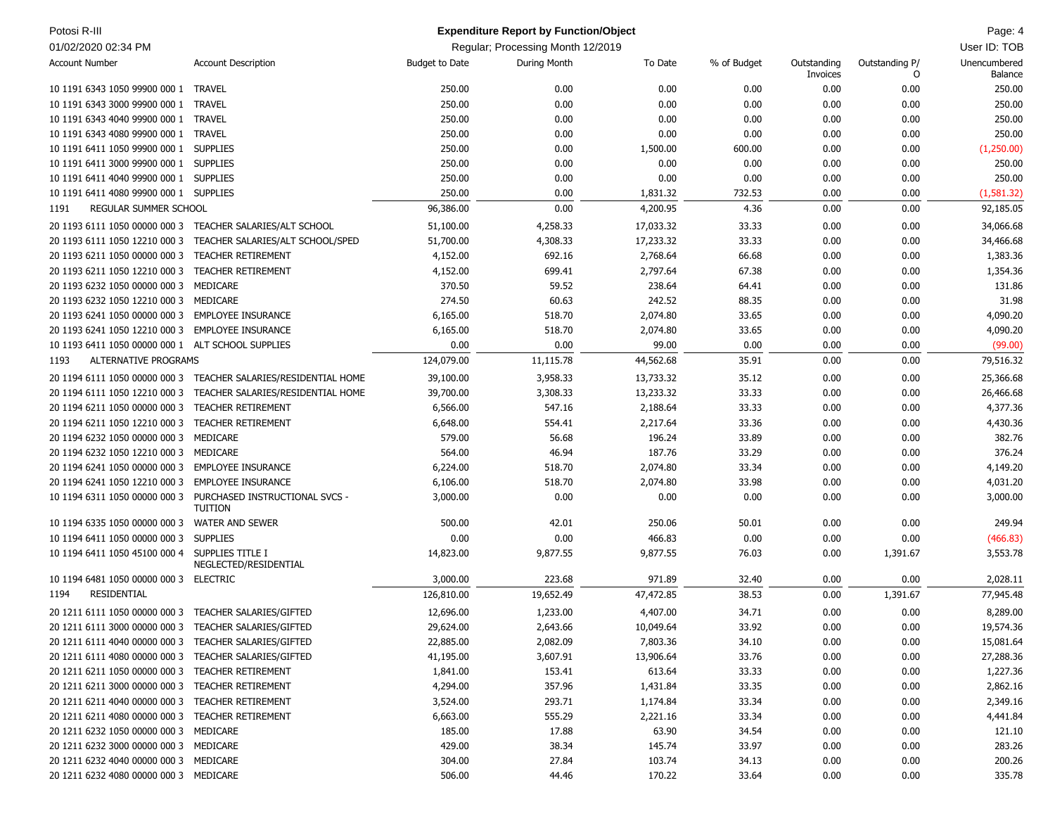| Account Number | Account Description | Budget to Date | During Month | To Date | % of Budget | Outstanding Invoices | Outstanding P/O | Unencumbered Balance |
|---|---|---|---|---|---|---|---|---|
| 10 1191 6343 1050 99900 000 1 | TRAVEL | 250.00 | 0.00 | 0.00 | 0.00 | 0.00 | 0.00 | 250.00 |
| 10 1191 6343 3000 99900 000 1 | TRAVEL | 250.00 | 0.00 | 0.00 | 0.00 | 0.00 | 0.00 | 250.00 |
| 10 1191 6343 4040 99900 000 1 | TRAVEL | 250.00 | 0.00 | 0.00 | 0.00 | 0.00 | 0.00 | 250.00 |
| 10 1191 6343 4080 99900 000 1 | TRAVEL | 250.00 | 0.00 | 0.00 | 0.00 | 0.00 | 0.00 | 250.00 |
| 10 1191 6411 1050 99900 000 1 | SUPPLIES | 250.00 | 0.00 | 1,500.00 | 600.00 | 0.00 | 0.00 | (1,250.00) |
| 10 1191 6411 3000 99900 000 1 | SUPPLIES | 250.00 | 0.00 | 0.00 | 0.00 | 0.00 | 0.00 | 250.00 |
| 10 1191 6411 4040 99900 000 1 | SUPPLIES | 250.00 | 0.00 | 0.00 | 0.00 | 0.00 | 0.00 | 250.00 |
| 10 1191 6411 4080 99900 000 1 | SUPPLIES | 250.00 | 0.00 | 1,831.32 | 732.53 | 0.00 | 0.00 | (1,581.32) |
| 1191 | REGULAR SUMMER SCHOOL | 96,386.00 | 0.00 | 4,200.95 | 4.36 | 0.00 | 0.00 | 92,185.05 |
| 20 1193 6111 1050 00000 000 3 | TEACHER SALARIES/ALT SCHOOL | 51,100.00 | 4,258.33 | 17,033.32 | 33.33 | 0.00 | 0.00 | 34,066.68 |
| 20 1193 6111 1050 12210 000 3 | TEACHER SALARIES/ALT SCHOOL/SPED | 51,700.00 | 4,308.33 | 17,233.32 | 33.33 | 0.00 | 0.00 | 34,466.68 |
| 20 1193 6211 1050 00000 000 3 | TEACHER RETIREMENT | 4,152.00 | 692.16 | 2,768.64 | 66.68 | 0.00 | 0.00 | 1,383.36 |
| 20 1193 6211 1050 12210 000 3 | TEACHER RETIREMENT | 4,152.00 | 699.41 | 2,797.64 | 67.38 | 0.00 | 0.00 | 1,354.36 |
| 20 1193 6232 1050 00000 000 3 | MEDICARE | 370.50 | 59.52 | 238.64 | 64.41 | 0.00 | 0.00 | 131.86 |
| 20 1193 6232 1050 12210 000 3 | MEDICARE | 274.50 | 60.63 | 242.52 | 88.35 | 0.00 | 0.00 | 31.98 |
| 20 1193 6241 1050 00000 000 3 | EMPLOYEE INSURANCE | 6,165.00 | 518.70 | 2,074.80 | 33.65 | 0.00 | 0.00 | 4,090.20 |
| 20 1193 6241 1050 12210 000 3 | EMPLOYEE INSURANCE | 6,165.00 | 518.70 | 2,074.80 | 33.65 | 0.00 | 0.00 | 4,090.20 |
| 10 1193 6411 1050 00000 000 1 | ALT SCHOOL SUPPLIES | 0.00 | 0.00 | 99.00 | 0.00 | 0.00 | 0.00 | (99.00) |
| 1193 | ALTERNATIVE PROGRAMS | 124,079.00 | 11,115.78 | 44,562.68 | 35.91 | 0.00 | 0.00 | 79,516.32 |
| 20 1194 6111 1050 00000 000 3 | TEACHER SALARIES/RESIDENTIAL HOME | 39,100.00 | 3,958.33 | 13,733.32 | 35.12 | 0.00 | 0.00 | 25,366.68 |
| 20 1194 6111 1050 12210 000 3 | TEACHER SALARIES/RESIDENTIAL HOME | 39,700.00 | 3,308.33 | 13,233.32 | 33.33 | 0.00 | 0.00 | 26,466.68 |
| 20 1194 6211 1050 00000 000 3 | TEACHER RETIREMENT | 6,566.00 | 547.16 | 2,188.64 | 33.33 | 0.00 | 0.00 | 4,377.36 |
| 20 1194 6211 1050 12210 000 3 | TEACHER RETIREMENT | 6,648.00 | 554.41 | 2,217.64 | 33.36 | 0.00 | 0.00 | 4,430.36 |
| 20 1194 6232 1050 00000 000 3 | MEDICARE | 579.00 | 56.68 | 196.24 | 33.89 | 0.00 | 0.00 | 382.76 |
| 20 1194 6232 1050 12210 000 3 | MEDICARE | 564.00 | 46.94 | 187.76 | 33.29 | 0.00 | 0.00 | 376.24 |
| 20 1194 6241 1050 00000 000 3 | EMPLOYEE INSURANCE | 6,224.00 | 518.70 | 2,074.80 | 33.34 | 0.00 | 0.00 | 4,149.20 |
| 20 1194 6241 1050 12210 000 3 | EMPLOYEE INSURANCE | 6,106.00 | 518.70 | 2,074.80 | 33.98 | 0.00 | 0.00 | 4,031.20 |
| 10 1194 6311 1050 00000 000 3 | PURCHASED INSTRUCTIONAL SVCS - TUITION | 3,000.00 | 0.00 | 0.00 | 0.00 | 0.00 | 0.00 | 3,000.00 |
| 10 1194 6335 1050 00000 000 3 | WATER AND SEWER | 500.00 | 42.01 | 250.06 | 50.01 | 0.00 | 0.00 | 249.94 |
| 10 1194 6411 1050 00000 000 3 | SUPPLIES | 0.00 | 0.00 | 466.83 | 0.00 | 0.00 | 0.00 | (466.83) |
| 10 1194 6411 1050 45100 000 4 | SUPPLIES TITLE I NEGLECTED/RESIDENTIAL | 14,823.00 | 9,877.55 | 9,877.55 | 76.03 | 0.00 | 1,391.67 | 3,553.78 |
| 10 1194 6481 1050 00000 000 3 | ELECTRIC | 3,000.00 | 223.68 | 971.89 | 32.40 | 0.00 | 0.00 | 2,028.11 |
| 1194 | RESIDENTIAL | 126,810.00 | 19,652.49 | 47,472.85 | 38.53 | 0.00 | 1,391.67 | 77,945.48 |
| 20 1211 6111 1050 00000 000 3 | TEACHER SALARIES/GIFTED | 12,696.00 | 1,233.00 | 4,407.00 | 34.71 | 0.00 | 0.00 | 8,289.00 |
| 20 1211 6111 3000 00000 000 3 | TEACHER SALARIES/GIFTED | 29,624.00 | 2,643.66 | 10,049.64 | 33.92 | 0.00 | 0.00 | 19,574.36 |
| 20 1211 6111 4040 00000 000 3 | TEACHER SALARIES/GIFTED | 22,885.00 | 2,082.09 | 7,803.36 | 34.10 | 0.00 | 0.00 | 15,081.64 |
| 20 1211 6111 4080 00000 000 3 | TEACHER SALARIES/GIFTED | 41,195.00 | 3,607.91 | 13,906.64 | 33.76 | 0.00 | 0.00 | 27,288.36 |
| 20 1211 6211 1050 00000 000 3 | TEACHER RETIREMENT | 1,841.00 | 153.41 | 613.64 | 33.33 | 0.00 | 0.00 | 1,227.36 |
| 20 1211 6211 3000 00000 000 3 | TEACHER RETIREMENT | 4,294.00 | 357.96 | 1,431.84 | 33.35 | 0.00 | 0.00 | 2,862.16 |
| 20 1211 6211 4040 00000 000 3 | TEACHER RETIREMENT | 3,524.00 | 293.71 | 1,174.84 | 33.34 | 0.00 | 0.00 | 2,349.16 |
| 20 1211 6211 4080 00000 000 3 | TEACHER RETIREMENT | 6,663.00 | 555.29 | 2,221.16 | 33.34 | 0.00 | 0.00 | 4,441.84 |
| 20 1211 6232 1050 00000 000 3 | MEDICARE | 185.00 | 17.88 | 63.90 | 34.54 | 0.00 | 0.00 | 121.10 |
| 20 1211 6232 3000 00000 000 3 | MEDICARE | 429.00 | 38.34 | 145.74 | 33.97 | 0.00 | 0.00 | 283.26 |
| 20 1211 6232 4040 00000 000 3 | MEDICARE | 304.00 | 27.84 | 103.74 | 34.13 | 0.00 | 0.00 | 200.26 |
| 20 1211 6232 4080 00000 000 3 | MEDICARE | 506.00 | 44.46 | 170.22 | 33.64 | 0.00 | 0.00 | 335.78 |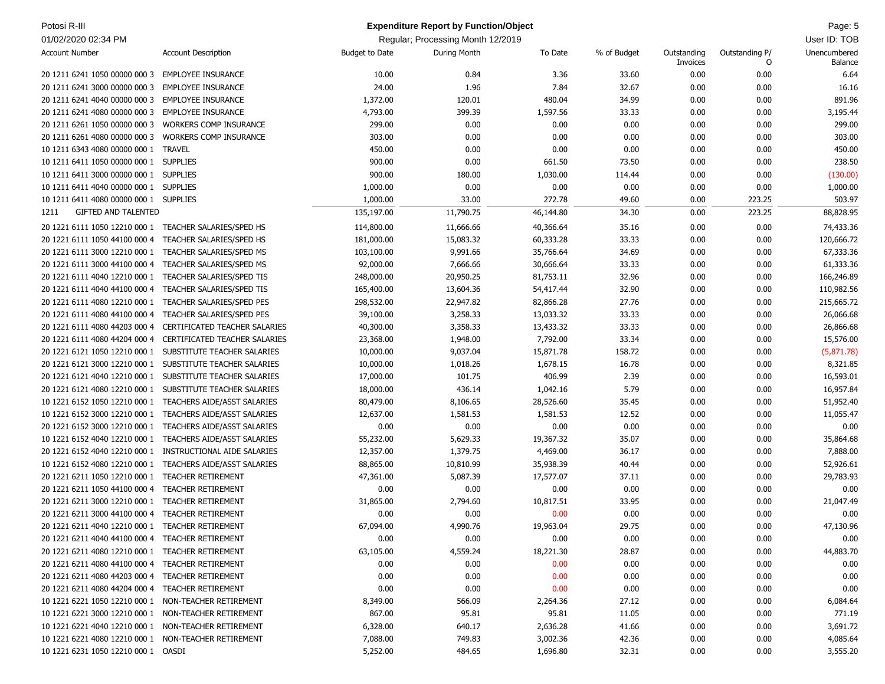Potosi R-III

01/02/2020 02:34 PM

**Expenditure Report by Function/Object**

Regular; Processing Month 12/2019

User ID: TOB

| Account Number | Account Description | Budget to Date | During Month | To Date | % of Budget | Outstanding Invoices | Outstanding P/O | Unencumbered Balance |
|---|---|---|---|---|---|---|---|---|
| 20 1211 6241 1050 00000 000 3 | EMPLOYEE INSURANCE | 10.00 | 0.84 | 3.36 | 33.60 | 0.00 | 0.00 | 6.64 |
| 20 1211 6241 3000 00000 000 3 | EMPLOYEE INSURANCE | 24.00 | 1.96 | 7.84 | 32.67 | 0.00 | 0.00 | 16.16 |
| 20 1211 6241 4040 00000 000 3 | EMPLOYEE INSURANCE | 1,372.00 | 120.01 | 480.04 | 34.99 | 0.00 | 0.00 | 891.96 |
| 20 1211 6241 4080 00000 000 3 | EMPLOYEE INSURANCE | 4,793.00 | 399.39 | 1,597.56 | 33.33 | 0.00 | 0.00 | 3,195.44 |
| 20 1211 6261 1050 00000 000 3 | WORKERS COMP INSURANCE | 299.00 | 0.00 | 0.00 | 0.00 | 0.00 | 0.00 | 299.00 |
| 20 1211 6261 4080 00000 000 3 | WORKERS COMP INSURANCE | 303.00 | 0.00 | 0.00 | 0.00 | 0.00 | 0.00 | 303.00 |
| 10 1211 6343 4080 00000 000 1 | TRAVEL | 450.00 | 0.00 | 0.00 | 0.00 | 0.00 | 0.00 | 450.00 |
| 10 1211 6411 1050 00000 000 1 | SUPPLIES | 900.00 | 0.00 | 661.50 | 73.50 | 0.00 | 0.00 | 238.50 |
| 10 1211 6411 3000 00000 000 1 | SUPPLIES | 900.00 | 180.00 | 1,030.00 | 114.44 | 0.00 | 0.00 | (130.00) |
| 10 1211 6411 4040 00000 000 1 | SUPPLIES | 1,000.00 | 0.00 | 0.00 | 0.00 | 0.00 | 0.00 | 1,000.00 |
| 10 1211 6411 4080 00000 000 1 | SUPPLIES | 1,000.00 | 33.00 | 272.78 | 49.60 | 0.00 | 223.25 | 503.97 |
| 1211 | GIFTED AND TALENTED | 135,197.00 | 11,790.75 | 46,144.80 | 34.30 | 0.00 | 223.25 | 88,828.95 |
| 20 1221 6111 1050 12210 000 1 | TEACHER SALARIES/SPED HS | 114,800.00 | 11,666.66 | 40,366.64 | 35.16 | 0.00 | 0.00 | 74,433.36 |
| 20 1221 6111 1050 44100 000 4 | TEACHER SALARIES/SPED HS | 181,000.00 | 15,083.32 | 60,333.28 | 33.33 | 0.00 | 0.00 | 120,666.72 |
| 20 1221 6111 3000 12210 000 1 | TEACHER SALARIES/SPED MS | 103,100.00 | 9,991.66 | 35,766.64 | 34.69 | 0.00 | 0.00 | 67,333.36 |
| 20 1221 6111 3000 44100 000 4 | TEACHER SALARIES/SPED MS | 92,000.00 | 7,666.66 | 30,666.64 | 33.33 | 0.00 | 0.00 | 61,333.36 |
| 20 1221 6111 4040 12210 000 1 | TEACHER SALARIES/SPED TIS | 248,000.00 | 20,950.25 | 81,753.11 | 32.96 | 0.00 | 0.00 | 166,246.89 |
| 20 1221 6111 4040 44100 000 4 | TEACHER SALARIES/SPED TIS | 165,400.00 | 13,604.36 | 54,417.44 | 32.90 | 0.00 | 0.00 | 110,982.56 |
| 20 1221 6111 4080 12210 000 1 | TEACHER SALARIES/SPED PES | 298,532.00 | 22,947.82 | 82,866.28 | 27.76 | 0.00 | 0.00 | 215,665.72 |
| 20 1221 6111 4080 44100 000 4 | TEACHER SALARIES/SPED PES | 39,100.00 | 3,258.33 | 13,033.32 | 33.33 | 0.00 | 0.00 | 26,066.68 |
| 20 1221 6111 4080 44203 000 4 | CERTIFICATED TEACHER SALARIES | 40,300.00 | 3,358.33 | 13,433.32 | 33.33 | 0.00 | 0.00 | 26,866.68 |
| 20 1221 6111 4080 44204 000 4 | CERTIFICATED TEACHER SALARIES | 23,368.00 | 1,948.00 | 7,792.00 | 33.34 | 0.00 | 0.00 | 15,576.00 |
| 20 1221 6121 1050 12210 000 1 | SUBSTITUTE TEACHER SALARIES | 10,000.00 | 9,037.04 | 15,871.78 | 158.72 | 0.00 | 0.00 | (5,871.78) |
| 20 1221 6121 3000 12210 000 1 | SUBSTITUTE TEACHER SALARIES | 10,000.00 | 1,018.26 | 1,678.15 | 16.78 | 0.00 | 0.00 | 8,321.85 |
| 20 1221 6121 4040 12210 000 1 | SUBSTITUTE TEACHER SALARIES | 17,000.00 | 101.75 | 406.99 | 2.39 | 0.00 | 0.00 | 16,593.01 |
| 20 1221 6121 4080 12210 000 1 | SUBSTITUTE TEACHER SALARIES | 18,000.00 | 436.14 | 1,042.16 | 5.79 | 0.00 | 0.00 | 16,957.84 |
| 10 1221 6152 1050 12210 000 1 | TEACHERS AIDE/ASST SALARIES | 80,479.00 | 8,106.65 | 28,526.60 | 35.45 | 0.00 | 0.00 | 51,952.40 |
| 10 1221 6152 3000 12210 000 1 | TEACHERS AIDE/ASST SALARIES | 12,637.00 | 1,581.53 | 1,581.53 | 12.52 | 0.00 | 0.00 | 11,055.47 |
| 20 1221 6152 3000 12210 000 1 | TEACHERS AIDE/ASST SALARIES | 0.00 | 0.00 | 0.00 | 0.00 | 0.00 | 0.00 | 0.00 |
| 10 1221 6152 4040 12210 000 1 | TEACHERS AIDE/ASST SALARIES | 55,232.00 | 5,629.33 | 19,367.32 | 35.07 | 0.00 | 0.00 | 35,864.68 |
| 20 1221 6152 4040 12210 000 1 | INSTRUCTIONAL AIDE SALARIES | 12,357.00 | 1,379.75 | 4,469.00 | 36.17 | 0.00 | 0.00 | 7,888.00 |
| 10 1221 6152 4080 12210 000 1 | TEACHERS AIDE/ASST SALARIES | 88,865.00 | 10,810.99 | 35,938.39 | 40.44 | 0.00 | 0.00 | 52,926.61 |
| 20 1221 6211 1050 12210 000 1 | TEACHER RETIREMENT | 47,361.00 | 5,087.39 | 17,577.07 | 37.11 | 0.00 | 0.00 | 29,783.93 |
| 20 1221 6211 1050 44100 000 4 | TEACHER RETIREMENT | 0.00 | 0.00 | 0.00 | 0.00 | 0.00 | 0.00 | 0.00 |
| 20 1221 6211 3000 12210 000 1 | TEACHER RETIREMENT | 31,865.00 | 2,794.60 | 10,817.51 | 33.95 | 0.00 | 0.00 | 21,047.49 |
| 20 1221 6211 3000 44100 000 4 | TEACHER RETIREMENT | 0.00 | 0.00 | 0.00 | 0.00 | 0.00 | 0.00 | 0.00 |
| 20 1221 6211 4040 12210 000 1 | TEACHER RETIREMENT | 67,094.00 | 4,990.76 | 19,963.04 | 29.75 | 0.00 | 0.00 | 47,130.96 |
| 20 1221 6211 4040 44100 000 4 | TEACHER RETIREMENT | 0.00 | 0.00 | 0.00 | 0.00 | 0.00 | 0.00 | 0.00 |
| 20 1221 6211 4080 12210 000 1 | TEACHER RETIREMENT | 63,105.00 | 4,559.24 | 18,221.30 | 28.87 | 0.00 | 0.00 | 44,883.70 |
| 20 1221 6211 4080 44100 000 4 | TEACHER RETIREMENT | 0.00 | 0.00 | 0.00 | 0.00 | 0.00 | 0.00 | 0.00 |
| 20 1221 6211 4080 44203 000 4 | TEACHER RETIREMENT | 0.00 | 0.00 | 0.00 | 0.00 | 0.00 | 0.00 | 0.00 |
| 20 1221 6211 4080 44204 000 4 | TEACHER RETIREMENT | 0.00 | 0.00 | 0.00 | 0.00 | 0.00 | 0.00 | 0.00 |
| 10 1221 6221 1050 12210 000 1 | NON-TEACHER RETIREMENT | 8,349.00 | 566.09 | 2,264.36 | 27.12 | 0.00 | 0.00 | 6,084.64 |
| 10 1221 6221 3000 12210 000 1 | NON-TEACHER RETIREMENT | 867.00 | 95.81 | 95.81 | 11.05 | 0.00 | 0.00 | 771.19 |
| 10 1221 6221 4040 12210 000 1 | NON-TEACHER RETIREMENT | 6,328.00 | 640.17 | 2,636.28 | 41.66 | 0.00 | 0.00 | 3,691.72 |
| 10 1221 6221 4080 12210 000 1 | NON-TEACHER RETIREMENT | 7,088.00 | 749.83 | 3,002.36 | 42.36 | 0.00 | 0.00 | 4,085.64 |
| 10 1221 6231 1050 12210 000 1 | OASDI | 5,252.00 | 484.65 | 1,696.80 | 32.31 | 0.00 | 0.00 | 3,555.20 |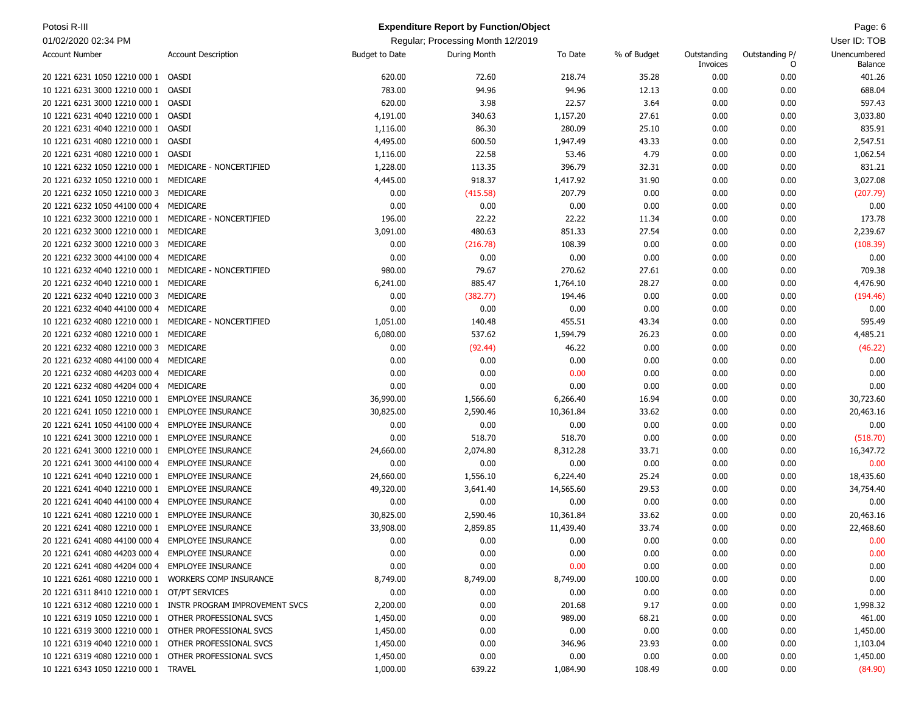| Account Number | Account Description | Budget to Date | During Month | To Date | % of Budget | Outstanding Invoices | Outstanding P/O | Unencumbered Balance |
|---|---|---|---|---|---|---|---|---|
| 20 1221 6231 1050 12210 000 1 | OASDI | 620.00 | 72.60 | 218.74 | 35.28 | 0.00 | 0.00 | 401.26 |
| 10 1221 6231 3000 12210 000 1 | OASDI | 783.00 | 94.96 | 94.96 | 12.13 | 0.00 | 0.00 | 688.04 |
| 20 1221 6231 3000 12210 000 1 | OASDI | 620.00 | 3.98 | 22.57 | 3.64 | 0.00 | 0.00 | 597.43 |
| 10 1221 6231 4040 12210 000 1 | OASDI | 4,191.00 | 340.63 | 1,157.20 | 27.61 | 0.00 | 0.00 | 3,033.80 |
| 20 1221 6231 4040 12210 000 1 | OASDI | 1,116.00 | 86.30 | 280.09 | 25.10 | 0.00 | 0.00 | 835.91 |
| 10 1221 6231 4080 12210 000 1 | OASDI | 4,495.00 | 600.50 | 1,947.49 | 43.33 | 0.00 | 0.00 | 2,547.51 |
| 20 1221 6231 4080 12210 000 1 | OASDI | 1,116.00 | 22.58 | 53.46 | 4.79 | 0.00 | 0.00 | 1,062.54 |
| 10 1221 6232 1050 12210 000 1 | MEDICARE - NONCERTIFIED | 1,228.00 | 113.35 | 396.79 | 32.31 | 0.00 | 0.00 | 831.21 |
| 20 1221 6232 1050 12210 000 1 | MEDICARE | 4,445.00 | 918.37 | 1,417.92 | 31.90 | 0.00 | 0.00 | 3,027.08 |
| 20 1221 6232 1050 12210 000 3 | MEDICARE | 0.00 | (415.58) | 207.79 | 0.00 | 0.00 | 0.00 | (207.79) |
| 20 1221 6232 1050 44100 000 4 | MEDICARE | 0.00 | 0.00 | 0.00 | 0.00 | 0.00 | 0.00 | 0.00 |
| 10 1221 6232 3000 12210 000 1 | MEDICARE - NONCERTIFIED | 196.00 | 22.22 | 22.22 | 11.34 | 0.00 | 0.00 | 173.78 |
| 20 1221 6232 3000 12210 000 1 | MEDICARE | 3,091.00 | 480.63 | 851.33 | 27.54 | 0.00 | 0.00 | 2,239.67 |
| 20 1221 6232 3000 12210 000 3 | MEDICARE | 0.00 | (216.78) | 108.39 | 0.00 | 0.00 | 0.00 | (108.39) |
| 20 1221 6232 3000 44100 000 4 | MEDICARE | 0.00 | 0.00 | 0.00 | 0.00 | 0.00 | 0.00 | 0.00 |
| 10 1221 6232 4040 12210 000 1 | MEDICARE - NONCERTIFIED | 980.00 | 79.67 | 270.62 | 27.61 | 0.00 | 0.00 | 709.38 |
| 20 1221 6232 4040 12210 000 1 | MEDICARE | 6,241.00 | 885.47 | 1,764.10 | 28.27 | 0.00 | 0.00 | 4,476.90 |
| 20 1221 6232 4040 12210 000 3 | MEDICARE | 0.00 | (382.77) | 194.46 | 0.00 | 0.00 | 0.00 | (194.46) |
| 20 1221 6232 4040 44100 000 4 | MEDICARE | 0.00 | 0.00 | 0.00 | 0.00 | 0.00 | 0.00 | 0.00 |
| 10 1221 6232 4080 12210 000 1 | MEDICARE - NONCERTIFIED | 1,051.00 | 140.48 | 455.51 | 43.34 | 0.00 | 0.00 | 595.49 |
| 20 1221 6232 4080 12210 000 1 | MEDICARE | 6,080.00 | 537.62 | 1,594.79 | 26.23 | 0.00 | 0.00 | 4,485.21 |
| 20 1221 6232 4080 12210 000 3 | MEDICARE | 0.00 | (92.44) | 46.22 | 0.00 | 0.00 | 0.00 | (46.22) |
| 20 1221 6232 4080 44100 000 4 | MEDICARE | 0.00 | 0.00 | 0.00 | 0.00 | 0.00 | 0.00 | 0.00 |
| 20 1221 6232 4080 44203 000 4 | MEDICARE | 0.00 | 0.00 | 0.00 | 0.00 | 0.00 | 0.00 | 0.00 |
| 20 1221 6232 4080 44204 000 4 | MEDICARE | 0.00 | 0.00 | 0.00 | 0.00 | 0.00 | 0.00 | 0.00 |
| 10 1221 6241 1050 12210 000 1 | EMPLOYEE INSURANCE | 36,990.00 | 1,566.60 | 6,266.40 | 16.94 | 0.00 | 0.00 | 30,723.60 |
| 20 1221 6241 1050 12210 000 1 | EMPLOYEE INSURANCE | 30,825.00 | 2,590.46 | 10,361.84 | 33.62 | 0.00 | 0.00 | 20,463.16 |
| 20 1221 6241 1050 44100 000 4 | EMPLOYEE INSURANCE | 0.00 | 0.00 | 0.00 | 0.00 | 0.00 | 0.00 | 0.00 |
| 10 1221 6241 3000 12210 000 1 | EMPLOYEE INSURANCE | 0.00 | 518.70 | 518.70 | 0.00 | 0.00 | 0.00 | (518.70) |
| 20 1221 6241 3000 12210 000 1 | EMPLOYEE INSURANCE | 24,660.00 | 2,074.80 | 8,312.28 | 33.71 | 0.00 | 0.00 | 16,347.72 |
| 20 1221 6241 3000 44100 000 4 | EMPLOYEE INSURANCE | 0.00 | 0.00 | 0.00 | 0.00 | 0.00 | 0.00 | 0.00 |
| 10 1221 6241 4040 12210 000 1 | EMPLOYEE INSURANCE | 24,660.00 | 1,556.10 | 6,224.40 | 25.24 | 0.00 | 0.00 | 18,435.60 |
| 20 1221 6241 4040 12210 000 1 | EMPLOYEE INSURANCE | 49,320.00 | 3,641.40 | 14,565.60 | 29.53 | 0.00 | 0.00 | 34,754.40 |
| 20 1221 6241 4040 44100 000 4 | EMPLOYEE INSURANCE | 0.00 | 0.00 | 0.00 | 0.00 | 0.00 | 0.00 | 0.00 |
| 10 1221 6241 4080 12210 000 1 | EMPLOYEE INSURANCE | 30,825.00 | 2,590.46 | 10,361.84 | 33.62 | 0.00 | 0.00 | 20,463.16 |
| 20 1221 6241 4080 12210 000 1 | EMPLOYEE INSURANCE | 33,908.00 | 2,859.85 | 11,439.40 | 33.74 | 0.00 | 0.00 | 22,468.60 |
| 20 1221 6241 4080 44100 000 4 | EMPLOYEE INSURANCE | 0.00 | 0.00 | 0.00 | 0.00 | 0.00 | 0.00 | 0.00 |
| 20 1221 6241 4080 44203 000 4 | EMPLOYEE INSURANCE | 0.00 | 0.00 | 0.00 | 0.00 | 0.00 | 0.00 | 0.00 |
| 20 1221 6241 4080 44204 000 4 | EMPLOYEE INSURANCE | 0.00 | 0.00 | 0.00 | 0.00 | 0.00 | 0.00 | 0.00 |
| 10 1221 6261 4080 12210 000 1 | WORKERS COMP INSURANCE | 8,749.00 | 8,749.00 | 8,749.00 | 100.00 | 0.00 | 0.00 | 0.00 |
| 20 1221 6311 8410 12210 000 1 | OT/PT SERVICES | 0.00 | 0.00 | 0.00 | 0.00 | 0.00 | 0.00 | 0.00 |
| 10 1221 6312 4080 12210 000 1 | INSTR PROGRAM IMPROVEMENT SVCS | 2,200.00 | 0.00 | 201.68 | 9.17 | 0.00 | 0.00 | 1,998.32 |
| 10 1221 6319 1050 12210 000 1 | OTHER PROFESSIONAL SVCS | 1,450.00 | 0.00 | 989.00 | 68.21 | 0.00 | 0.00 | 461.00 |
| 10 1221 6319 3000 12210 000 1 | OTHER PROFESSIONAL SVCS | 1,450.00 | 0.00 | 0.00 | 0.00 | 0.00 | 0.00 | 1,450.00 |
| 10 1221 6319 4040 12210 000 1 | OTHER PROFESSIONAL SVCS | 1,450.00 | 0.00 | 346.96 | 23.93 | 0.00 | 0.00 | 1,103.04 |
| 10 1221 6319 4080 12210 000 1 | OTHER PROFESSIONAL SVCS | 1,450.00 | 0.00 | 0.00 | 0.00 | 0.00 | 0.00 | 1,450.00 |
| 10 1221 6343 1050 12210 000 1 | TRAVEL | 1,000.00 | 639.22 | 1,084.90 | 108.49 | 0.00 | 0.00 | (84.90) |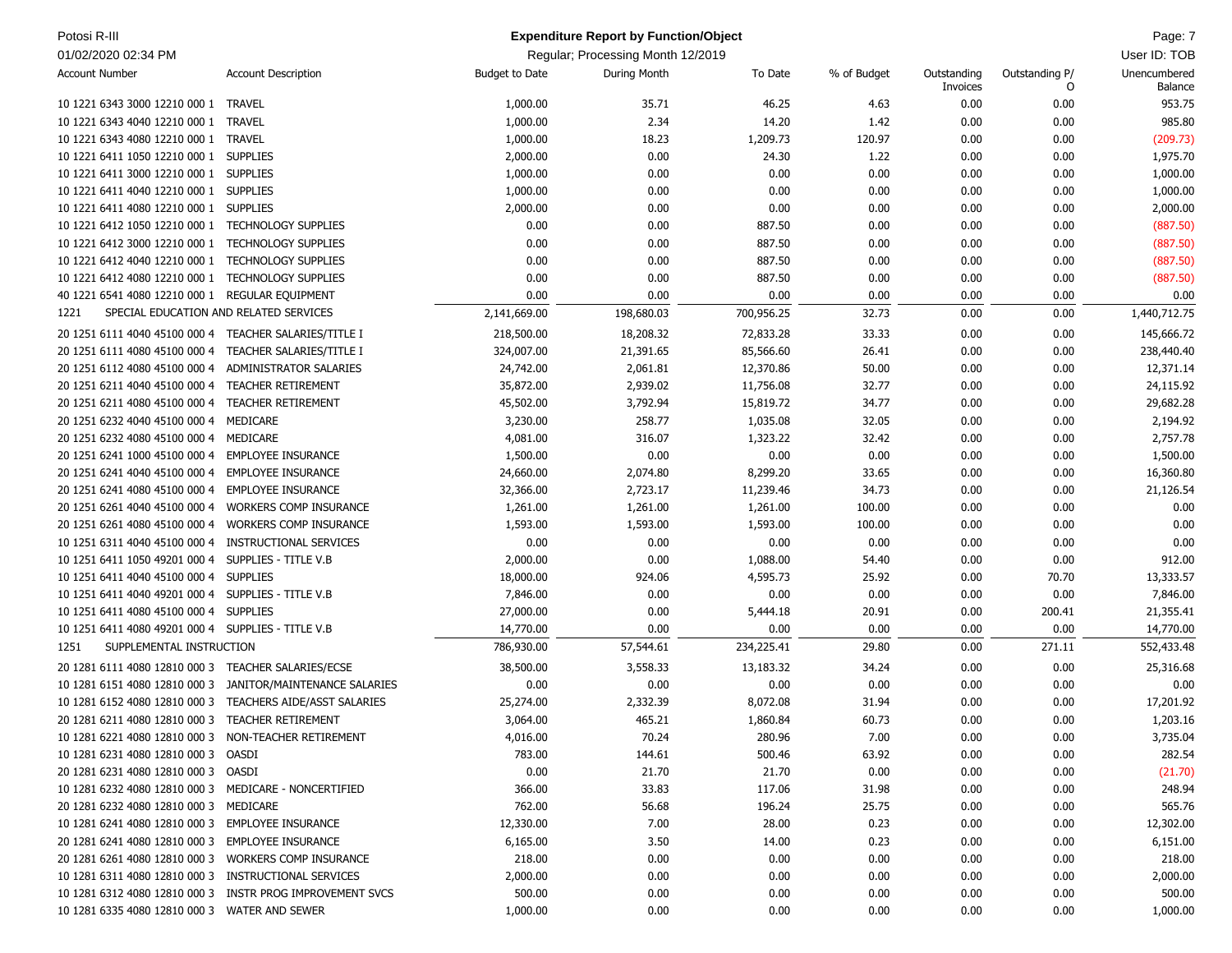| Account Number | Account Description | Budget to Date | During Month | To Date | % of Budget | Outstanding Invoices | Outstanding P/O | Unencumbered Balance |
|---|---|---|---|---|---|---|---|---|
| 10 1221 6343 3000 12210 000 1 | TRAVEL | 1,000.00 | 35.71 | 46.25 | 4.63 | 0.00 | 0.00 | 953.75 |
| 10 1221 6343 4040 12210 000 1 | TRAVEL | 1,000.00 | 2.34 | 14.20 | 1.42 | 0.00 | 0.00 | 985.80 |
| 10 1221 6343 4080 12210 000 1 | TRAVEL | 1,000.00 | 18.23 | 1,209.73 | 120.97 | 0.00 | 0.00 | (209.73) |
| 10 1221 6411 1050 12210 000 1 | SUPPLIES | 2,000.00 | 0.00 | 24.30 | 1.22 | 0.00 | 0.00 | 1,975.70 |
| 10 1221 6411 3000 12210 000 1 | SUPPLIES | 1,000.00 | 0.00 | 0.00 | 0.00 | 0.00 | 0.00 | 1,000.00 |
| 10 1221 6411 4040 12210 000 1 | SUPPLIES | 1,000.00 | 0.00 | 0.00 | 0.00 | 0.00 | 0.00 | 1,000.00 |
| 10 1221 6411 4080 12210 000 1 | SUPPLIES | 2,000.00 | 0.00 | 0.00 | 0.00 | 0.00 | 0.00 | 2,000.00 |
| 10 1221 6412 1050 12210 000 1 | TECHNOLOGY SUPPLIES | 0.00 | 0.00 | 887.50 | 0.00 | 0.00 | 0.00 | (887.50) |
| 10 1221 6412 3000 12210 000 1 | TECHNOLOGY SUPPLIES | 0.00 | 0.00 | 887.50 | 0.00 | 0.00 | 0.00 | (887.50) |
| 10 1221 6412 4040 12210 000 1 | TECHNOLOGY SUPPLIES | 0.00 | 0.00 | 887.50 | 0.00 | 0.00 | 0.00 | (887.50) |
| 10 1221 6412 4080 12210 000 1 | TECHNOLOGY SUPPLIES | 0.00 | 0.00 | 887.50 | 0.00 | 0.00 | 0.00 | (887.50) |
| 40 1221 6541 4080 12210 000 1 | REGULAR EQUIPMENT | 0.00 | 0.00 | 0.00 | 0.00 | 0.00 | 0.00 | 0.00 |
| 1221 | SPECIAL EDUCATION AND RELATED SERVICES | 2,141,669.00 | 198,680.03 | 700,956.25 | 32.73 | 0.00 | 0.00 | 1,440,712.75 |
| 20 1251 6111 4040 45100 000 4 | TEACHER SALARIES/TITLE I | 218,500.00 | 18,208.32 | 72,833.28 | 33.33 | 0.00 | 0.00 | 145,666.72 |
| 20 1251 6111 4080 45100 000 4 | TEACHER SALARIES/TITLE I | 324,007.00 | 21,391.65 | 85,566.60 | 26.41 | 0.00 | 0.00 | 238,440.40 |
| 20 1251 6112 4080 45100 000 4 | ADMINISTRATOR SALARIES | 24,742.00 | 2,061.81 | 12,370.86 | 50.00 | 0.00 | 0.00 | 12,371.14 |
| 20 1251 6211 4040 45100 000 4 | TEACHER RETIREMENT | 35,872.00 | 2,939.02 | 11,756.08 | 32.77 | 0.00 | 0.00 | 24,115.92 |
| 20 1251 6211 4080 45100 000 4 | TEACHER RETIREMENT | 45,502.00 | 3,792.94 | 15,819.72 | 34.77 | 0.00 | 0.00 | 29,682.28 |
| 20 1251 6232 4040 45100 000 4 | MEDICARE | 3,230.00 | 258.77 | 1,035.08 | 32.05 | 0.00 | 0.00 | 2,194.92 |
| 20 1251 6232 4080 45100 000 4 | MEDICARE | 4,081.00 | 316.07 | 1,323.22 | 32.42 | 0.00 | 0.00 | 2,757.78 |
| 20 1251 6241 1000 45100 000 4 | EMPLOYEE INSURANCE | 1,500.00 | 0.00 | 0.00 | 0.00 | 0.00 | 0.00 | 1,500.00 |
| 20 1251 6241 4040 45100 000 4 | EMPLOYEE INSURANCE | 24,660.00 | 2,074.80 | 8,299.20 | 33.65 | 0.00 | 0.00 | 16,360.80 |
| 20 1251 6241 4080 45100 000 4 | EMPLOYEE INSURANCE | 32,366.00 | 2,723.17 | 11,239.46 | 34.73 | 0.00 | 0.00 | 21,126.54 |
| 20 1251 6261 4040 45100 000 4 | WORKERS COMP INSURANCE | 1,261.00 | 1,261.00 | 1,261.00 | 100.00 | 0.00 | 0.00 | 0.00 |
| 20 1251 6261 4080 45100 000 4 | WORKERS COMP INSURANCE | 1,593.00 | 1,593.00 | 1,593.00 | 100.00 | 0.00 | 0.00 | 0.00 |
| 10 1251 6311 4040 45100 000 4 | INSTRUCTIONAL SERVICES | 0.00 | 0.00 | 0.00 | 0.00 | 0.00 | 0.00 | 0.00 |
| 10 1251 6411 1050 49201 000 4 | SUPPLIES - TITLE V.B | 2,000.00 | 0.00 | 1,088.00 | 54.40 | 0.00 | 0.00 | 912.00 |
| 10 1251 6411 4040 45100 000 4 | SUPPLIES | 18,000.00 | 924.06 | 4,595.73 | 25.92 | 0.00 | 70.70 | 13,333.57 |
| 10 1251 6411 4040 49201 000 4 | SUPPLIES - TITLE V.B | 7,846.00 | 0.00 | 0.00 | 0.00 | 0.00 | 0.00 | 7,846.00 |
| 10 1251 6411 4080 45100 000 4 | SUPPLIES | 27,000.00 | 0.00 | 5,444.18 | 20.91 | 0.00 | 200.41 | 21,355.41 |
| 10 1251 6411 4080 49201 000 4 | SUPPLIES - TITLE V.B | 14,770.00 | 0.00 | 0.00 | 0.00 | 0.00 | 0.00 | 14,770.00 |
| 1251 | SUPPLEMENTAL INSTRUCTION | 786,930.00 | 57,544.61 | 234,225.41 | 29.80 | 0.00 | 271.11 | 552,433.48 |
| 20 1281 6111 4080 12810 000 3 | TEACHER SALARIES/ECSE | 38,500.00 | 3,558.33 | 13,183.32 | 34.24 | 0.00 | 0.00 | 25,316.68 |
| 10 1281 6151 4080 12810 000 3 | JANITOR/MAINTENANCE SALARIES | 0.00 | 0.00 | 0.00 | 0.00 | 0.00 | 0.00 | 0.00 |
| 10 1281 6152 4080 12810 000 3 | TEACHERS AIDE/ASST SALARIES | 25,274.00 | 2,332.39 | 8,072.08 | 31.94 | 0.00 | 0.00 | 17,201.92 |
| 20 1281 6211 4080 12810 000 3 | TEACHER RETIREMENT | 3,064.00 | 465.21 | 1,860.84 | 60.73 | 0.00 | 0.00 | 1,203.16 |
| 10 1281 6221 4080 12810 000 3 | NON-TEACHER RETIREMENT | 4,016.00 | 70.24 | 280.96 | 7.00 | 0.00 | 0.00 | 3,735.04 |
| 10 1281 6231 4080 12810 000 3 | OASDI | 783.00 | 144.61 | 500.46 | 63.92 | 0.00 | 0.00 | 282.54 |
| 20 1281 6231 4080 12810 000 3 | OASDI | 0.00 | 21.70 | 21.70 | 0.00 | 0.00 | 0.00 | (21.70) |
| 10 1281 6232 4080 12810 000 3 | MEDICARE - NONCERTIFIED | 366.00 | 33.83 | 117.06 | 31.98 | 0.00 | 0.00 | 248.94 |
| 20 1281 6232 4080 12810 000 3 | MEDICARE | 762.00 | 56.68 | 196.24 | 25.75 | 0.00 | 0.00 | 565.76 |
| 10 1281 6241 4080 12810 000 3 | EMPLOYEE INSURANCE | 12,330.00 | 7.00 | 28.00 | 0.23 | 0.00 | 0.00 | 12,302.00 |
| 20 1281 6241 4080 12810 000 3 | EMPLOYEE INSURANCE | 6,165.00 | 3.50 | 14.00 | 0.23 | 0.00 | 0.00 | 6,151.00 |
| 20 1281 6261 4080 12810 000 3 | WORKERS COMP INSURANCE | 218.00 | 0.00 | 0.00 | 0.00 | 0.00 | 0.00 | 218.00 |
| 10 1281 6311 4080 12810 000 3 | INSTRUCTIONAL SERVICES | 2,000.00 | 0.00 | 0.00 | 0.00 | 0.00 | 0.00 | 2,000.00 |
| 10 1281 6312 4080 12810 000 3 | INSTR PROG IMPROVEMENT SVCS | 500.00 | 0.00 | 0.00 | 0.00 | 0.00 | 0.00 | 500.00 |
| 10 1281 6335 4080 12810 000 3 | WATER AND SEWER | 1,000.00 | 0.00 | 0.00 | 0.00 | 0.00 | 0.00 | 1,000.00 |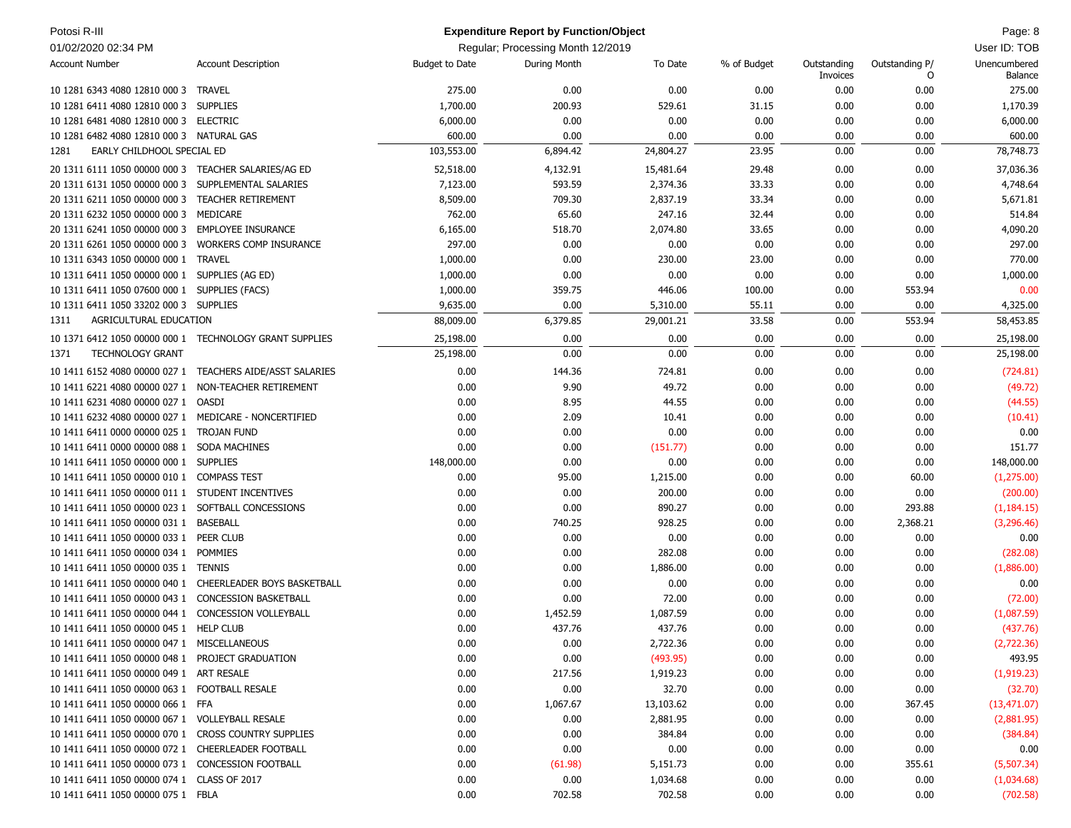# Potosi R-III

## Expenditure Report by Function/Object

Regular; Processing Month 12/2019

01/02/2020 02:34 PM

| Account Number | Account Description | Budget to Date | During Month | To Date | % of Budget | Outstanding Invoices | Outstanding P/O | Unencumbered Balance |
|---|---|---|---|---|---|---|---|---|
| 10 1281 6343 4080 12810 000 3 | TRAVEL | 275.00 | 0.00 | 0.00 | 0.00 | 0.00 | 0.00 | 275.00 |
| 10 1281 6411 4080 12810 000 3 | SUPPLIES | 1,700.00 | 200.93 | 529.61 | 31.15 | 0.00 | 0.00 | 1,170.39 |
| 10 1281 6481 4080 12810 000 3 | ELECTRIC | 6,000.00 | 0.00 | 0.00 | 0.00 | 0.00 | 0.00 | 6,000.00 |
| 10 1281 6482 4080 12810 000 3 | NATURAL GAS | 600.00 | 0.00 | 0.00 | 0.00 | 0.00 | 0.00 | 600.00 |
| 1281 | EARLY CHILDHOOL SPECIAL ED | 103,553.00 | 6,894.42 | 24,804.27 | 23.95 | 0.00 | 0.00 | 78,748.73 |
| 20 1311 6111 1050 00000 000 3 | TEACHER SALARIES/AG ED | 52,518.00 | 4,132.91 | 15,481.64 | 29.48 | 0.00 | 0.00 | 37,036.36 |
| 20 1311 6131 1050 00000 000 3 | SUPPLEMENTAL SALARIES | 7,123.00 | 593.59 | 2,374.36 | 33.33 | 0.00 | 0.00 | 4,748.64 |
| 20 1311 6211 1050 00000 000 3 | TEACHER RETIREMENT | 8,509.00 | 709.30 | 2,837.19 | 33.34 | 0.00 | 0.00 | 5,671.81 |
| 20 1311 6232 1050 00000 000 3 | MEDICARE | 762.00 | 65.60 | 247.16 | 32.44 | 0.00 | 0.00 | 514.84 |
| 20 1311 6241 1050 00000 000 3 | EMPLOYEE INSURANCE | 6,165.00 | 518.70 | 2,074.80 | 33.65 | 0.00 | 0.00 | 4,090.20 |
| 20 1311 6261 1050 00000 000 3 | WORKERS COMP INSURANCE | 297.00 | 0.00 | 0.00 | 0.00 | 0.00 | 0.00 | 297.00 |
| 10 1311 6343 1050 00000 000 1 | TRAVEL | 1,000.00 | 0.00 | 230.00 | 23.00 | 0.00 | 0.00 | 770.00 |
| 10 1311 6411 1050 00000 000 1 | SUPPLIES (AG ED) | 1,000.00 | 0.00 | 0.00 | 0.00 | 0.00 | 0.00 | 1,000.00 |
| 10 1311 6411 1050 07600 000 1 | SUPPLIES (FACS) | 1,000.00 | 359.75 | 446.06 | 100.00 | 0.00 | 553.94 | 0.00 |
| 10 1311 6411 1050 33202 000 3 | SUPPLIES | 9,635.00 | 0.00 | 5,310.00 | 55.11 | 0.00 | 0.00 | 4,325.00 |
| 1311 | AGRICULTURAL EDUCATION | 88,009.00 | 6,379.85 | 29,001.21 | 33.58 | 0.00 | 553.94 | 58,453.85 |
| 10 1371 6412 1050 00000 000 1 | TECHNOLOGY GRANT SUPPLIES | 25,198.00 | 0.00 | 0.00 | 0.00 | 0.00 | 0.00 | 25,198.00 |
| 1371 | TECHNOLOGY GRANT | 25,198.00 | 0.00 | 0.00 | 0.00 | 0.00 | 0.00 | 25,198.00 |
| 10 1411 6152 4080 00000 027 1 | TEACHERS AIDE/ASST SALARIES | 0.00 | 144.36 | 724.81 | 0.00 | 0.00 | 0.00 | (724.81) |
| 10 1411 6221 4080 00000 027 1 | NON-TEACHER RETIREMENT | 0.00 | 9.90 | 49.72 | 0.00 | 0.00 | 0.00 | (49.72) |
| 10 1411 6231 4080 00000 027 1 | OASDI | 0.00 | 8.95 | 44.55 | 0.00 | 0.00 | 0.00 | (44.55) |
| 10 1411 6232 4080 00000 027 1 | MEDICARE - NONCERTIFIED | 0.00 | 2.09 | 10.41 | 0.00 | 0.00 | 0.00 | (10.41) |
| 10 1411 6411 0000 00000 025 1 | TROJAN FUND | 0.00 | 0.00 | 0.00 | 0.00 | 0.00 | 0.00 | 0.00 |
| 10 1411 6411 0000 00000 088 1 | SODA MACHINES | 0.00 | 0.00 | (151.77) | 0.00 | 0.00 | 0.00 | 151.77 |
| 10 1411 6411 1050 00000 000 1 | SUPPLIES | 148,000.00 | 0.00 | 0.00 | 0.00 | 0.00 | 0.00 | 148,000.00 |
| 10 1411 6411 1050 00000 010 1 | COMPASS TEST | 0.00 | 95.00 | 1,215.00 | 0.00 | 0.00 | 60.00 | (1,275.00) |
| 10 1411 6411 1050 00000 011 1 | STUDENT INCENTIVES | 0.00 | 0.00 | 200.00 | 0.00 | 0.00 | 0.00 | (200.00) |
| 10 1411 6411 1050 00000 023 1 | SOFTBALL CONCESSIONS | 0.00 | 0.00 | 890.27 | 0.00 | 0.00 | 293.88 | (1,184.15) |
| 10 1411 6411 1050 00000 031 1 | BASEBALL | 0.00 | 740.25 | 928.25 | 0.00 | 0.00 | 2,368.21 | (3,296.46) |
| 10 1411 6411 1050 00000 033 1 | PEER CLUB | 0.00 | 0.00 | 0.00 | 0.00 | 0.00 | 0.00 | 0.00 |
| 10 1411 6411 1050 00000 034 1 | POMMIES | 0.00 | 0.00 | 282.08 | 0.00 | 0.00 | 0.00 | (282.08) |
| 10 1411 6411 1050 00000 035 1 | TENNIS | 0.00 | 0.00 | 1,886.00 | 0.00 | 0.00 | 0.00 | (1,886.00) |
| 10 1411 6411 1050 00000 040 1 | CHEERLEADER BOYS BASKETBALL | 0.00 | 0.00 | 0.00 | 0.00 | 0.00 | 0.00 | 0.00 |
| 10 1411 6411 1050 00000 043 1 | CONCESSION BASKETBALL | 0.00 | 0.00 | 72.00 | 0.00 | 0.00 | 0.00 | (72.00) |
| 10 1411 6411 1050 00000 044 1 | CONCESSION VOLLEYBALL | 0.00 | 1,452.59 | 1,087.59 | 0.00 | 0.00 | 0.00 | (1,087.59) |
| 10 1411 6411 1050 00000 045 1 | HELP CLUB | 0.00 | 437.76 | 437.76 | 0.00 | 0.00 | 0.00 | (437.76) |
| 10 1411 6411 1050 00000 047 1 | MISCELLANEOUS | 0.00 | 0.00 | 2,722.36 | 0.00 | 0.00 | 0.00 | (2,722.36) |
| 10 1411 6411 1050 00000 048 1 | PROJECT GRADUATION | 0.00 | 0.00 | (493.95) | 0.00 | 0.00 | 0.00 | 493.95 |
| 10 1411 6411 1050 00000 049 1 | ART RESALE | 0.00 | 217.56 | 1,919.23 | 0.00 | 0.00 | 0.00 | (1,919.23) |
| 10 1411 6411 1050 00000 063 1 | FOOTBALL RESALE | 0.00 | 0.00 | 32.70 | 0.00 | 0.00 | 0.00 | (32.70) |
| 10 1411 6411 1050 00000 066 1 | FFA | 0.00 | 1,067.67 | 13,103.62 | 0.00 | 0.00 | 367.45 | (13,471.07) |
| 10 1411 6411 1050 00000 067 1 | VOLLEYBALL RESALE | 0.00 | 0.00 | 2,881.95 | 0.00 | 0.00 | 0.00 | (2,881.95) |
| 10 1411 6411 1050 00000 070 1 | CROSS COUNTRY SUPPLIES | 0.00 | 0.00 | 384.84 | 0.00 | 0.00 | 0.00 | (384.84) |
| 10 1411 6411 1050 00000 072 1 | CHEERLEADER FOOTBALL | 0.00 | 0.00 | 0.00 | 0.00 | 0.00 | 0.00 | 0.00 |
| 10 1411 6411 1050 00000 073 1 | CONCESSION FOOTBALL | 0.00 | (61.98) | 5,151.73 | 0.00 | 0.00 | 355.61 | (5,507.34) |
| 10 1411 6411 1050 00000 074 1 | CLASS OF 2017 | 0.00 | 0.00 | 1,034.68 | 0.00 | 0.00 | 0.00 | (1,034.68) |
| 10 1411 6411 1050 00000 075 1 | FBLA | 0.00 | 702.58 | 702.58 | 0.00 | 0.00 | 0.00 | (702.58) |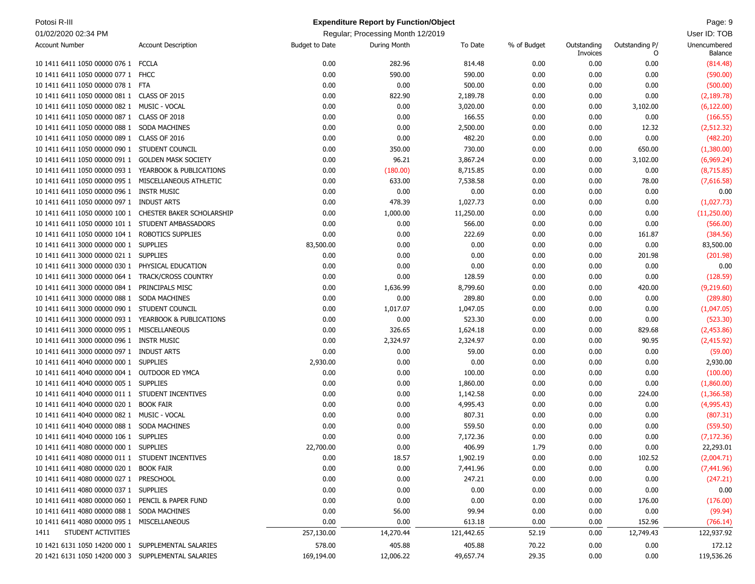| Account Number | Account Description | Budget to Date | During Month | To Date | % of Budget | Outstanding Invoices | Outstanding P/O | Unencumbered Balance |
|---|---|---|---|---|---|---|---|---|
| 10 1411 6411 1050 00000 076 1 | FCCLA | 0.00 | 282.96 | 814.48 | 0.00 | 0.00 | 0.00 | (814.48) |
| 10 1411 6411 1050 00000 077 1 | FHCC | 0.00 | 590.00 | 590.00 | 0.00 | 0.00 | 0.00 | (590.00) |
| 10 1411 6411 1050 00000 078 1 | FTA | 0.00 | 0.00 | 500.00 | 0.00 | 0.00 | 0.00 | (500.00) |
| 10 1411 6411 1050 00000 081 1 | CLASS OF 2015 | 0.00 | 822.90 | 2,189.78 | 0.00 | 0.00 | 0.00 | (2,189.78) |
| 10 1411 6411 1050 00000 082 1 | MUSIC - VOCAL | 0.00 | 0.00 | 3,020.00 | 0.00 | 0.00 | 3,102.00 | (6,122.00) |
| 10 1411 6411 1050 00000 087 1 | CLASS OF 2018 | 0.00 | 0.00 | 166.55 | 0.00 | 0.00 | 0.00 | (166.55) |
| 10 1411 6411 1050 00000 088 1 | SODA MACHINES | 0.00 | 0.00 | 2,500.00 | 0.00 | 0.00 | 12.32 | (2,512.32) |
| 10 1411 6411 1050 00000 089 1 | CLASS OF 2016 | 0.00 | 0.00 | 482.20 | 0.00 | 0.00 | 0.00 | (482.20) |
| 10 1411 6411 1050 00000 090 1 | STUDENT COUNCIL | 0.00 | 350.00 | 730.00 | 0.00 | 0.00 | 650.00 | (1,380.00) |
| 10 1411 6411 1050 00000 091 1 | GOLDEN MASK SOCIETY | 0.00 | 96.21 | 3,867.24 | 0.00 | 0.00 | 3,102.00 | (6,969.24) |
| 10 1411 6411 1050 00000 093 1 | YEARBOOK & PUBLICATIONS | 0.00 | (180.00) | 8,715.85 | 0.00 | 0.00 | 0.00 | (8,715.85) |
| 10 1411 6411 1050 00000 095 1 | MISCELLANEOUS ATHLETIC | 0.00 | 633.00 | 7,538.58 | 0.00 | 0.00 | 78.00 | (7,616.58) |
| 10 1411 6411 1050 00000 096 1 | INSTR MUSIC | 0.00 | 0.00 | 0.00 | 0.00 | 0.00 | 0.00 | 0.00 |
| 10 1411 6411 1050 00000 097 1 | INDUST ARTS | 0.00 | 478.39 | 1,027.73 | 0.00 | 0.00 | 0.00 | (1,027.73) |
| 10 1411 6411 1050 00000 100 1 | CHESTER BAKER SCHOLARSHIP | 0.00 | 1,000.00 | 11,250.00 | 0.00 | 0.00 | 0.00 | (11,250.00) |
| 10 1411 6411 1050 00000 101 1 | STUDENT AMBASSADORS | 0.00 | 0.00 | 566.00 | 0.00 | 0.00 | 0.00 | (566.00) |
| 10 1411 6411 1050 00000 104 1 | ROBOTICS SUPPLIES | 0.00 | 0.00 | 222.69 | 0.00 | 0.00 | 161.87 | (384.56) |
| 10 1411 6411 3000 00000 000 1 | SUPPLIES | 83,500.00 | 0.00 | 0.00 | 0.00 | 0.00 | 0.00 | 83,500.00 |
| 10 1411 6411 3000 00000 021 1 | SUPPLIES | 0.00 | 0.00 | 0.00 | 0.00 | 0.00 | 201.98 | (201.98) |
| 10 1411 6411 3000 00000 030 1 | PHYSICAL EDUCATION | 0.00 | 0.00 | 0.00 | 0.00 | 0.00 | 0.00 | 0.00 |
| 10 1411 6411 3000 00000 064 1 | TRACK/CROSS COUNTRY | 0.00 | 0.00 | 128.59 | 0.00 | 0.00 | 0.00 | (128.59) |
| 10 1411 6411 3000 00000 084 1 | PRINCIPALS MISC | 0.00 | 1,636.99 | 8,799.60 | 0.00 | 0.00 | 420.00 | (9,219.60) |
| 10 1411 6411 3000 00000 088 1 | SODA MACHINES | 0.00 | 0.00 | 289.80 | 0.00 | 0.00 | 0.00 | (289.80) |
| 10 1411 6411 3000 00000 090 1 | STUDENT COUNCIL | 0.00 | 1,017.07 | 1,047.05 | 0.00 | 0.00 | 0.00 | (1,047.05) |
| 10 1411 6411 3000 00000 093 1 | YEARBOOK & PUBLICATIONS | 0.00 | 0.00 | 523.30 | 0.00 | 0.00 | 0.00 | (523.30) |
| 10 1411 6411 3000 00000 095 1 | MISCELLANEOUS | 0.00 | 326.65 | 1,624.18 | 0.00 | 0.00 | 829.68 | (2,453.86) |
| 10 1411 6411 3000 00000 096 1 | INSTR MUSIC | 0.00 | 2,324.97 | 2,324.97 | 0.00 | 0.00 | 90.95 | (2,415.92) |
| 10 1411 6411 3000 00000 097 1 | INDUST ARTS | 0.00 | 0.00 | 59.00 | 0.00 | 0.00 | 0.00 | (59.00) |
| 10 1411 6411 4040 00000 000 1 | SUPPLIES | 2,930.00 | 0.00 | 0.00 | 0.00 | 0.00 | 0.00 | 2,930.00 |
| 10 1411 6411 4040 00000 004 1 | OUTDOOR ED YMCA | 0.00 | 0.00 | 100.00 | 0.00 | 0.00 | 0.00 | (100.00) |
| 10 1411 6411 4040 00000 005 1 | SUPPLIES | 0.00 | 0.00 | 1,860.00 | 0.00 | 0.00 | 0.00 | (1,860.00) |
| 10 1411 6411 4040 00000 011 1 | STUDENT INCENTIVES | 0.00 | 0.00 | 1,142.58 | 0.00 | 0.00 | 224.00 | (1,366.58) |
| 10 1411 6411 4040 00000 020 1 | BOOK FAIR | 0.00 | 0.00 | 4,995.43 | 0.00 | 0.00 | 0.00 | (4,995.43) |
| 10 1411 6411 4040 00000 082 1 | MUSIC - VOCAL | 0.00 | 0.00 | 807.31 | 0.00 | 0.00 | 0.00 | (807.31) |
| 10 1411 6411 4040 00000 088 1 | SODA MACHINES | 0.00 | 0.00 | 559.50 | 0.00 | 0.00 | 0.00 | (559.50) |
| 10 1411 6411 4040 00000 106 1 | SUPPLIES | 0.00 | 0.00 | 7,172.36 | 0.00 | 0.00 | 0.00 | (7,172.36) |
| 10 1411 6411 4080 00000 000 1 | SUPPLIES | 22,700.00 | 0.00 | 406.99 | 1.79 | 0.00 | 0.00 | 22,293.01 |
| 10 1411 6411 4080 00000 011 1 | STUDENT INCENTIVES | 0.00 | 18.57 | 1,902.19 | 0.00 | 0.00 | 102.52 | (2,004.71) |
| 10 1411 6411 4080 00000 020 1 | BOOK FAIR | 0.00 | 0.00 | 7,441.96 | 0.00 | 0.00 | 0.00 | (7,441.96) |
| 10 1411 6411 4080 00000 027 1 | PRESCHOOL | 0.00 | 0.00 | 247.21 | 0.00 | 0.00 | 0.00 | (247.21) |
| 10 1411 6411 4080 00000 037 1 | SUPPLIES | 0.00 | 0.00 | 0.00 | 0.00 | 0.00 | 0.00 | 0.00 |
| 10 1411 6411 4080 00000 060 1 | PENCIL & PAPER FUND | 0.00 | 0.00 | 0.00 | 0.00 | 0.00 | 176.00 | (176.00) |
| 10 1411 6411 4080 00000 088 1 | SODA MACHINES | 0.00 | 56.00 | 99.94 | 0.00 | 0.00 | 0.00 | (99.94) |
| 10 1411 6411 4080 00000 095 1 | MISCELLANEOUS | 0.00 | 0.00 | 613.18 | 0.00 | 0.00 | 152.96 | (766.14) |
| 1411 | STUDENT ACTIVITIES | 257,130.00 | 14,270.44 | 121,442.65 | 52.19 | 0.00 | 12,749.43 | 122,937.92 |
| 10 1421 6131 1050 14200 000 1 | SUPPLEMENTAL SALARIES | 578.00 | 405.88 | 405.88 | 70.22 | 0.00 | 0.00 | 172.12 |
| 20 1421 6131 1050 14200 000 3 | SUPPLEMENTAL SALARIES | 169,194.00 | 12,006.22 | 49,657.74 | 29.35 | 0.00 | 0.00 | 119,536.26 |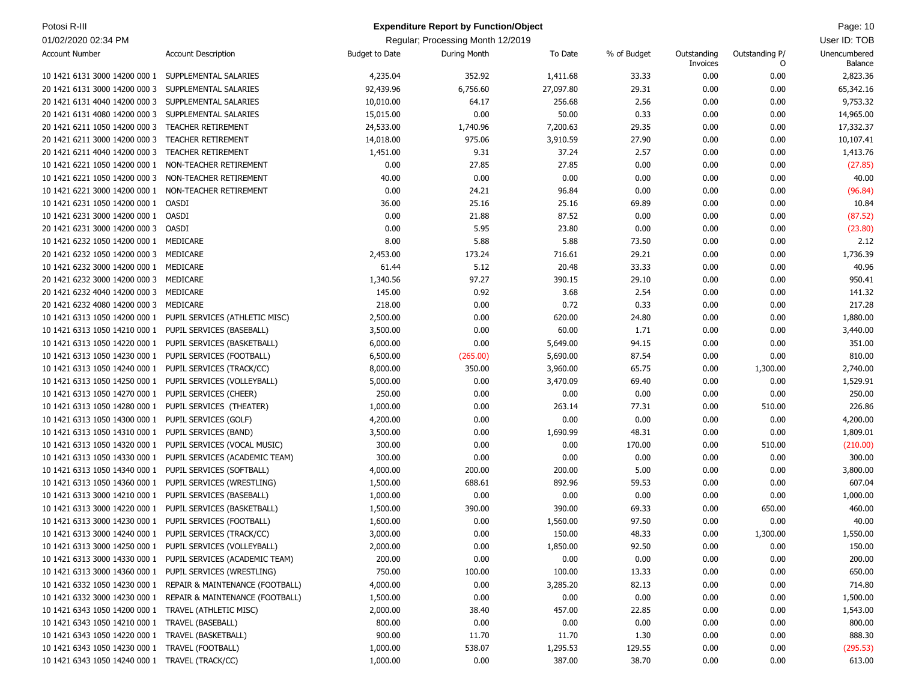**Expenditure Report by Function/Object**

Regular; Processing Month 12/2019

| Account Number | Account Description | Budget to Date | During Month | To Date | % of Budget | Outstanding Invoices | Outstanding P/O | Unencumbered Balance |
|---|---|---|---|---|---|---|---|---|
| 10 1421 6131 3000 14200 000 1 | SUPPLEMENTAL SALARIES | 4,235.04 | 352.92 | 1,411.68 | 33.33 | 0.00 | 0.00 | 2,823.36 |
| 20 1421 6131 3000 14200 000 3 | SUPPLEMENTAL SALARIES | 92,439.96 | 6,756.60 | 27,097.80 | 29.31 | 0.00 | 0.00 | 65,342.16 |
| 20 1421 6131 4040 14200 000 3 | SUPPLEMENTAL SALARIES | 10,010.00 | 64.17 | 256.68 | 2.56 | 0.00 | 0.00 | 9,753.32 |
| 20 1421 6131 4080 14200 000 3 | SUPPLEMENTAL SALARIES | 15,015.00 | 0.00 | 50.00 | 0.33 | 0.00 | 0.00 | 14,965.00 |
| 20 1421 6211 1050 14200 000 3 | TEACHER RETIREMENT | 24,533.00 | 1,740.96 | 7,200.63 | 29.35 | 0.00 | 0.00 | 17,332.37 |
| 20 1421 6211 3000 14200 000 3 | TEACHER RETIREMENT | 14,018.00 | 975.06 | 3,910.59 | 27.90 | 0.00 | 0.00 | 10,107.41 |
| 20 1421 6211 4040 14200 000 3 | TEACHER RETIREMENT | 1,451.00 | 9.31 | 37.24 | 2.57 | 0.00 | 0.00 | 1,413.76 |
| 10 1421 6221 1050 14200 000 1 | NON-TEACHER RETIREMENT | 0.00 | 27.85 | 27.85 | 0.00 | 0.00 | 0.00 | (27.85) |
| 10 1421 6221 1050 14200 000 3 | NON-TEACHER RETIREMENT | 40.00 | 0.00 | 0.00 | 0.00 | 0.00 | 0.00 | 40.00 |
| 10 1421 6221 3000 14200 000 1 | NON-TEACHER RETIREMENT | 0.00 | 24.21 | 96.84 | 0.00 | 0.00 | 0.00 | (96.84) |
| 10 1421 6231 1050 14200 000 1 | OASDI | 36.00 | 25.16 | 25.16 | 69.89 | 0.00 | 0.00 | 10.84 |
| 10 1421 6231 3000 14200 000 1 | OASDI | 0.00 | 21.88 | 87.52 | 0.00 | 0.00 | 0.00 | (87.52) |
| 20 1421 6231 3000 14200 000 3 | OASDI | 0.00 | 5.95 | 23.80 | 0.00 | 0.00 | 0.00 | (23.80) |
| 10 1421 6232 1050 14200 000 1 | MEDICARE | 8.00 | 5.88 | 5.88 | 73.50 | 0.00 | 0.00 | 2.12 |
| 20 1421 6232 1050 14200 000 3 | MEDICARE | 2,453.00 | 173.24 | 716.61 | 29.21 | 0.00 | 0.00 | 1,736.39 |
| 10 1421 6232 3000 14200 000 1 | MEDICARE | 61.44 | 5.12 | 20.48 | 33.33 | 0.00 | 0.00 | 40.96 |
| 20 1421 6232 3000 14200 000 3 | MEDICARE | 1,340.56 | 97.27 | 390.15 | 29.10 | 0.00 | 0.00 | 950.41 |
| 20 1421 6232 4040 14200 000 3 | MEDICARE | 145.00 | 0.92 | 3.68 | 2.54 | 0.00 | 0.00 | 141.32 |
| 20 1421 6232 4080 14200 000 3 | MEDICARE | 218.00 | 0.00 | 0.72 | 0.33 | 0.00 | 0.00 | 217.28 |
| 10 1421 6313 1050 14200 000 1 | PUPIL SERVICES (ATHLETIC MISC) | 2,500.00 | 0.00 | 620.00 | 24.80 | 0.00 | 0.00 | 1,880.00 |
| 10 1421 6313 1050 14210 000 1 | PUPIL SERVICES (BASEBALL) | 3,500.00 | 0.00 | 60.00 | 1.71 | 0.00 | 0.00 | 3,440.00 |
| 10 1421 6313 1050 14220 000 1 | PUPIL SERVICES (BASKETBALL) | 6,000.00 | 0.00 | 5,649.00 | 94.15 | 0.00 | 0.00 | 351.00 |
| 10 1421 6313 1050 14230 000 1 | PUPIL SERVICES (FOOTBALL) | 6,500.00 | (265.00) | 5,690.00 | 87.54 | 0.00 | 0.00 | 810.00 |
| 10 1421 6313 1050 14240 000 1 | PUPIL SERVICES (TRACK/CC) | 8,000.00 | 350.00 | 3,960.00 | 65.75 | 0.00 | 1,300.00 | 2,740.00 |
| 10 1421 6313 1050 14250 000 1 | PUPIL SERVICES (VOLLEYBALL) | 5,000.00 | 0.00 | 3,470.09 | 69.40 | 0.00 | 0.00 | 1,529.91 |
| 10 1421 6313 1050 14270 000 1 | PUPIL SERVICES (CHEER) | 250.00 | 0.00 | 0.00 | 0.00 | 0.00 | 0.00 | 250.00 |
| 10 1421 6313 1050 14280 000 1 | PUPIL SERVICES (THEATER) | 1,000.00 | 0.00 | 263.14 | 77.31 | 0.00 | 510.00 | 226.86 |
| 10 1421 6313 1050 14300 000 1 | PUPIL SERVICES (GOLF) | 4,200.00 | 0.00 | 0.00 | 0.00 | 0.00 | 0.00 | 4,200.00 |
| 10 1421 6313 1050 14310 000 1 | PUPIL SERVICES (BAND) | 3,500.00 | 0.00 | 1,690.99 | 48.31 | 0.00 | 0.00 | 1,809.01 |
| 10 1421 6313 1050 14320 000 1 | PUPIL SERVICES (VOCAL MUSIC) | 300.00 | 0.00 | 0.00 | 170.00 | 0.00 | 510.00 | (210.00) |
| 10 1421 6313 1050 14330 000 1 | PUPIL SERVICES (ACADEMIC TEAM) | 300.00 | 0.00 | 0.00 | 0.00 | 0.00 | 0.00 | 300.00 |
| 10 1421 6313 1050 14340 000 1 | PUPIL SERVICES (SOFTBALL) | 4,000.00 | 200.00 | 200.00 | 5.00 | 0.00 | 0.00 | 3,800.00 |
| 10 1421 6313 1050 14360 000 1 | PUPIL SERVICES (WRESTLING) | 1,500.00 | 688.61 | 892.96 | 59.53 | 0.00 | 0.00 | 607.04 |
| 10 1421 6313 3000 14210 000 1 | PUPIL SERVICES (BASEBALL) | 1,000.00 | 0.00 | 0.00 | 0.00 | 0.00 | 0.00 | 1,000.00 |
| 10 1421 6313 3000 14220 000 1 | PUPIL SERVICES (BASKETBALL) | 1,500.00 | 390.00 | 390.00 | 69.33 | 0.00 | 650.00 | 460.00 |
| 10 1421 6313 3000 14230 000 1 | PUPIL SERVICES (FOOTBALL) | 1,600.00 | 0.00 | 1,560.00 | 97.50 | 0.00 | 0.00 | 40.00 |
| 10 1421 6313 3000 14240 000 1 | PUPIL SERVICES (TRACK/CC) | 3,000.00 | 0.00 | 150.00 | 48.33 | 0.00 | 1,300.00 | 1,550.00 |
| 10 1421 6313 3000 14250 000 1 | PUPIL SERVICES (VOLLEYBALL) | 2,000.00 | 0.00 | 1,850.00 | 92.50 | 0.00 | 0.00 | 150.00 |
| 10 1421 6313 3000 14330 000 1 | PUPIL SERVICES (ACADEMIC TEAM) | 200.00 | 0.00 | 0.00 | 0.00 | 0.00 | 0.00 | 200.00 |
| 10 1421 6313 3000 14360 000 1 | PUPIL SERVICES (WRESTLING) | 750.00 | 100.00 | 100.00 | 13.33 | 0.00 | 0.00 | 650.00 |
| 10 1421 6332 1050 14230 000 1 | REPAIR & MAINTENANCE (FOOTBALL) | 4,000.00 | 0.00 | 3,285.20 | 82.13 | 0.00 | 0.00 | 714.80 |
| 10 1421 6332 3000 14230 000 1 | REPAIR & MAINTENANCE (FOOTBALL) | 1,500.00 | 0.00 | 0.00 | 0.00 | 0.00 | 0.00 | 1,500.00 |
| 10 1421 6343 1050 14200 000 1 | TRAVEL (ATHLETIC MISC) | 2,000.00 | 38.40 | 457.00 | 22.85 | 0.00 | 0.00 | 1,543.00 |
| 10 1421 6343 1050 14210 000 1 | TRAVEL (BASEBALL) | 800.00 | 0.00 | 0.00 | 0.00 | 0.00 | 0.00 | 800.00 |
| 10 1421 6343 1050 14220 000 1 | TRAVEL (BASKETBALL) | 900.00 | 11.70 | 11.70 | 1.30 | 0.00 | 0.00 | 888.30 |
| 10 1421 6343 1050 14230 000 1 | TRAVEL (FOOTBALL) | 1,000.00 | 538.07 | 1,295.53 | 129.55 | 0.00 | 0.00 | (295.53) |
| 10 1421 6343 1050 14240 000 1 | TRAVEL (TRACK/CC) | 1,000.00 | 0.00 | 387.00 | 38.70 | 0.00 | 0.00 | 613.00 |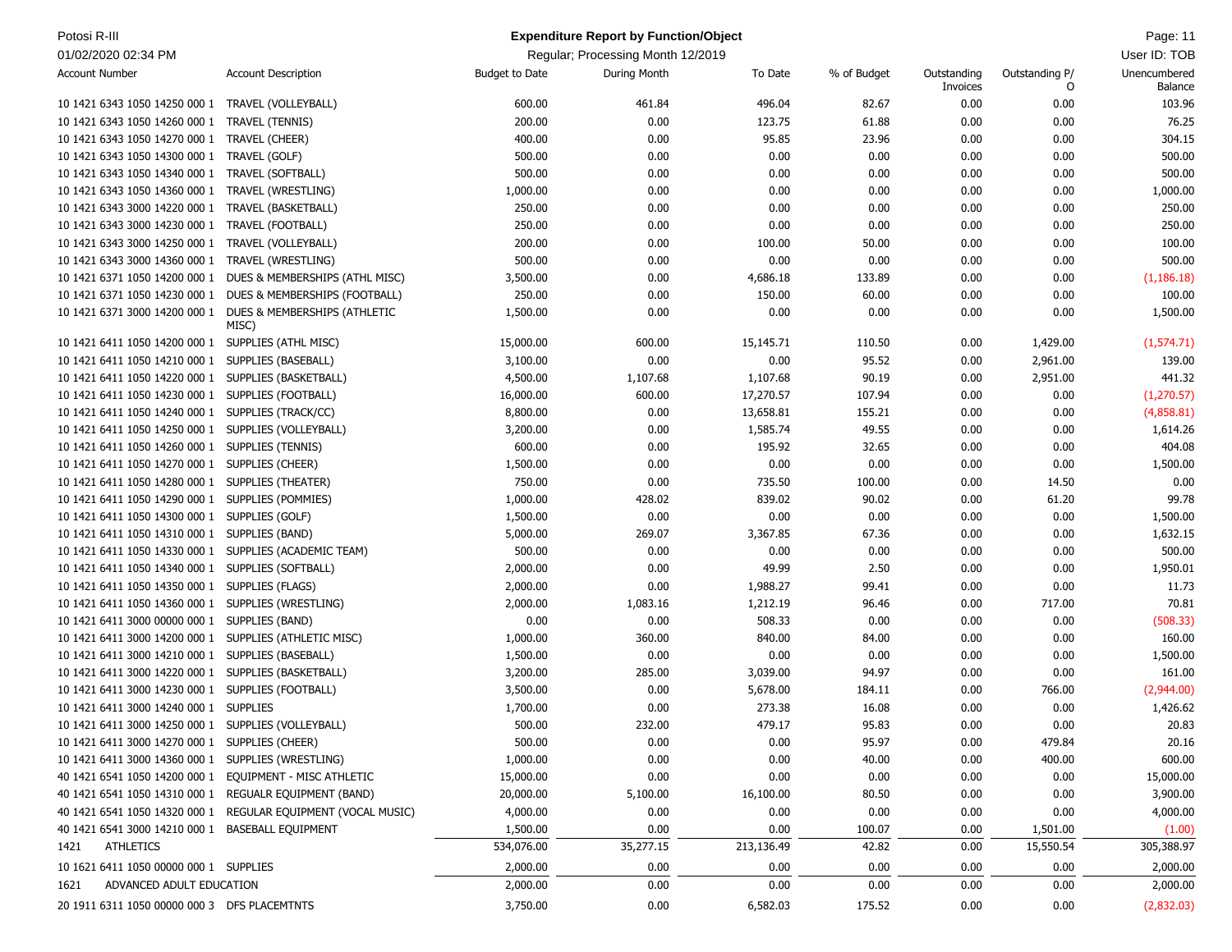Potosi R-III

01/02/2020 02:34 PM

**Expenditure Report by Function/Object**

Regular; Processing Month 12/2019

User ID: TOB

| Account Number | Account Description | Budget to Date | During Month | To Date | % of Budget | Outstanding Invoices | Outstanding P/O | Unencumbered Balance |
|---|---|---|---|---|---|---|---|---|
| 10 1421 6343 1050 14250 000 1 | TRAVEL (VOLLEYBALL) | 600.00 | 461.84 | 496.04 | 82.67 | 0.00 | 0.00 | 103.96 |
| 10 1421 6343 1050 14260 000 1 | TRAVEL (TENNIS) | 200.00 | 0.00 | 123.75 | 61.88 | 0.00 | 0.00 | 76.25 |
| 10 1421 6343 1050 14270 000 1 | TRAVEL (CHEER) | 400.00 | 0.00 | 95.85 | 23.96 | 0.00 | 0.00 | 304.15 |
| 10 1421 6343 1050 14300 000 1 | TRAVEL (GOLF) | 500.00 | 0.00 | 0.00 | 0.00 | 0.00 | 0.00 | 500.00 |
| 10 1421 6343 1050 14340 000 1 | TRAVEL (SOFTBALL) | 500.00 | 0.00 | 0.00 | 0.00 | 0.00 | 0.00 | 500.00 |
| 10 1421 6343 1050 14360 000 1 | TRAVEL (WRESTLING) | 1,000.00 | 0.00 | 0.00 | 0.00 | 0.00 | 0.00 | 1,000.00 |
| 10 1421 6343 3000 14220 000 1 | TRAVEL (BASKETBALL) | 250.00 | 0.00 | 0.00 | 0.00 | 0.00 | 0.00 | 250.00 |
| 10 1421 6343 3000 14230 000 1 | TRAVEL (FOOTBALL) | 250.00 | 0.00 | 0.00 | 0.00 | 0.00 | 0.00 | 250.00 |
| 10 1421 6343 3000 14250 000 1 | TRAVEL (VOLLEYBALL) | 200.00 | 0.00 | 100.00 | 50.00 | 0.00 | 0.00 | 100.00 |
| 10 1421 6343 3000 14360 000 1 | TRAVEL (WRESTLING) | 500.00 | 0.00 | 0.00 | 0.00 | 0.00 | 0.00 | 500.00 |
| 10 1421 6371 1050 14200 000 1 | DUES & MEMBERSHIPS (ATHL MISC) | 3,500.00 | 0.00 | 4,686.18 | 133.89 | 0.00 | 0.00 | (1,186.18) |
| 10 1421 6371 1050 14230 000 1 | DUES & MEMBERSHIPS (FOOTBALL) | 250.00 | 0.00 | 150.00 | 60.00 | 0.00 | 0.00 | 100.00 |
| 10 1421 6371 3000 14200 000 1 | DUES & MEMBERSHIPS (ATHLETIC MISC) | 1,500.00 | 0.00 | 0.00 | 0.00 | 0.00 | 0.00 | 1,500.00 |
| 10 1421 6411 1050 14200 000 1 | SUPPLIES (ATHL MISC) | 15,000.00 | 600.00 | 15,145.71 | 110.50 | 0.00 | 1,429.00 | (1,574.71) |
| 10 1421 6411 1050 14210 000 1 | SUPPLIES (BASEBALL) | 3,100.00 | 0.00 | 0.00 | 95.52 | 0.00 | 2,961.00 | 139.00 |
| 10 1421 6411 1050 14220 000 1 | SUPPLIES (BASKETBALL) | 4,500.00 | 1,107.68 | 1,107.68 | 90.19 | 0.00 | 2,951.00 | 441.32 |
| 10 1421 6411 1050 14230 000 1 | SUPPLIES (FOOTBALL) | 16,000.00 | 600.00 | 17,270.57 | 107.94 | 0.00 | 0.00 | (1,270.57) |
| 10 1421 6411 1050 14240 000 1 | SUPPLIES (TRACK/CC) | 8,800.00 | 0.00 | 13,658.81 | 155.21 | 0.00 | 0.00 | (4,858.81) |
| 10 1421 6411 1050 14250 000 1 | SUPPLIES (VOLLEYBALL) | 3,200.00 | 0.00 | 1,585.74 | 49.55 | 0.00 | 0.00 | 1,614.26 |
| 10 1421 6411 1050 14260 000 1 | SUPPLIES (TENNIS) | 600.00 | 0.00 | 195.92 | 32.65 | 0.00 | 0.00 | 404.08 |
| 10 1421 6411 1050 14270 000 1 | SUPPLIES (CHEER) | 1,500.00 | 0.00 | 0.00 | 0.00 | 0.00 | 0.00 | 1,500.00 |
| 10 1421 6411 1050 14280 000 1 | SUPPLIES (THEATER) | 750.00 | 0.00 | 735.50 | 100.00 | 0.00 | 14.50 | 0.00 |
| 10 1421 6411 1050 14290 000 1 | SUPPLIES (POMMIES) | 1,000.00 | 428.02 | 839.02 | 90.02 | 0.00 | 61.20 | 99.78 |
| 10 1421 6411 1050 14300 000 1 | SUPPLIES (GOLF) | 1,500.00 | 0.00 | 0.00 | 0.00 | 0.00 | 0.00 | 1,500.00 |
| 10 1421 6411 1050 14310 000 1 | SUPPLIES (BAND) | 5,000.00 | 269.07 | 3,367.85 | 67.36 | 0.00 | 0.00 | 1,632.15 |
| 10 1421 6411 1050 14330 000 1 | SUPPLIES (ACADEMIC TEAM) | 500.00 | 0.00 | 0.00 | 0.00 | 0.00 | 0.00 | 500.00 |
| 10 1421 6411 1050 14340 000 1 | SUPPLIES (SOFTBALL) | 2,000.00 | 0.00 | 49.99 | 2.50 | 0.00 | 0.00 | 1,950.01 |
| 10 1421 6411 1050 14350 000 1 | SUPPLIES (FLAGS) | 2,000.00 | 0.00 | 1,988.27 | 99.41 | 0.00 | 0.00 | 11.73 |
| 10 1421 6411 1050 14360 000 1 | SUPPLIES (WRESTLING) | 2,000.00 | 1,083.16 | 1,212.19 | 96.46 | 0.00 | 717.00 | 70.81 |
| 10 1421 6411 3000 00000 000 1 | SUPPLIES (BAND) | 0.00 | 0.00 | 508.33 | 0.00 | 0.00 | 0.00 | (508.33) |
| 10 1421 6411 3000 14200 000 1 | SUPPLIES (ATHLETIC MISC) | 1,000.00 | 360.00 | 840.00 | 84.00 | 0.00 | 0.00 | 160.00 |
| 10 1421 6411 3000 14210 000 1 | SUPPLIES (BASEBALL) | 1,500.00 | 0.00 | 0.00 | 0.00 | 0.00 | 0.00 | 1,500.00 |
| 10 1421 6411 3000 14220 000 1 | SUPPLIES (BASKETBALL) | 3,200.00 | 285.00 | 3,039.00 | 94.97 | 0.00 | 0.00 | 161.00 |
| 10 1421 6411 3000 14230 000 1 | SUPPLIES (FOOTBALL) | 3,500.00 | 0.00 | 5,678.00 | 184.11 | 0.00 | 766.00 | (2,944.00) |
| 10 1421 6411 3000 14240 000 1 | SUPPLIES | 1,700.00 | 0.00 | 273.38 | 16.08 | 0.00 | 0.00 | 1,426.62 |
| 10 1421 6411 3000 14250 000 1 | SUPPLIES (VOLLEYBALL) | 500.00 | 232.00 | 479.17 | 95.83 | 0.00 | 0.00 | 20.83 |
| 10 1421 6411 3000 14270 000 1 | SUPPLIES (CHEER) | 500.00 | 0.00 | 0.00 | 95.97 | 0.00 | 479.84 | 20.16 |
| 10 1421 6411 3000 14360 000 1 | SUPPLIES (WRESTLING) | 1,000.00 | 0.00 | 0.00 | 40.00 | 0.00 | 400.00 | 600.00 |
| 40 1421 6541 1050 14200 000 1 | EQUIPMENT - MISC ATHLETIC | 15,000.00 | 0.00 | 0.00 | 0.00 | 0.00 | 0.00 | 15,000.00 |
| 40 1421 6541 1050 14310 000 1 | REGUALR EQUIPMENT (BAND) | 20,000.00 | 5,100.00 | 16,100.00 | 80.50 | 0.00 | 0.00 | 3,900.00 |
| 40 1421 6541 1050 14320 000 1 | REGULAR EQUIPMENT (VOCAL MUSIC) | 4,000.00 | 0.00 | 0.00 | 0.00 | 0.00 | 0.00 | 4,000.00 |
| 40 1421 6541 3000 14210 000 1 | BASEBALL EQUIPMENT | 1,500.00 | 0.00 | 0.00 | 100.07 | 0.00 | 1,501.00 | (1.00) |
| 1421 | ATHLETICS | 534,076.00 | 35,277.15 | 213,136.49 | 42.82 | 0.00 | 15,550.54 | 305,388.97 |
| 10 1621 6411 1050 00000 000 1 | SUPPLIES | 2,000.00 | 0.00 | 0.00 | 0.00 | 0.00 | 0.00 | 2,000.00 |
| 1621 | ADVANCED ADULT EDUCATION | 2,000.00 | 0.00 | 0.00 | 0.00 | 0.00 | 0.00 | 2,000.00 |
| 20 1911 6311 1050 00000 000 3 | DFS PLACEMTNTS | 3,750.00 | 0.00 | 6,582.03 | 175.52 | 0.00 | 0.00 | (2,832.03) |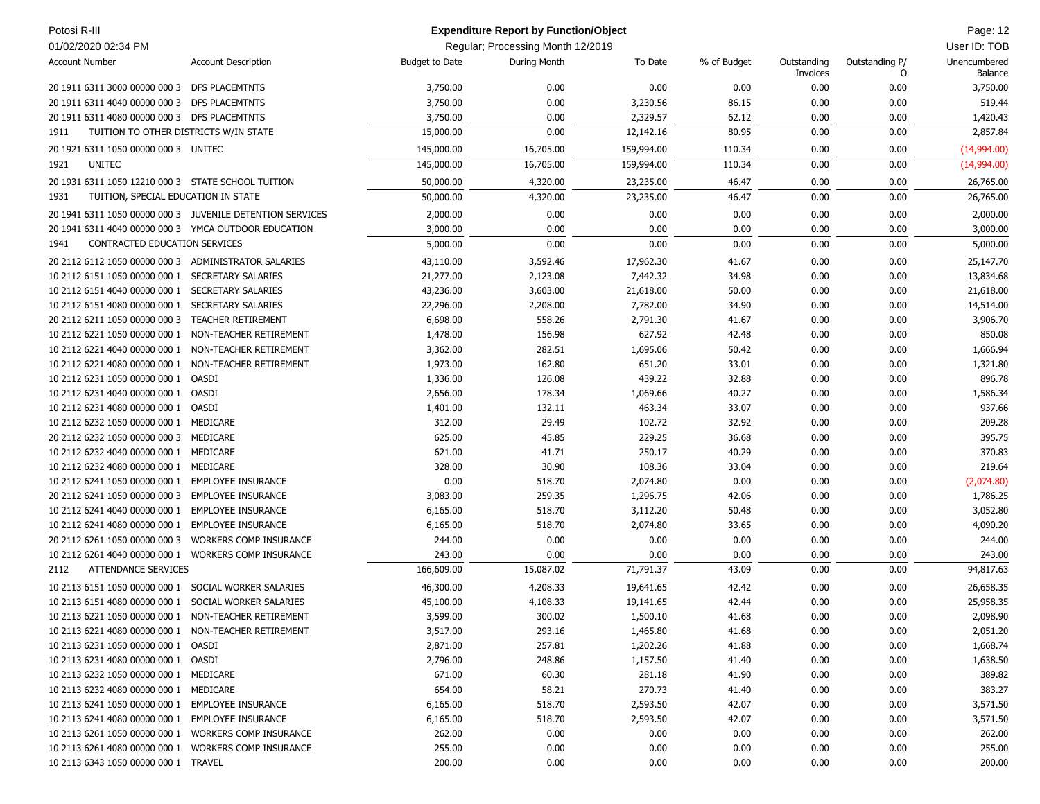**Expenditure Report by Function/Object**

Regular; Processing Month 12/2019

| Account Number | Account Description | Budget to Date | During Month | To Date | % of Budget | Outstanding Invoices | Outstanding P/O | Unencumbered Balance |
|---|---|---|---|---|---|---|---|---|
| 20 1911 6311 3000 00000 000 3 | DFS PLACEMTNTS | 3,750.00 | 0.00 | 0.00 | 0.00 | 0.00 | 0.00 | 3,750.00 |
| 20 1911 6311 4040 00000 000 3 | DFS PLACEMTNTS | 3,750.00 | 0.00 | 3,230.56 | 86.15 | 0.00 | 0.00 | 519.44 |
| 20 1911 6311 4080 00000 000 3 | DFS PLACEMTNTS | 3,750.00 | 0.00 | 2,329.57 | 62.12 | 0.00 | 0.00 | 1,420.43 |
| 1911 | TUITION TO OTHER DISTRICTS W/IN STATE | 15,000.00 | 0.00 | 12,142.16 | 80.95 | 0.00 | 0.00 | 2,857.84 |
| 20 1921 6311 1050 00000 000 3 | UNITEC | 145,000.00 | 16,705.00 | 159,994.00 | 110.34 | 0.00 | 0.00 | (14,994.00) |
| 1921 | UNITEC | 145,000.00 | 16,705.00 | 159,994.00 | 110.34 | 0.00 | 0.00 | (14,994.00) |
| 20 1931 6311 1050 12210 000 3 | STATE SCHOOL TUITION | 50,000.00 | 4,320.00 | 23,235.00 | 46.47 | 0.00 | 0.00 | 26,765.00 |
| 1931 | TUITION, SPECIAL EDUCATION IN STATE | 50,000.00 | 4,320.00 | 23,235.00 | 46.47 | 0.00 | 0.00 | 26,765.00 |
| 20 1941 6311 1050 00000 000 3 | JUVENILE DETENTION SERVICES | 2,000.00 | 0.00 | 0.00 | 0.00 | 0.00 | 0.00 | 2,000.00 |
| 20 1941 6311 4040 00000 000 3 | YMCA OUTDOOR EDUCATION | 3,000.00 | 0.00 | 0.00 | 0.00 | 0.00 | 0.00 | 3,000.00 |
| 1941 | CONTRACTED EDUCATION SERVICES | 5,000.00 | 0.00 | 0.00 | 0.00 | 0.00 | 0.00 | 5,000.00 |
| 20 2112 6112 1050 00000 000 3 | ADMINISTRATOR SALARIES | 43,110.00 | 3,592.46 | 17,962.30 | 41.67 | 0.00 | 0.00 | 25,147.70 |
| 10 2112 6151 1050 00000 000 1 | SECRETARY SALARIES | 21,277.00 | 2,123.08 | 7,442.32 | 34.98 | 0.00 | 0.00 | 13,834.68 |
| 10 2112 6151 4040 00000 000 1 | SECRETARY SALARIES | 43,236.00 | 3,603.00 | 21,618.00 | 50.00 | 0.00 | 0.00 | 21,618.00 |
| 10 2112 6151 4080 00000 000 1 | SECRETARY SALARIES | 22,296.00 | 2,208.00 | 7,782.00 | 34.90 | 0.00 | 0.00 | 14,514.00 |
| 20 2112 6211 1050 00000 000 3 | TEACHER RETIREMENT | 6,698.00 | 558.26 | 2,791.30 | 41.67 | 0.00 | 0.00 | 3,906.70 |
| 10 2112 6221 1050 00000 000 1 | NON-TEACHER RETIREMENT | 1,478.00 | 156.98 | 627.92 | 42.48 | 0.00 | 0.00 | 850.08 |
| 10 2112 6221 4040 00000 000 1 | NON-TEACHER RETIREMENT | 3,362.00 | 282.51 | 1,695.06 | 50.42 | 0.00 | 0.00 | 1,666.94 |
| 10 2112 6221 4080 00000 000 1 | NON-TEACHER RETIREMENT | 1,973.00 | 162.80 | 651.20 | 33.01 | 0.00 | 0.00 | 1,321.80 |
| 10 2112 6231 1050 00000 000 1 | OASDI | 1,336.00 | 126.08 | 439.22 | 32.88 | 0.00 | 0.00 | 896.78 |
| 10 2112 6231 4040 00000 000 1 | OASDI | 2,656.00 | 178.34 | 1,069.66 | 40.27 | 0.00 | 0.00 | 1,586.34 |
| 10 2112 6231 4080 00000 000 1 | OASDI | 1,401.00 | 132.11 | 463.34 | 33.07 | 0.00 | 0.00 | 937.66 |
| 10 2112 6232 1050 00000 000 1 | MEDICARE | 312.00 | 29.49 | 102.72 | 32.92 | 0.00 | 0.00 | 209.28 |
| 20 2112 6232 1050 00000 000 3 | MEDICARE | 625.00 | 45.85 | 229.25 | 36.68 | 0.00 | 0.00 | 395.75 |
| 10 2112 6232 4040 00000 000 1 | MEDICARE | 621.00 | 41.71 | 250.17 | 40.29 | 0.00 | 0.00 | 370.83 |
| 10 2112 6232 4080 00000 000 1 | MEDICARE | 328.00 | 30.90 | 108.36 | 33.04 | 0.00 | 0.00 | 219.64 |
| 10 2112 6241 1050 00000 000 1 | EMPLOYEE INSURANCE | 0.00 | 518.70 | 2,074.80 | 0.00 | 0.00 | 0.00 | (2,074.80) |
| 20 2112 6241 1050 00000 000 3 | EMPLOYEE INSURANCE | 3,083.00 | 259.35 | 1,296.75 | 42.06 | 0.00 | 0.00 | 1,786.25 |
| 10 2112 6241 4040 00000 000 1 | EMPLOYEE INSURANCE | 6,165.00 | 518.70 | 3,112.20 | 50.48 | 0.00 | 0.00 | 3,052.80 |
| 10 2112 6241 4080 00000 000 1 | EMPLOYEE INSURANCE | 6,165.00 | 518.70 | 2,074.80 | 33.65 | 0.00 | 0.00 | 4,090.20 |
| 20 2112 6261 1050 00000 000 3 | WORKERS COMP INSURANCE | 244.00 | 0.00 | 0.00 | 0.00 | 0.00 | 0.00 | 244.00 |
| 10 2112 6261 4040 00000 000 1 | WORKERS COMP INSURANCE | 243.00 | 0.00 | 0.00 | 0.00 | 0.00 | 0.00 | 243.00 |
| 2112 | ATTENDANCE SERVICES | 166,609.00 | 15,087.02 | 71,791.37 | 43.09 | 0.00 | 0.00 | 94,817.63 |
| 10 2113 6151 1050 00000 000 1 | SOCIAL WORKER SALARIES | 46,300.00 | 4,208.33 | 19,641.65 | 42.42 | 0.00 | 0.00 | 26,658.35 |
| 10 2113 6151 4080 00000 000 1 | SOCIAL WORKER SALARIES | 45,100.00 | 4,108.33 | 19,141.65 | 42.44 | 0.00 | 0.00 | 25,958.35 |
| 10 2113 6221 1050 00000 000 1 | NON-TEACHER RETIREMENT | 3,599.00 | 300.02 | 1,500.10 | 41.68 | 0.00 | 0.00 | 2,098.90 |
| 10 2113 6221 4080 00000 000 1 | NON-TEACHER RETIREMENT | 3,517.00 | 293.16 | 1,465.80 | 41.68 | 0.00 | 0.00 | 2,051.20 |
| 10 2113 6231 1050 00000 000 1 | OASDI | 2,871.00 | 257.81 | 1,202.26 | 41.88 | 0.00 | 0.00 | 1,668.74 |
| 10 2113 6231 4080 00000 000 1 | OASDI | 2,796.00 | 248.86 | 1,157.50 | 41.40 | 0.00 | 0.00 | 1,638.50 |
| 10 2113 6232 1050 00000 000 1 | MEDICARE | 671.00 | 60.30 | 281.18 | 41.90 | 0.00 | 0.00 | 389.82 |
| 10 2113 6232 4080 00000 000 1 | MEDICARE | 654.00 | 58.21 | 270.73 | 41.40 | 0.00 | 0.00 | 383.27 |
| 10 2113 6241 1050 00000 000 1 | EMPLOYEE INSURANCE | 6,165.00 | 518.70 | 2,593.50 | 42.07 | 0.00 | 0.00 | 3,571.50 |
| 10 2113 6241 4080 00000 000 1 | EMPLOYEE INSURANCE | 6,165.00 | 518.70 | 2,593.50 | 42.07 | 0.00 | 0.00 | 3,571.50 |
| 10 2113 6261 1050 00000 000 1 | WORKERS COMP INSURANCE | 262.00 | 0.00 | 0.00 | 0.00 | 0.00 | 0.00 | 262.00 |
| 10 2113 6261 4080 00000 000 1 | WORKERS COMP INSURANCE | 255.00 | 0.00 | 0.00 | 0.00 | 0.00 | 0.00 | 255.00 |
| 10 2113 6343 1050 00000 000 1 | TRAVEL | 200.00 | 0.00 | 0.00 | 0.00 | 0.00 | 0.00 | 200.00 |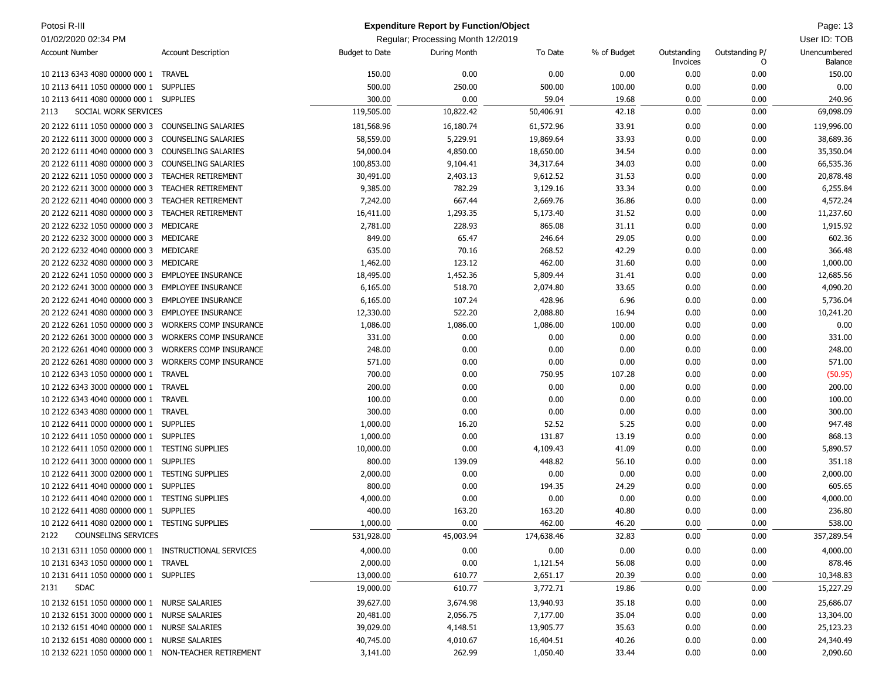# Expenditure Report by Function/Object

Potosi R-III

01/02/2020 02:34 PM

Regular; Processing Month 12/2019

User ID: TOB

| Account Number | Account Description | Budget to Date | During Month | To Date | % of Budget | Outstanding Invoices | Outstanding P/O | Unencumbered Balance |
|---|---|---|---|---|---|---|---|---|
| 10 2113 6343 4080 00000 000 1 | TRAVEL | 150.00 | 0.00 | 0.00 | 0.00 | 0.00 | 0.00 | 150.00 |
| 10 2113 6411 1050 00000 000 1 | SUPPLIES | 500.00 | 250.00 | 500.00 | 100.00 | 0.00 | 0.00 | 0.00 |
| 10 2113 6411 4080 00000 000 1 | SUPPLIES | 300.00 | 0.00 | 59.04 | 19.68 | 0.00 | 0.00 | 240.96 |
| 2113 | SOCIAL WORK SERVICES | 119,505.00 | 10,822.42 | 50,406.91 | 42.18 | 0.00 | 0.00 | 69,098.09 |
| 20 2122 6111 1050 00000 000 3 | COUNSELING SALARIES | 181,568.96 | 16,180.74 | 61,572.96 | 33.91 | 0.00 | 0.00 | 119,996.00 |
| 20 2122 6111 3000 00000 000 3 | COUNSELING SALARIES | 58,559.00 | 5,229.91 | 19,869.64 | 33.93 | 0.00 | 0.00 | 38,689.36 |
| 20 2122 6111 4040 00000 000 3 | COUNSELING SALARIES | 54,000.04 | 4,850.00 | 18,650.00 | 34.54 | 0.00 | 0.00 | 35,350.04 |
| 20 2122 6111 4080 00000 000 3 | COUNSELING SALARIES | 100,853.00 | 9,104.41 | 34,317.64 | 34.03 | 0.00 | 0.00 | 66,535.36 |
| 20 2122 6211 1050 00000 000 3 | TEACHER RETIREMENT | 30,491.00 | 2,403.13 | 9,612.52 | 31.53 | 0.00 | 0.00 | 20,878.48 |
| 20 2122 6211 3000 00000 000 3 | TEACHER RETIREMENT | 9,385.00 | 782.29 | 3,129.16 | 33.34 | 0.00 | 0.00 | 6,255.84 |
| 20 2122 6211 4040 00000 000 3 | TEACHER RETIREMENT | 7,242.00 | 667.44 | 2,669.76 | 36.86 | 0.00 | 0.00 | 4,572.24 |
| 20 2122 6211 4080 00000 000 3 | TEACHER RETIREMENT | 16,411.00 | 1,293.35 | 5,173.40 | 31.52 | 0.00 | 0.00 | 11,237.60 |
| 20 2122 6232 1050 00000 000 3 | MEDICARE | 2,781.00 | 228.93 | 865.08 | 31.11 | 0.00 | 0.00 | 1,915.92 |
| 20 2122 6232 3000 00000 000 3 | MEDICARE | 849.00 | 65.47 | 246.64 | 29.05 | 0.00 | 0.00 | 602.36 |
| 20 2122 6232 4040 00000 000 3 | MEDICARE | 635.00 | 70.16 | 268.52 | 42.29 | 0.00 | 0.00 | 366.48 |
| 20 2122 6232 4080 00000 000 3 | MEDICARE | 1,462.00 | 123.12 | 462.00 | 31.60 | 0.00 | 0.00 | 1,000.00 |
| 20 2122 6241 1050 00000 000 3 | EMPLOYEE INSURANCE | 18,495.00 | 1,452.36 | 5,809.44 | 31.41 | 0.00 | 0.00 | 12,685.56 |
| 20 2122 6241 3000 00000 000 3 | EMPLOYEE INSURANCE | 6,165.00 | 518.70 | 2,074.80 | 33.65 | 0.00 | 0.00 | 4,090.20 |
| 20 2122 6241 4040 00000 000 3 | EMPLOYEE INSURANCE | 6,165.00 | 107.24 | 428.96 | 6.96 | 0.00 | 0.00 | 5,736.04 |
| 20 2122 6241 4080 00000 000 3 | EMPLOYEE INSURANCE | 12,330.00 | 522.20 | 2,088.80 | 16.94 | 0.00 | 0.00 | 10,241.20 |
| 20 2122 6261 1050 00000 000 3 | WORKERS COMP INSURANCE | 1,086.00 | 1,086.00 | 1,086.00 | 100.00 | 0.00 | 0.00 | 0.00 |
| 20 2122 6261 3000 00000 000 3 | WORKERS COMP INSURANCE | 331.00 | 0.00 | 0.00 | 0.00 | 0.00 | 0.00 | 331.00 |
| 20 2122 6261 4040 00000 000 3 | WORKERS COMP INSURANCE | 248.00 | 0.00 | 0.00 | 0.00 | 0.00 | 0.00 | 248.00 |
| 20 2122 6261 4080 00000 000 3 | WORKERS COMP INSURANCE | 571.00 | 0.00 | 0.00 | 0.00 | 0.00 | 0.00 | 571.00 |
| 10 2122 6343 1050 00000 000 1 | TRAVEL | 700.00 | 0.00 | 750.95 | 107.28 | 0.00 | 0.00 | (50.95) |
| 10 2122 6343 3000 00000 000 1 | TRAVEL | 200.00 | 0.00 | 0.00 | 0.00 | 0.00 | 0.00 | 200.00 |
| 10 2122 6343 4040 00000 000 1 | TRAVEL | 100.00 | 0.00 | 0.00 | 0.00 | 0.00 | 0.00 | 100.00 |
| 10 2122 6343 4080 00000 000 1 | TRAVEL | 300.00 | 0.00 | 0.00 | 0.00 | 0.00 | 0.00 | 300.00 |
| 10 2122 6411 0000 00000 000 1 | SUPPLIES | 1,000.00 | 16.20 | 52.52 | 5.25 | 0.00 | 0.00 | 947.48 |
| 10 2122 6411 1050 00000 000 1 | SUPPLIES | 1,000.00 | 0.00 | 131.87 | 13.19 | 0.00 | 0.00 | 868.13 |
| 10 2122 6411 1050 02000 000 1 | TESTING SUPPLIES | 10,000.00 | 0.00 | 4,109.43 | 41.09 | 0.00 | 0.00 | 5,890.57 |
| 10 2122 6411 3000 00000 000 1 | SUPPLIES | 800.00 | 139.09 | 448.82 | 56.10 | 0.00 | 0.00 | 351.18 |
| 10 2122 6411 3000 02000 000 1 | TESTING SUPPLIES | 2,000.00 | 0.00 | 0.00 | 0.00 | 0.00 | 0.00 | 2,000.00 |
| 10 2122 6411 4040 00000 000 1 | SUPPLIES | 800.00 | 0.00 | 194.35 | 24.29 | 0.00 | 0.00 | 605.65 |
| 10 2122 6411 4040 02000 000 1 | TESTING SUPPLIES | 4,000.00 | 0.00 | 0.00 | 0.00 | 0.00 | 0.00 | 4,000.00 |
| 10 2122 6411 4080 00000 000 1 | SUPPLIES | 400.00 | 163.20 | 163.20 | 40.80 | 0.00 | 0.00 | 236.80 |
| 10 2122 6411 4080 02000 000 1 | TESTING SUPPLIES | 1,000.00 | 0.00 | 462.00 | 46.20 | 0.00 | 0.00 | 538.00 |
| 2122 | COUNSELING SERVICES | 531,928.00 | 45,003.94 | 174,638.46 | 32.83 | 0.00 | 0.00 | 357,289.54 |
| 10 2131 6311 1050 00000 000 1 | INSTRUCTIONAL SERVICES | 4,000.00 | 0.00 | 0.00 | 0.00 | 0.00 | 0.00 | 4,000.00 |
| 10 2131 6343 1050 00000 000 1 | TRAVEL | 2,000.00 | 0.00 | 1,121.54 | 56.08 | 0.00 | 0.00 | 878.46 |
| 10 2131 6411 1050 00000 000 1 | SUPPLIES | 13,000.00 | 610.77 | 2,651.17 | 20.39 | 0.00 | 0.00 | 10,348.83 |
| 2131 | SDAC | 19,000.00 | 610.77 | 3,772.71 | 19.86 | 0.00 | 0.00 | 15,227.29 |
| 10 2132 6151 1050 00000 000 1 | NURSE SALARIES | 39,627.00 | 3,674.98 | 13,940.93 | 35.18 | 0.00 | 0.00 | 25,686.07 |
| 10 2132 6151 3000 00000 000 1 | NURSE SALARIES | 20,481.00 | 2,056.75 | 7,177.00 | 35.04 | 0.00 | 0.00 | 13,304.00 |
| 10 2132 6151 4040 00000 000 1 | NURSE SALARIES | 39,029.00 | 4,148.51 | 13,905.77 | 35.63 | 0.00 | 0.00 | 25,123.23 |
| 10 2132 6151 4080 00000 000 1 | NURSE SALARIES | 40,745.00 | 4,010.67 | 16,404.51 | 40.26 | 0.00 | 0.00 | 24,340.49 |
| 10 2132 6221 1050 00000 000 1 | NON-TEACHER RETIREMENT | 3,141.00 | 262.99 | 1,050.40 | 33.44 | 0.00 | 0.00 | 2,090.60 |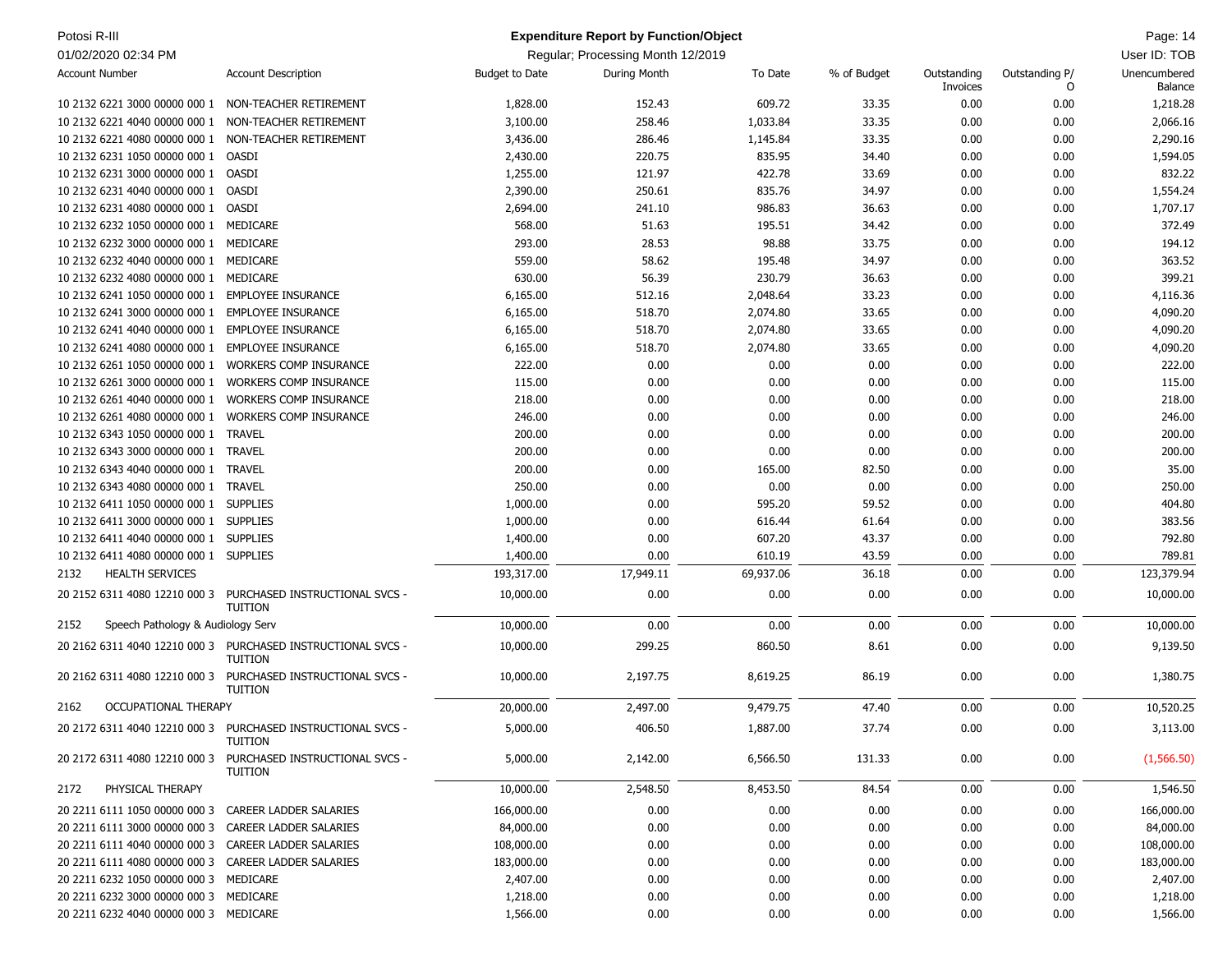# Expenditure Report by Function/Object

Regular; Processing Month 12/2019

| Account Number | Account Description | Budget to Date | During Month | To Date | % of Budget | Outstanding Invoices | Outstanding P/O | Unencumbered Balance |
|---|---|---|---|---|---|---|---|---|
| 10 2132 6221 3000 00000 000 1 | NON-TEACHER RETIREMENT | 1,828.00 | 152.43 | 609.72 | 33.35 | 0.00 | 0.00 | 1,218.28 |
| 10 2132 6221 4040 00000 000 1 | NON-TEACHER RETIREMENT | 3,100.00 | 258.46 | 1,033.84 | 33.35 | 0.00 | 0.00 | 2,066.16 |
| 10 2132 6221 4080 00000 000 1 | NON-TEACHER RETIREMENT | 3,436.00 | 286.46 | 1,145.84 | 33.35 | 0.00 | 0.00 | 2,290.16 |
| 10 2132 6231 1050 00000 000 1 | OASDI | 2,430.00 | 220.75 | 835.95 | 34.40 | 0.00 | 0.00 | 1,594.05 |
| 10 2132 6231 3000 00000 000 1 | OASDI | 1,255.00 | 121.97 | 422.78 | 33.69 | 0.00 | 0.00 | 832.22 |
| 10 2132 6231 4040 00000 000 1 | OASDI | 2,390.00 | 250.61 | 835.76 | 34.97 | 0.00 | 0.00 | 1,554.24 |
| 10 2132 6231 4080 00000 000 1 | OASDI | 2,694.00 | 241.10 | 986.83 | 36.63 | 0.00 | 0.00 | 1,707.17 |
| 10 2132 6232 1050 00000 000 1 | MEDICARE | 568.00 | 51.63 | 195.51 | 34.42 | 0.00 | 0.00 | 372.49 |
| 10 2132 6232 3000 00000 000 1 | MEDICARE | 293.00 | 28.53 | 98.88 | 33.75 | 0.00 | 0.00 | 194.12 |
| 10 2132 6232 4040 00000 000 1 | MEDICARE | 559.00 | 58.62 | 195.48 | 34.97 | 0.00 | 0.00 | 363.52 |
| 10 2132 6232 4080 00000 000 1 | MEDICARE | 630.00 | 56.39 | 230.79 | 36.63 | 0.00 | 0.00 | 399.21 |
| 10 2132 6241 1050 00000 000 1 | EMPLOYEE INSURANCE | 6,165.00 | 512.16 | 2,048.64 | 33.23 | 0.00 | 0.00 | 4,116.36 |
| 10 2132 6241 3000 00000 000 1 | EMPLOYEE INSURANCE | 6,165.00 | 518.70 | 2,074.80 | 33.65 | 0.00 | 0.00 | 4,090.20 |
| 10 2132 6241 4040 00000 000 1 | EMPLOYEE INSURANCE | 6,165.00 | 518.70 | 2,074.80 | 33.65 | 0.00 | 0.00 | 4,090.20 |
| 10 2132 6241 4080 00000 000 1 | EMPLOYEE INSURANCE | 6,165.00 | 518.70 | 2,074.80 | 33.65 | 0.00 | 0.00 | 4,090.20 |
| 10 2132 6261 1050 00000 000 1 | WORKERS COMP INSURANCE | 222.00 | 0.00 | 0.00 | 0.00 | 0.00 | 0.00 | 222.00 |
| 10 2132 6261 3000 00000 000 1 | WORKERS COMP INSURANCE | 115.00 | 0.00 | 0.00 | 0.00 | 0.00 | 0.00 | 115.00 |
| 10 2132 6261 4040 00000 000 1 | WORKERS COMP INSURANCE | 218.00 | 0.00 | 0.00 | 0.00 | 0.00 | 0.00 | 218.00 |
| 10 2132 6261 4080 00000 000 1 | WORKERS COMP INSURANCE | 246.00 | 0.00 | 0.00 | 0.00 | 0.00 | 0.00 | 246.00 |
| 10 2132 6343 1050 00000 000 1 | TRAVEL | 200.00 | 0.00 | 0.00 | 0.00 | 0.00 | 0.00 | 200.00 |
| 10 2132 6343 3000 00000 000 1 | TRAVEL | 200.00 | 0.00 | 0.00 | 0.00 | 0.00 | 0.00 | 200.00 |
| 10 2132 6343 4040 00000 000 1 | TRAVEL | 200.00 | 0.00 | 165.00 | 82.50 | 0.00 | 0.00 | 35.00 |
| 10 2132 6343 4080 00000 000 1 | TRAVEL | 250.00 | 0.00 | 0.00 | 0.00 | 0.00 | 0.00 | 250.00 |
| 10 2132 6411 1050 00000 000 1 | SUPPLIES | 1,000.00 | 0.00 | 595.20 | 59.52 | 0.00 | 0.00 | 404.80 |
| 10 2132 6411 3000 00000 000 1 | SUPPLIES | 1,000.00 | 0.00 | 616.44 | 61.64 | 0.00 | 0.00 | 383.56 |
| 10 2132 6411 4040 00000 000 1 | SUPPLIES | 1,400.00 | 0.00 | 607.20 | 43.37 | 0.00 | 0.00 | 792.80 |
| 10 2132 6411 4080 00000 000 1 | SUPPLIES | 1,400.00 | 0.00 | 610.19 | 43.59 | 0.00 | 0.00 | 789.81 |
| 2132 | HEALTH SERVICES | 193,317.00 | 17,949.11 | 69,937.06 | 36.18 | 0.00 | 0.00 | 123,379.94 |
| 20 2152 6311 4080 12210 000 3 | PURCHASED INSTRUCTIONAL SVCS - TUITION | 10,000.00 | 0.00 | 0.00 | 0.00 | 0.00 | 0.00 | 10,000.00 |
| 2152 | Speech Pathology & Audiology Serv | 10,000.00 | 0.00 | 0.00 | 0.00 | 0.00 | 0.00 | 10,000.00 |
| 20 2162 6311 4040 12210 000 3 | PURCHASED INSTRUCTIONAL SVCS - TUITION | 10,000.00 | 299.25 | 860.50 | 8.61 | 0.00 | 0.00 | 9,139.50 |
| 20 2162 6311 4080 12210 000 3 | PURCHASED INSTRUCTIONAL SVCS - TUITION | 10,000.00 | 2,197.75 | 8,619.25 | 86.19 | 0.00 | 0.00 | 1,380.75 |
| 2162 | OCCUPATIONAL THERAPY | 20,000.00 | 2,497.00 | 9,479.75 | 47.40 | 0.00 | 0.00 | 10,520.25 |
| 20 2172 6311 4040 12210 000 3 | PURCHASED INSTRUCTIONAL SVCS - TUITION | 5,000.00 | 406.50 | 1,887.00 | 37.74 | 0.00 | 0.00 | 3,113.00 |
| 20 2172 6311 4080 12210 000 3 | PURCHASED INSTRUCTIONAL SVCS - TUITION | 5,000.00 | 2,142.00 | 6,566.50 | 131.33 | 0.00 | 0.00 | (1,566.50) |
| 2172 | PHYSICAL THERAPY | 10,000.00 | 2,548.50 | 8,453.50 | 84.54 | 0.00 | 0.00 | 1,546.50 |
| 20 2211 6111 1050 00000 000 3 | CAREER LADDER SALARIES | 166,000.00 | 0.00 | 0.00 | 0.00 | 0.00 | 0.00 | 166,000.00 |
| 20 2211 6111 3000 00000 000 3 | CAREER LADDER SALARIES | 84,000.00 | 0.00 | 0.00 | 0.00 | 0.00 | 0.00 | 84,000.00 |
| 20 2211 6111 4040 00000 000 3 | CAREER LADDER SALARIES | 108,000.00 | 0.00 | 0.00 | 0.00 | 0.00 | 0.00 | 108,000.00 |
| 20 2211 6111 4080 00000 000 3 | CAREER LADDER SALARIES | 183,000.00 | 0.00 | 0.00 | 0.00 | 0.00 | 0.00 | 183,000.00 |
| 20 2211 6232 1050 00000 000 3 | MEDICARE | 2,407.00 | 0.00 | 0.00 | 0.00 | 0.00 | 0.00 | 2,407.00 |
| 20 2211 6232 3000 00000 000 3 | MEDICARE | 1,218.00 | 0.00 | 0.00 | 0.00 | 0.00 | 0.00 | 1,218.00 |
| 20 2211 6232 4040 00000 000 3 | MEDICARE | 1,566.00 | 0.00 | 0.00 | 0.00 | 0.00 | 0.00 | 1,566.00 |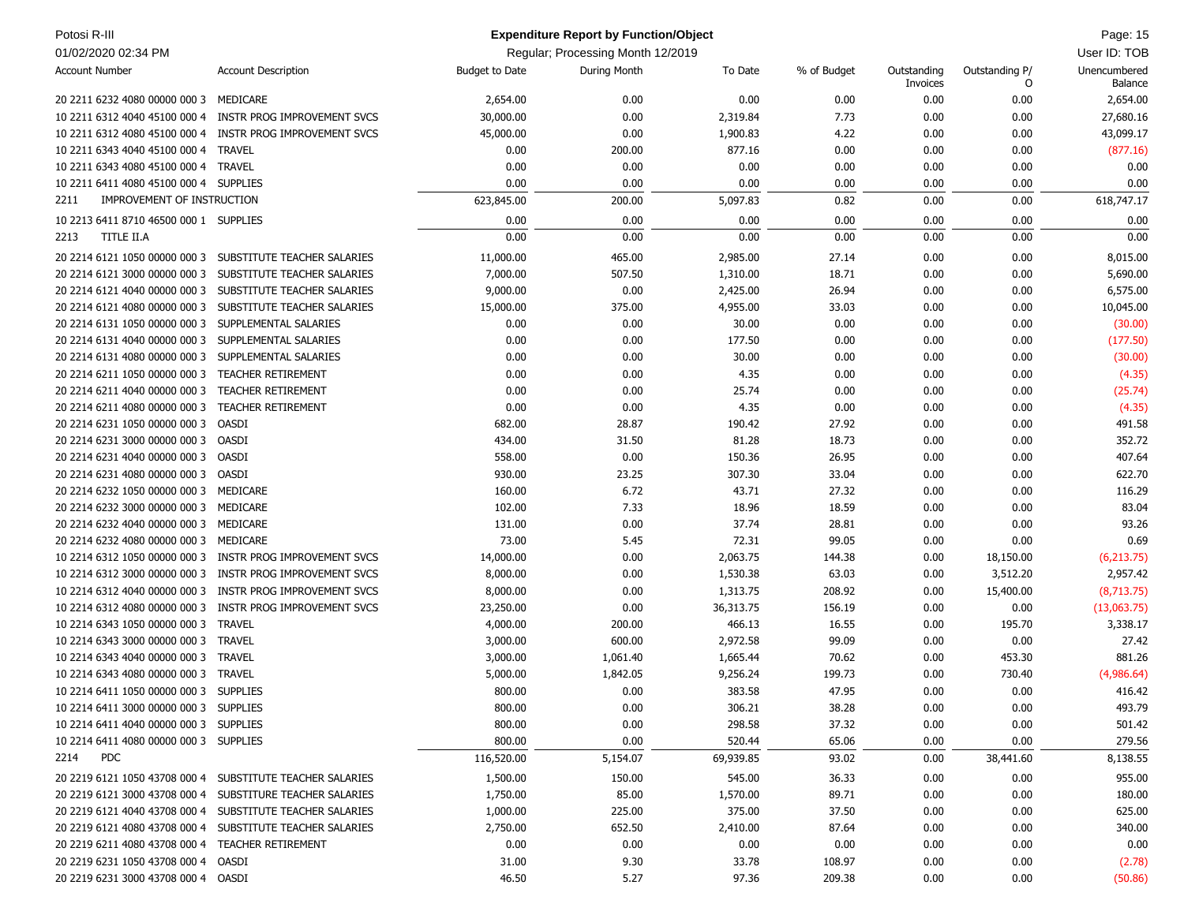# Expenditure Report by Function/Object

Potosi R-III
01/02/2020 02:34 PM

Regular; Processing Month 12/2019

User ID: TOB

| Account Number | Account Description | Budget to Date | During Month | To Date | % of Budget | Outstanding Invoices | Outstanding P/O | Unencumbered Balance |
|---|---|---|---|---|---|---|---|---|
| 20 2211 6232 4080 00000 000 3 | MEDICARE | 2,654.00 | 0.00 | 0.00 | 0.00 | 0.00 | 0.00 | 2,654.00 |
| 10 2211 6312 4040 45100 000 4 | INSTR PROG IMPROVEMENT SVCS | 30,000.00 | 0.00 | 2,319.84 | 7.73 | 0.00 | 0.00 | 27,680.16 |
| 10 2211 6312 4080 45100 000 4 | INSTR PROG IMPROVEMENT SVCS | 45,000.00 | 0.00 | 1,900.83 | 4.22 | 0.00 | 0.00 | 43,099.17 |
| 10 2211 6343 4040 45100 000 4 | TRAVEL | 0.00 | 200.00 | 877.16 | 0.00 | 0.00 | 0.00 | (877.16) |
| 10 2211 6343 4080 45100 000 4 | TRAVEL | 0.00 | 0.00 | 0.00 | 0.00 | 0.00 | 0.00 | 0.00 |
| 10 2211 6411 4080 45100 000 4 | SUPPLIES | 0.00 | 0.00 | 0.00 | 0.00 | 0.00 | 0.00 | 0.00 |
| 2211 | IMPROVEMENT OF INSTRUCTION | 623,845.00 | 200.00 | 5,097.83 | 0.82 | 0.00 | 0.00 | 618,747.17 |
| 10 2213 6411 8710 46500 000 1 | SUPPLIES | 0.00 | 0.00 | 0.00 | 0.00 | 0.00 | 0.00 | 0.00 |
| 2213 | TITLE II.A | 0.00 | 0.00 | 0.00 | 0.00 | 0.00 | 0.00 | 0.00 |
| 20 2214 6121 1050 00000 000 3 | SUBSTITUTE TEACHER SALARIES | 11,000.00 | 465.00 | 2,985.00 | 27.14 | 0.00 | 0.00 | 8,015.00 |
| 20 2214 6121 3000 00000 000 3 | SUBSTITUTE TEACHER SALARIES | 7,000.00 | 507.50 | 1,310.00 | 18.71 | 0.00 | 0.00 | 5,690.00 |
| 20 2214 6121 4040 00000 000 3 | SUBSTITUTE TEACHER SALARIES | 9,000.00 | 0.00 | 2,425.00 | 26.94 | 0.00 | 0.00 | 6,575.00 |
| 20 2214 6121 4080 00000 000 3 | SUBSTITUTE TEACHER SALARIES | 15,000.00 | 375.00 | 4,955.00 | 33.03 | 0.00 | 0.00 | 10,045.00 |
| 20 2214 6131 1050 00000 000 3 | SUPPLEMENTAL SALARIES | 0.00 | 0.00 | 30.00 | 0.00 | 0.00 | 0.00 | (30.00) |
| 20 2214 6131 4040 00000 000 3 | SUPPLEMENTAL SALARIES | 0.00 | 0.00 | 177.50 | 0.00 | 0.00 | 0.00 | (177.50) |
| 20 2214 6131 4080 00000 000 3 | SUPPLEMENTAL SALARIES | 0.00 | 0.00 | 30.00 | 0.00 | 0.00 | 0.00 | (30.00) |
| 20 2214 6211 1050 00000 000 3 | TEACHER RETIREMENT | 0.00 | 0.00 | 4.35 | 0.00 | 0.00 | 0.00 | (4.35) |
| 20 2214 6211 4040 00000 000 3 | TEACHER RETIREMENT | 0.00 | 0.00 | 25.74 | 0.00 | 0.00 | 0.00 | (25.74) |
| 20 2214 6211 4080 00000 000 3 | TEACHER RETIREMENT | 0.00 | 0.00 | 4.35 | 0.00 | 0.00 | 0.00 | (4.35) |
| 20 2214 6231 1050 00000 000 3 | OASDI | 682.00 | 28.87 | 190.42 | 27.92 | 0.00 | 0.00 | 491.58 |
| 20 2214 6231 3000 00000 000 3 | OASDI | 434.00 | 31.50 | 81.28 | 18.73 | 0.00 | 0.00 | 352.72 |
| 20 2214 6231 4040 00000 000 3 | OASDI | 558.00 | 0.00 | 150.36 | 26.95 | 0.00 | 0.00 | 407.64 |
| 20 2214 6231 4080 00000 000 3 | OASDI | 930.00 | 23.25 | 307.30 | 33.04 | 0.00 | 0.00 | 622.70 |
| 20 2214 6232 1050 00000 000 3 | MEDICARE | 160.00 | 6.72 | 43.71 | 27.32 | 0.00 | 0.00 | 116.29 |
| 20 2214 6232 3000 00000 000 3 | MEDICARE | 102.00 | 7.33 | 18.96 | 18.59 | 0.00 | 0.00 | 83.04 |
| 20 2214 6232 4040 00000 000 3 | MEDICARE | 131.00 | 0.00 | 37.74 | 28.81 | 0.00 | 0.00 | 93.26 |
| 20 2214 6232 4080 00000 000 3 | MEDICARE | 73.00 | 5.45 | 72.31 | 99.05 | 0.00 | 0.00 | 0.69 |
| 10 2214 6312 1050 00000 000 3 | INSTR PROG IMPROVEMENT SVCS | 14,000.00 | 0.00 | 2,063.75 | 144.38 | 0.00 | 18,150.00 | (6,213.75) |
| 10 2214 6312 3000 00000 000 3 | INSTR PROG IMPROVEMENT SVCS | 8,000.00 | 0.00 | 1,530.38 | 63.03 | 0.00 | 3,512.20 | 2,957.42 |
| 10 2214 6312 4040 00000 000 3 | INSTR PROG IMPROVEMENT SVCS | 8,000.00 | 0.00 | 1,313.75 | 208.92 | 0.00 | 15,400.00 | (8,713.75) |
| 10 2214 6312 4080 00000 000 3 | INSTR PROG IMPROVEMENT SVCS | 23,250.00 | 0.00 | 36,313.75 | 156.19 | 0.00 | 0.00 | (13,063.75) |
| 10 2214 6343 1050 00000 000 3 | TRAVEL | 4,000.00 | 200.00 | 466.13 | 16.55 | 0.00 | 195.70 | 3,338.17 |
| 10 2214 6343 3000 00000 000 3 | TRAVEL | 3,000.00 | 600.00 | 2,972.58 | 99.09 | 0.00 | 0.00 | 27.42 |
| 10 2214 6343 4040 00000 000 3 | TRAVEL | 3,000.00 | 1,061.40 | 1,665.44 | 70.62 | 0.00 | 453.30 | 881.26 |
| 10 2214 6343 4080 00000 000 3 | TRAVEL | 5,000.00 | 1,842.05 | 9,256.24 | 199.73 | 0.00 | 730.40 | (4,986.64) |
| 10 2214 6411 1050 00000 000 3 | SUPPLIES | 800.00 | 0.00 | 383.58 | 47.95 | 0.00 | 0.00 | 416.42 |
| 10 2214 6411 3000 00000 000 3 | SUPPLIES | 800.00 | 0.00 | 306.21 | 38.28 | 0.00 | 0.00 | 493.79 |
| 10 2214 6411 4040 00000 000 3 | SUPPLIES | 800.00 | 0.00 | 298.58 | 37.32 | 0.00 | 0.00 | 501.42 |
| 10 2214 6411 4080 00000 000 3 | SUPPLIES | 800.00 | 0.00 | 520.44 | 65.06 | 0.00 | 0.00 | 279.56 |
| 2214 | PDC | 116,520.00 | 5,154.07 | 69,939.85 | 93.02 | 0.00 | 38,441.60 | 8,138.55 |
| 20 2219 6121 1050 43708 000 4 | SUBSTITUTE TEACHER SALARIES | 1,500.00 | 150.00 | 545.00 | 36.33 | 0.00 | 0.00 | 955.00 |
| 20 2219 6121 3000 43708 000 4 | SUBSTITURE TEACHER SALARIES | 1,750.00 | 85.00 | 1,570.00 | 89.71 | 0.00 | 0.00 | 180.00 |
| 20 2219 6121 4040 43708 000 4 | SUBSTITUTE TEACHER SALARIES | 1,000.00 | 225.00 | 375.00 | 37.50 | 0.00 | 0.00 | 625.00 |
| 20 2219 6121 4080 43708 000 4 | SUBSTITUTE TEACHER SALARIES | 2,750.00 | 652.50 | 2,410.00 | 87.64 | 0.00 | 0.00 | 340.00 |
| 20 2219 6211 4080 43708 000 4 | TEACHER RETIREMENT | 0.00 | 0.00 | 0.00 | 0.00 | 0.00 | 0.00 | 0.00 |
| 20 2219 6231 1050 43708 000 4 | OASDI | 31.00 | 9.30 | 33.78 | 108.97 | 0.00 | 0.00 | (2.78) |
| 20 2219 6231 3000 43708 000 4 | OASDI | 46.50 | 5.27 | 97.36 | 209.38 | 0.00 | 0.00 | (50.86) |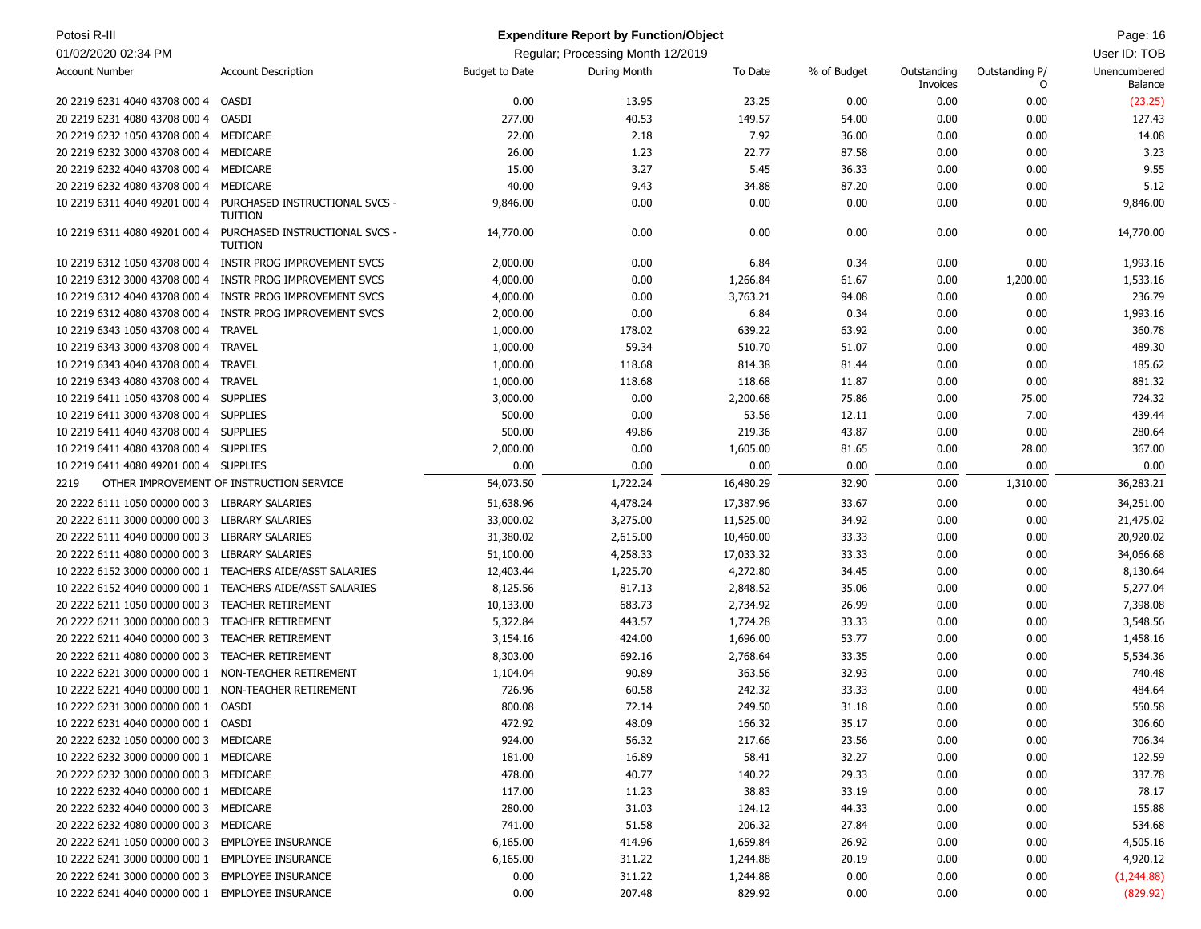| Account Number | Account Description | Budget to Date | During Month | To Date | % of Budget | Outstanding Invoices | Outstanding P/O | Unencumbered Balance |
|---|---|---|---|---|---|---|---|---|
| 20 2219 6231 4040 43708 000 4 | OASDI | 0.00 | 13.95 | 23.25 | 0.00 | 0.00 | 0.00 | (23.25) |
| 20 2219 6231 4080 43708 000 4 | OASDI | 277.00 | 40.53 | 149.57 | 54.00 | 0.00 | 0.00 | 127.43 |
| 20 2219 6232 1050 43708 000 4 | MEDICARE | 22.00 | 2.18 | 7.92 | 36.00 | 0.00 | 0.00 | 14.08 |
| 20 2219 6232 3000 43708 000 4 | MEDICARE | 26.00 | 1.23 | 22.77 | 87.58 | 0.00 | 0.00 | 3.23 |
| 20 2219 6232 4040 43708 000 4 | MEDICARE | 15.00 | 3.27 | 5.45 | 36.33 | 0.00 | 0.00 | 9.55 |
| 20 2219 6232 4080 43708 000 4 | MEDICARE | 40.00 | 9.43 | 34.88 | 87.20 | 0.00 | 0.00 | 5.12 |
| 10 2219 6311 4040 49201 000 4 | PURCHASED INSTRUCTIONAL SVCS - TUITION | 9,846.00 | 0.00 | 0.00 | 0.00 | 0.00 | 0.00 | 9,846.00 |
| 10 2219 6311 4080 49201 000 4 | PURCHASED INSTRUCTIONAL SVCS - TUITION | 14,770.00 | 0.00 | 0.00 | 0.00 | 0.00 | 0.00 | 14,770.00 |
| 10 2219 6312 1050 43708 000 4 | INSTR PROG IMPROVEMENT SVCS | 2,000.00 | 0.00 | 6.84 | 0.34 | 0.00 | 0.00 | 1,993.16 |
| 10 2219 6312 3000 43708 000 4 | INSTR PROG IMPROVEMENT SVCS | 4,000.00 | 0.00 | 1,266.84 | 61.67 | 0.00 | 1,200.00 | 1,533.16 |
| 10 2219 6312 4040 43708 000 4 | INSTR PROG IMPROVEMENT SVCS | 4,000.00 | 0.00 | 3,763.21 | 94.08 | 0.00 | 0.00 | 236.79 |
| 10 2219 6312 4080 43708 000 4 | INSTR PROG IMPROVEMENT SVCS | 2,000.00 | 0.00 | 6.84 | 0.34 | 0.00 | 0.00 | 1,993.16 |
| 10 2219 6343 1050 43708 000 4 | TRAVEL | 1,000.00 | 178.02 | 639.22 | 63.92 | 0.00 | 0.00 | 360.78 |
| 10 2219 6343 3000 43708 000 4 | TRAVEL | 1,000.00 | 59.34 | 510.70 | 51.07 | 0.00 | 0.00 | 489.30 |
| 10 2219 6343 4040 43708 000 4 | TRAVEL | 1,000.00 | 118.68 | 814.38 | 81.44 | 0.00 | 0.00 | 185.62 |
| 10 2219 6343 4080 43708 000 4 | TRAVEL | 1,000.00 | 118.68 | 118.68 | 11.87 | 0.00 | 0.00 | 881.32 |
| 10 2219 6411 1050 43708 000 4 | SUPPLIES | 3,000.00 | 0.00 | 2,200.68 | 75.86 | 0.00 | 75.00 | 724.32 |
| 10 2219 6411 3000 43708 000 4 | SUPPLIES | 500.00 | 0.00 | 53.56 | 12.11 | 0.00 | 7.00 | 439.44 |
| 10 2219 6411 4040 43708 000 4 | SUPPLIES | 500.00 | 49.86 | 219.36 | 43.87 | 0.00 | 0.00 | 280.64 |
| 10 2219 6411 4080 43708 000 4 | SUPPLIES | 2,000.00 | 0.00 | 1,605.00 | 81.65 | 0.00 | 28.00 | 367.00 |
| 10 2219 6411 4080 49201 000 4 | SUPPLIES | 0.00 | 0.00 | 0.00 | 0.00 | 0.00 | 0.00 | 0.00 |
| 2219 | OTHER IMPROVEMENT OF INSTRUCTION SERVICE | 54,073.50 | 1,722.24 | 16,480.29 | 32.90 | 0.00 | 1,310.00 | 36,283.21 |
| 20 2222 6111 1050 00000 000 3 | LIBRARY SALARIES | 51,638.96 | 4,478.24 | 17,387.96 | 33.67 | 0.00 | 0.00 | 34,251.00 |
| 20 2222 6111 3000 00000 000 3 | LIBRARY SALARIES | 33,000.02 | 3,275.00 | 11,525.00 | 34.92 | 0.00 | 0.00 | 21,475.02 |
| 20 2222 6111 4040 00000 000 3 | LIBRARY SALARIES | 31,380.02 | 2,615.00 | 10,460.00 | 33.33 | 0.00 | 0.00 | 20,920.02 |
| 20 2222 6111 4080 00000 000 3 | LIBRARY SALARIES | 51,100.00 | 4,258.33 | 17,033.32 | 33.33 | 0.00 | 0.00 | 34,066.68 |
| 10 2222 6152 3000 00000 000 1 | TEACHERS AIDE/ASST SALARIES | 12,403.44 | 1,225.70 | 4,272.80 | 34.45 | 0.00 | 0.00 | 8,130.64 |
| 10 2222 6152 4040 00000 000 1 | TEACHERS AIDE/ASST SALARIES | 8,125.56 | 817.13 | 2,848.52 | 35.06 | 0.00 | 0.00 | 5,277.04 |
| 20 2222 6211 1050 00000 000 3 | TEACHER RETIREMENT | 10,133.00 | 683.73 | 2,734.92 | 26.99 | 0.00 | 0.00 | 7,398.08 |
| 20 2222 6211 3000 00000 000 3 | TEACHER RETIREMENT | 5,322.84 | 443.57 | 1,774.28 | 33.33 | 0.00 | 0.00 | 3,548.56 |
| 20 2222 6211 4040 00000 000 3 | TEACHER RETIREMENT | 3,154.16 | 424.00 | 1,696.00 | 53.77 | 0.00 | 0.00 | 1,458.16 |
| 20 2222 6211 4080 00000 000 3 | TEACHER RETIREMENT | 8,303.00 | 692.16 | 2,768.64 | 33.35 | 0.00 | 0.00 | 5,534.36 |
| 10 2222 6221 3000 00000 000 1 | NON-TEACHER RETIREMENT | 1,104.04 | 90.89 | 363.56 | 32.93 | 0.00 | 0.00 | 740.48 |
| 10 2222 6221 4040 00000 000 1 | NON-TEACHER RETIREMENT | 726.96 | 60.58 | 242.32 | 33.33 | 0.00 | 0.00 | 484.64 |
| 10 2222 6231 3000 00000 000 1 | OASDI | 800.08 | 72.14 | 249.50 | 31.18 | 0.00 | 0.00 | 550.58 |
| 10 2222 6231 4040 00000 000 1 | OASDI | 472.92 | 48.09 | 166.32 | 35.17 | 0.00 | 0.00 | 306.60 |
| 20 2222 6232 1050 00000 000 3 | MEDICARE | 924.00 | 56.32 | 217.66 | 23.56 | 0.00 | 0.00 | 706.34 |
| 10 2222 6232 3000 00000 000 1 | MEDICARE | 181.00 | 16.89 | 58.41 | 32.27 | 0.00 | 0.00 | 122.59 |
| 20 2222 6232 3000 00000 000 3 | MEDICARE | 478.00 | 40.77 | 140.22 | 29.33 | 0.00 | 0.00 | 337.78 |
| 10 2222 6232 4040 00000 000 1 | MEDICARE | 117.00 | 11.23 | 38.83 | 33.19 | 0.00 | 0.00 | 78.17 |
| 20 2222 6232 4040 00000 000 3 | MEDICARE | 280.00 | 31.03 | 124.12 | 44.33 | 0.00 | 0.00 | 155.88 |
| 20 2222 6232 4080 00000 000 3 | MEDICARE | 741.00 | 51.58 | 206.32 | 27.84 | 0.00 | 0.00 | 534.68 |
| 20 2222 6241 1050 00000 000 3 | EMPLOYEE INSURANCE | 6,165.00 | 414.96 | 1,659.84 | 26.92 | 0.00 | 0.00 | 4,505.16 |
| 10 2222 6241 3000 00000 000 1 | EMPLOYEE INSURANCE | 6,165.00 | 311.22 | 1,244.88 | 20.19 | 0.00 | 0.00 | 4,920.12 |
| 20 2222 6241 3000 00000 000 3 | EMPLOYEE INSURANCE | 0.00 | 311.22 | 1,244.88 | 0.00 | 0.00 | 0.00 | (1,244.88) |
| 10 2222 6241 4040 00000 000 1 | EMPLOYEE INSURANCE | 0.00 | 207.48 | 829.92 | 0.00 | 0.00 | 0.00 | (829.92) |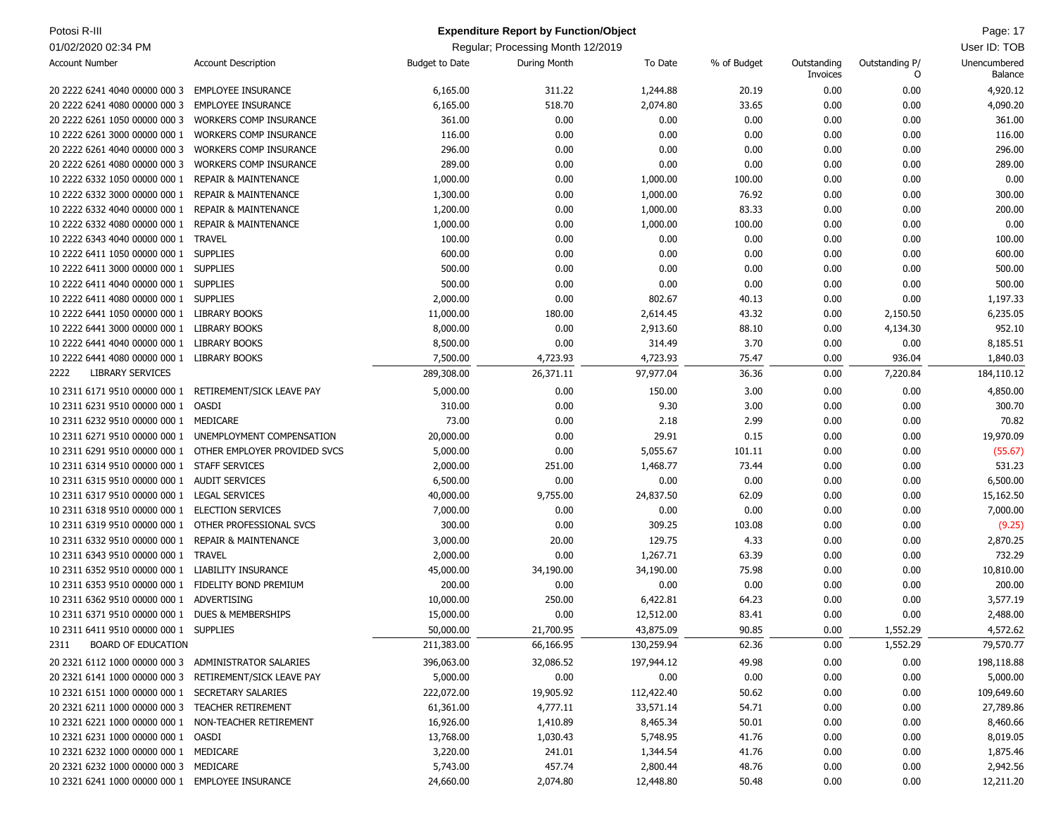**Expenditure Report by Function/Object**

Regular; Processing Month 12/2019

| Account Number | Account Description | Budget to Date | During Month | To Date | % of Budget | Outstanding Invoices | Outstanding P/O | Unencumbered Balance |
|---|---|---|---|---|---|---|---|---|
| 20 2222 6241 4040 00000 000 3 | EMPLOYEE INSURANCE | 6,165.00 | 311.22 | 1,244.88 | 20.19 | 0.00 | 0.00 | 4,920.12 |
| 20 2222 6241 4080 00000 000 3 | EMPLOYEE INSURANCE | 6,165.00 | 518.70 | 2,074.80 | 33.65 | 0.00 | 0.00 | 4,090.20 |
| 20 2222 6261 1050 00000 000 3 | WORKERS COMP INSURANCE | 361.00 | 0.00 | 0.00 | 0.00 | 0.00 | 0.00 | 361.00 |
| 10 2222 6261 3000 00000 000 1 | WORKERS COMP INSURANCE | 116.00 | 0.00 | 0.00 | 0.00 | 0.00 | 0.00 | 116.00 |
| 20 2222 6261 4040 00000 000 3 | WORKERS COMP INSURANCE | 296.00 | 0.00 | 0.00 | 0.00 | 0.00 | 0.00 | 296.00 |
| 20 2222 6261 4080 00000 000 3 | WORKERS COMP INSURANCE | 289.00 | 0.00 | 0.00 | 0.00 | 0.00 | 0.00 | 289.00 |
| 10 2222 6332 1050 00000 000 1 | REPAIR & MAINTENANCE | 1,000.00 | 0.00 | 1,000.00 | 100.00 | 0.00 | 0.00 | 0.00 |
| 10 2222 6332 3000 00000 000 1 | REPAIR & MAINTENANCE | 1,300.00 | 0.00 | 1,000.00 | 76.92 | 0.00 | 0.00 | 300.00 |
| 10 2222 6332 4040 00000 000 1 | REPAIR & MAINTENANCE | 1,200.00 | 0.00 | 1,000.00 | 83.33 | 0.00 | 0.00 | 200.00 |
| 10 2222 6332 4080 00000 000 1 | REPAIR & MAINTENANCE | 1,000.00 | 0.00 | 1,000.00 | 100.00 | 0.00 | 0.00 | 0.00 |
| 10 2222 6343 4040 00000 000 1 | TRAVEL | 100.00 | 0.00 | 0.00 | 0.00 | 0.00 | 0.00 | 100.00 |
| 10 2222 6411 1050 00000 000 1 | SUPPLIES | 600.00 | 0.00 | 0.00 | 0.00 | 0.00 | 0.00 | 600.00 |
| 10 2222 6411 3000 00000 000 1 | SUPPLIES | 500.00 | 0.00 | 0.00 | 0.00 | 0.00 | 0.00 | 500.00 |
| 10 2222 6411 4040 00000 000 1 | SUPPLIES | 500.00 | 0.00 | 0.00 | 0.00 | 0.00 | 0.00 | 500.00 |
| 10 2222 6411 4080 00000 000 1 | SUPPLIES | 2,000.00 | 0.00 | 802.67 | 40.13 | 0.00 | 0.00 | 1,197.33 |
| 10 2222 6441 1050 00000 000 1 | LIBRARY BOOKS | 11,000.00 | 180.00 | 2,614.45 | 43.32 | 0.00 | 2,150.50 | 6,235.05 |
| 10 2222 6441 3000 00000 000 1 | LIBRARY BOOKS | 8,000.00 | 0.00 | 2,913.60 | 88.10 | 0.00 | 4,134.30 | 952.10 |
| 10 2222 6441 4040 00000 000 1 | LIBRARY BOOKS | 8,500.00 | 0.00 | 314.49 | 3.70 | 0.00 | 0.00 | 8,185.51 |
| 10 2222 6441 4080 00000 000 1 | LIBRARY BOOKS | 7,500.00 | 4,723.93 | 4,723.93 | 75.47 | 0.00 | 936.04 | 1,840.03 |
| 2222 | LIBRARY SERVICES | 289,308.00 | 26,371.11 | 97,977.04 | 36.36 | 0.00 | 7,220.84 | 184,110.12 |
| 10 2311 6171 9510 00000 000 1 | RETIREMENT/SICK LEAVE PAY | 5,000.00 | 0.00 | 150.00 | 3.00 | 0.00 | 0.00 | 4,850.00 |
| 10 2311 6231 9510 00000 000 1 | OASDI | 310.00 | 0.00 | 9.30 | 3.00 | 0.00 | 0.00 | 300.70 |
| 10 2311 6232 9510 00000 000 1 | MEDICARE | 73.00 | 0.00 | 2.18 | 2.99 | 0.00 | 0.00 | 70.82 |
| 10 2311 6271 9510 00000 000 1 | UNEMPLOYMENT COMPENSATION | 20,000.00 | 0.00 | 29.91 | 0.15 | 0.00 | 0.00 | 19,970.09 |
| 10 2311 6291 9510 00000 000 1 | OTHER EMPLOYER PROVIDED SVCS | 5,000.00 | 0.00 | 5,055.67 | 101.11 | 0.00 | 0.00 | (55.67) |
| 10 2311 6314 9510 00000 000 1 | STAFF SERVICES | 2,000.00 | 251.00 | 1,468.77 | 73.44 | 0.00 | 0.00 | 531.23 |
| 10 2311 6315 9510 00000 000 1 | AUDIT SERVICES | 6,500.00 | 0.00 | 0.00 | 0.00 | 0.00 | 0.00 | 6,500.00 |
| 10 2311 6317 9510 00000 000 1 | LEGAL SERVICES | 40,000.00 | 9,755.00 | 24,837.50 | 62.09 | 0.00 | 0.00 | 15,162.50 |
| 10 2311 6318 9510 00000 000 1 | ELECTION SERVICES | 7,000.00 | 0.00 | 0.00 | 0.00 | 0.00 | 0.00 | 7,000.00 |
| 10 2311 6319 9510 00000 000 1 | OTHER PROFESSIONAL SVCS | 300.00 | 0.00 | 309.25 | 103.08 | 0.00 | 0.00 | (9.25) |
| 10 2311 6332 9510 00000 000 1 | REPAIR & MAINTENANCE | 3,000.00 | 20.00 | 129.75 | 4.33 | 0.00 | 0.00 | 2,870.25 |
| 10 2311 6343 9510 00000 000 1 | TRAVEL | 2,000.00 | 0.00 | 1,267.71 | 63.39 | 0.00 | 0.00 | 732.29 |
| 10 2311 6352 9510 00000 000 1 | LIABILITY INSURANCE | 45,000.00 | 34,190.00 | 34,190.00 | 75.98 | 0.00 | 0.00 | 10,810.00 |
| 10 2311 6353 9510 00000 000 1 | FIDELITY BOND PREMIUM | 200.00 | 0.00 | 0.00 | 0.00 | 0.00 | 0.00 | 200.00 |
| 10 2311 6362 9510 00000 000 1 | ADVERTISING | 10,000.00 | 250.00 | 6,422.81 | 64.23 | 0.00 | 0.00 | 3,577.19 |
| 10 2311 6371 9510 00000 000 1 | DUES & MEMBERSHIPS | 15,000.00 | 0.00 | 12,512.00 | 83.41 | 0.00 | 0.00 | 2,488.00 |
| 10 2311 6411 9510 00000 000 1 | SUPPLIES | 50,000.00 | 21,700.95 | 43,875.09 | 90.85 | 0.00 | 1,552.29 | 4,572.62 |
| 2311 | BOARD OF EDUCATION | 211,383.00 | 66,166.95 | 130,259.94 | 62.36 | 0.00 | 1,552.29 | 79,570.77 |
| 20 2321 6112 1000 00000 000 3 | ADMINISTRATOR SALARIES | 396,063.00 | 32,086.52 | 197,944.12 | 49.98 | 0.00 | 0.00 | 198,118.88 |
| 20 2321 6141 1000 00000 000 3 | RETIREMENT/SICK LEAVE PAY | 5,000.00 | 0.00 | 0.00 | 0.00 | 0.00 | 0.00 | 5,000.00 |
| 10 2321 6151 1000 00000 000 1 | SECRETARY SALARIES | 222,072.00 | 19,905.92 | 112,422.40 | 50.62 | 0.00 | 0.00 | 109,649.60 |
| 20 2321 6211 1000 00000 000 3 | TEACHER RETIREMENT | 61,361.00 | 4,777.11 | 33,571.14 | 54.71 | 0.00 | 0.00 | 27,789.86 |
| 10 2321 6221 1000 00000 000 1 | NON-TEACHER RETIREMENT | 16,926.00 | 1,410.89 | 8,465.34 | 50.01 | 0.00 | 0.00 | 8,460.66 |
| 10 2321 6231 1000 00000 000 1 | OASDI | 13,768.00 | 1,030.43 | 5,748.95 | 41.76 | 0.00 | 0.00 | 8,019.05 |
| 10 2321 6232 1000 00000 000 1 | MEDICARE | 3,220.00 | 241.01 | 1,344.54 | 41.76 | 0.00 | 0.00 | 1,875.46 |
| 20 2321 6232 1000 00000 000 3 | MEDICARE | 5,743.00 | 457.74 | 2,800.44 | 48.76 | 0.00 | 0.00 | 2,942.56 |
| 10 2321 6241 1000 00000 000 1 | EMPLOYEE INSURANCE | 24,660.00 | 2,074.80 | 12,448.80 | 50.48 | 0.00 | 0.00 | 12,211.20 |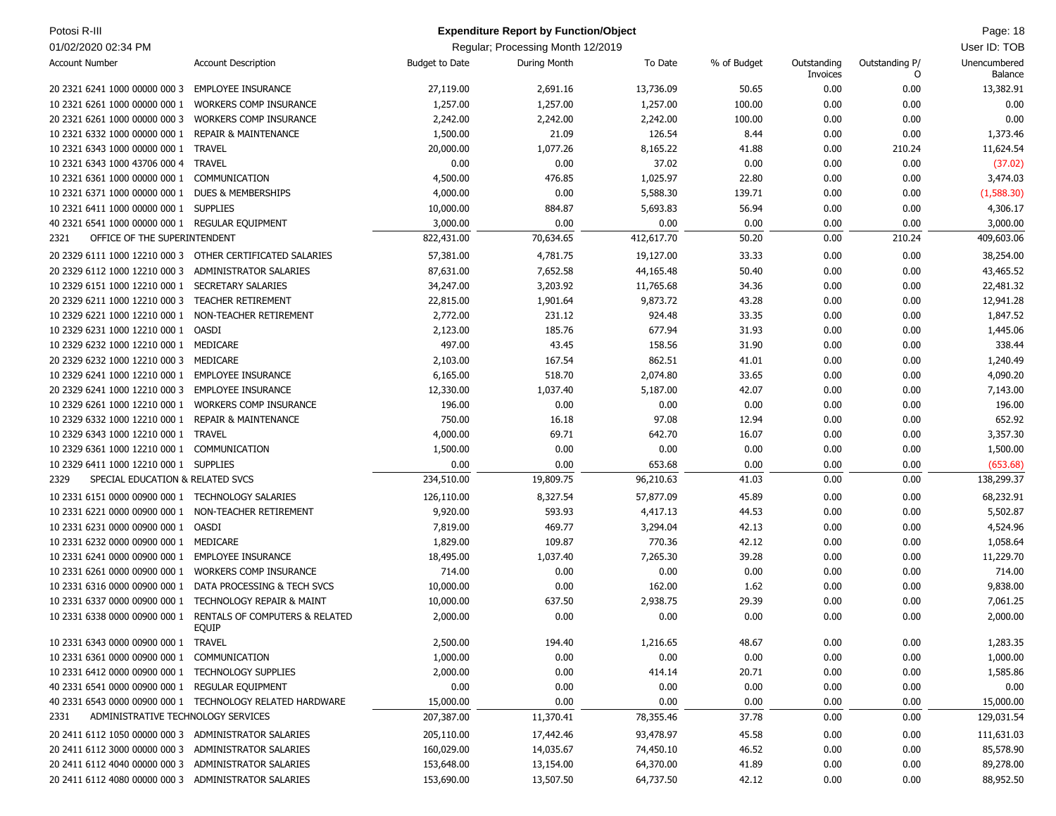| Account Number | Account Description | Budget to Date | During Month | To Date | % of Budget | Outstanding Invoices | Outstanding P/O | Unencumbered Balance |
|---|---|---|---|---|---|---|---|---|
| 20 2321 6241 1000 00000 000 3 | EMPLOYEE INSURANCE | 27,119.00 | 2,691.16 | 13,736.09 | 50.65 | 0.00 | 0.00 | 13,382.91 |
| 10 2321 6261 1000 00000 000 1 | WORKERS COMP INSURANCE | 1,257.00 | 1,257.00 | 1,257.00 | 100.00 | 0.00 | 0.00 | 0.00 |
| 20 2321 6261 1000 00000 000 3 | WORKERS COMP INSURANCE | 2,242.00 | 2,242.00 | 2,242.00 | 100.00 | 0.00 | 0.00 | 0.00 |
| 10 2321 6332 1000 00000 000 1 | REPAIR & MAINTENANCE | 1,500.00 | 21.09 | 126.54 | 8.44 | 0.00 | 0.00 | 1,373.46 |
| 10 2321 6343 1000 00000 000 1 | TRAVEL | 20,000.00 | 1,077.26 | 8,165.22 | 41.88 | 0.00 | 210.24 | 11,624.54 |
| 10 2321 6343 1000 43706 000 4 | TRAVEL | 0.00 | 0.00 | 37.02 | 0.00 | 0.00 | 0.00 | (37.02) |
| 10 2321 6361 1000 00000 000 1 | COMMUNICATION | 4,500.00 | 476.85 | 1,025.97 | 22.80 | 0.00 | 0.00 | 3,474.03 |
| 10 2321 6371 1000 00000 000 1 | DUES & MEMBERSHIPS | 4,000.00 | 0.00 | 5,588.30 | 139.71 | 0.00 | 0.00 | (1,588.30) |
| 10 2321 6411 1000 00000 000 1 | SUPPLIES | 10,000.00 | 884.87 | 5,693.83 | 56.94 | 0.00 | 0.00 | 4,306.17 |
| 40 2321 6541 1000 00000 000 1 | REGULAR EQUIPMENT | 3,000.00 | 0.00 | 0.00 | 0.00 | 0.00 | 0.00 | 3,000.00 |
| 2321 | OFFICE OF THE SUPERINTENDENT | 822,431.00 | 70,634.65 | 412,617.70 | 50.20 | 0.00 | 210.24 | 409,603.06 |
| 20 2329 6111 1000 12210 000 3 | OTHER CERTIFICATED SALARIES | 57,381.00 | 4,781.75 | 19,127.00 | 33.33 | 0.00 | 0.00 | 38,254.00 |
| 20 2329 6112 1000 12210 000 3 | ADMINISTRATOR SALARIES | 87,631.00 | 7,652.58 | 44,165.48 | 50.40 | 0.00 | 0.00 | 43,465.52 |
| 10 2329 6151 1000 12210 000 1 | SECRETARY SALARIES | 34,247.00 | 3,203.92 | 11,765.68 | 34.36 | 0.00 | 0.00 | 22,481.32 |
| 20 2329 6211 1000 12210 000 3 | TEACHER RETIREMENT | 22,815.00 | 1,901.64 | 9,873.72 | 43.28 | 0.00 | 0.00 | 12,941.28 |
| 10 2329 6221 1000 12210 000 1 | NON-TEACHER RETIREMENT | 2,772.00 | 231.12 | 924.48 | 33.35 | 0.00 | 0.00 | 1,847.52 |
| 10 2329 6231 1000 12210 000 1 | OASDI | 2,123.00 | 185.76 | 677.94 | 31.93 | 0.00 | 0.00 | 1,445.06 |
| 10 2329 6232 1000 12210 000 1 | MEDICARE | 497.00 | 43.45 | 158.56 | 31.90 | 0.00 | 0.00 | 338.44 |
| 20 2329 6232 1000 12210 000 3 | MEDICARE | 2,103.00 | 167.54 | 862.51 | 41.01 | 0.00 | 0.00 | 1,240.49 |
| 10 2329 6241 1000 12210 000 1 | EMPLOYEE INSURANCE | 6,165.00 | 518.70 | 2,074.80 | 33.65 | 0.00 | 0.00 | 4,090.20 |
| 20 2329 6241 1000 12210 000 3 | EMPLOYEE INSURANCE | 12,330.00 | 1,037.40 | 5,187.00 | 42.07 | 0.00 | 0.00 | 7,143.00 |
| 10 2329 6261 1000 12210 000 1 | WORKERS COMP INSURANCE | 196.00 | 0.00 | 0.00 | 0.00 | 0.00 | 0.00 | 196.00 |
| 10 2329 6332 1000 12210 000 1 | REPAIR & MAINTENANCE | 750.00 | 16.18 | 97.08 | 12.94 | 0.00 | 0.00 | 652.92 |
| 10 2329 6343 1000 12210 000 1 | TRAVEL | 4,000.00 | 69.71 | 642.70 | 16.07 | 0.00 | 0.00 | 3,357.30 |
| 10 2329 6361 1000 12210 000 1 | COMMUNICATION | 1,500.00 | 0.00 | 0.00 | 0.00 | 0.00 | 0.00 | 1,500.00 |
| 10 2329 6411 1000 12210 000 1 | SUPPLIES | 0.00 | 0.00 | 653.68 | 0.00 | 0.00 | 0.00 | (653.68) |
| 2329 | SPECIAL EDUCATION & RELATED SVCS | 234,510.00 | 19,809.75 | 96,210.63 | 41.03 | 0.00 | 0.00 | 138,299.37 |
| 10 2331 6151 0000 00900 000 1 | TECHNOLOGY SALARIES | 126,110.00 | 8,327.54 | 57,877.09 | 45.89 | 0.00 | 0.00 | 68,232.91 |
| 10 2331 6221 0000 00900 000 1 | NON-TEACHER RETIREMENT | 9,920.00 | 593.93 | 4,417.13 | 44.53 | 0.00 | 0.00 | 5,502.87 |
| 10 2331 6231 0000 00900 000 1 | OASDI | 7,819.00 | 469.77 | 3,294.04 | 42.13 | 0.00 | 0.00 | 4,524.96 |
| 10 2331 6232 0000 00900 000 1 | MEDICARE | 1,829.00 | 109.87 | 770.36 | 42.12 | 0.00 | 0.00 | 1,058.64 |
| 10 2331 6241 0000 00900 000 1 | EMPLOYEE INSURANCE | 18,495.00 | 1,037.40 | 7,265.30 | 39.28 | 0.00 | 0.00 | 11,229.70 |
| 10 2331 6261 0000 00900 000 1 | WORKERS COMP INSURANCE | 714.00 | 0.00 | 0.00 | 0.00 | 0.00 | 0.00 | 714.00 |
| 10 2331 6316 0000 00900 000 1 | DATA PROCESSING & TECH SVCS | 10,000.00 | 0.00 | 162.00 | 1.62 | 0.00 | 0.00 | 9,838.00 |
| 10 2331 6337 0000 00900 000 1 | TECHNOLOGY REPAIR & MAINT | 10,000.00 | 637.50 | 2,938.75 | 29.39 | 0.00 | 0.00 | 7,061.25 |
| 10 2331 6338 0000 00900 000 1 | RENTALS OF COMPUTERS & RELATED EQUIP | 2,000.00 | 0.00 | 0.00 | 0.00 | 0.00 | 0.00 | 2,000.00 |
| 10 2331 6343 0000 00900 000 1 | TRAVEL | 2,500.00 | 194.40 | 1,216.65 | 48.67 | 0.00 | 0.00 | 1,283.35 |
| 10 2331 6361 0000 00900 000 1 | COMMUNICATION | 1,000.00 | 0.00 | 0.00 | 0.00 | 0.00 | 0.00 | 1,000.00 |
| 10 2331 6412 0000 00900 000 1 | TECHNOLOGY SUPPLIES | 2,000.00 | 0.00 | 414.14 | 20.71 | 0.00 | 0.00 | 1,585.86 |
| 40 2331 6541 0000 00900 000 1 | REGULAR EQUIPMENT | 0.00 | 0.00 | 0.00 | 0.00 | 0.00 | 0.00 | 0.00 |
| 40 2331 6543 0000 00900 000 1 | TECHNOLOGY RELATED HARDWARE | 15,000.00 | 0.00 | 0.00 | 0.00 | 0.00 | 0.00 | 15,000.00 |
| 2331 | ADMINISTRATIVE TECHNOLOGY SERVICES | 207,387.00 | 11,370.41 | 78,355.46 | 37.78 | 0.00 | 0.00 | 129,031.54 |
| 20 2411 6112 1050 00000 000 3 | ADMINISTRATOR SALARIES | 205,110.00 | 17,442.46 | 93,478.97 | 45.58 | 0.00 | 0.00 | 111,631.03 |
| 20 2411 6112 3000 00000 000 3 | ADMINISTRATOR SALARIES | 160,029.00 | 14,035.67 | 74,450.10 | 46.52 | 0.00 | 0.00 | 85,578.90 |
| 20 2411 6112 4040 00000 000 3 | ADMINISTRATOR SALARIES | 153,648.00 | 13,154.00 | 64,370.00 | 41.89 | 0.00 | 0.00 | 89,278.00 |
| 20 2411 6112 4080 00000 000 3 | ADMINISTRATOR SALARIES | 153,690.00 | 13,507.50 | 64,737.50 | 42.12 | 0.00 | 0.00 | 88,952.50 |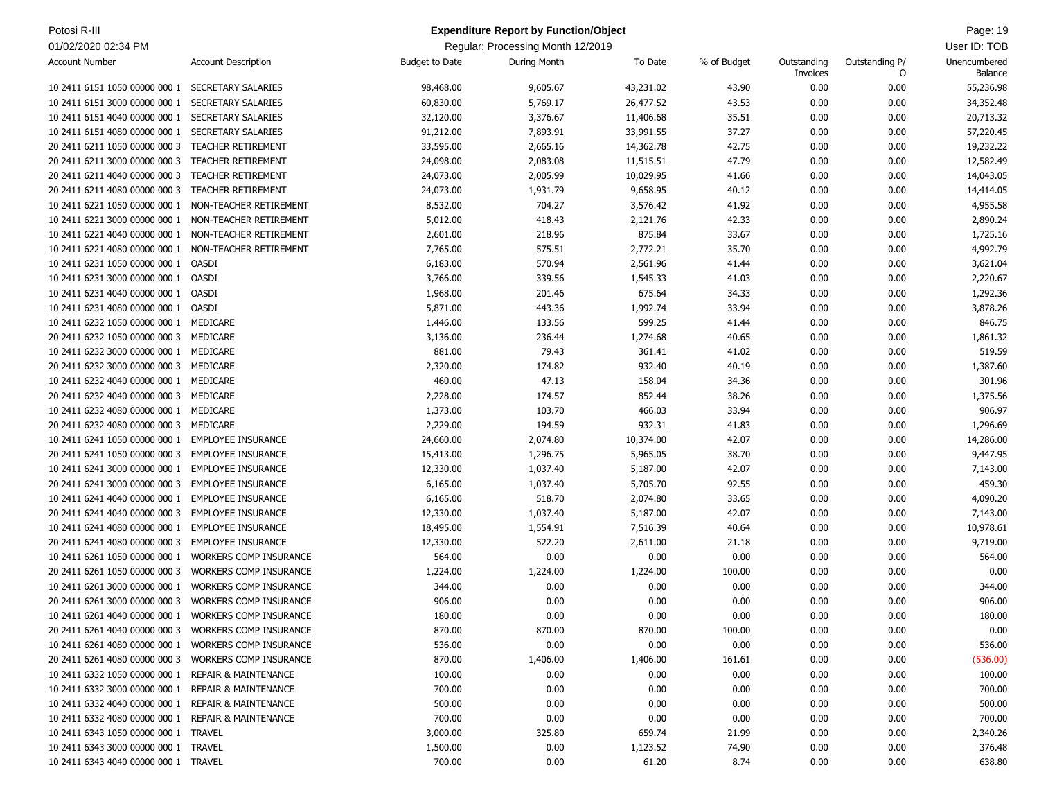Potosi R-III

01/02/2020 02:34 PM

**Expenditure Report by Function/Object**

Regular; Processing Month 12/2019

User ID: TOB

| Account Number | Account Description | Budget to Date | During Month | To Date | % of Budget | Outstanding Invoices | Outstanding P/O | Unencumbered Balance |
|---|---|---|---|---|---|---|---|---|
| 10 2411 6151 1050 00000 000 1 | SECRETARY SALARIES | 98,468.00 | 9,605.67 | 43,231.02 | 43.90 | 0.00 | 0.00 | 55,236.98 |
| 10 2411 6151 3000 00000 000 1 | SECRETARY SALARIES | 60,830.00 | 5,769.17 | 26,477.52 | 43.53 | 0.00 | 0.00 | 34,352.48 |
| 10 2411 6151 4040 00000 000 1 | SECRETARY SALARIES | 32,120.00 | 3,376.67 | 11,406.68 | 35.51 | 0.00 | 0.00 | 20,713.32 |
| 10 2411 6151 4080 00000 000 1 | SECRETARY SALARIES | 91,212.00 | 7,893.91 | 33,991.55 | 37.27 | 0.00 | 0.00 | 57,220.45 |
| 20 2411 6211 1050 00000 000 3 | TEACHER RETIREMENT | 33,595.00 | 2,665.16 | 14,362.78 | 42.75 | 0.00 | 0.00 | 19,232.22 |
| 20 2411 6211 3000 00000 000 3 | TEACHER RETIREMENT | 24,098.00 | 2,083.08 | 11,515.51 | 47.79 | 0.00 | 0.00 | 12,582.49 |
| 20 2411 6211 4040 00000 000 3 | TEACHER RETIREMENT | 24,073.00 | 2,005.99 | 10,029.95 | 41.66 | 0.00 | 0.00 | 14,043.05 |
| 20 2411 6211 4080 00000 000 3 | TEACHER RETIREMENT | 24,073.00 | 1,931.79 | 9,658.95 | 40.12 | 0.00 | 0.00 | 14,414.05 |
| 10 2411 6221 1050 00000 000 1 | NON-TEACHER RETIREMENT | 8,532.00 | 704.27 | 3,576.42 | 41.92 | 0.00 | 0.00 | 4,955.58 |
| 10 2411 6221 3000 00000 000 1 | NON-TEACHER RETIREMENT | 5,012.00 | 418.43 | 2,121.76 | 42.33 | 0.00 | 0.00 | 2,890.24 |
| 10 2411 6221 4040 00000 000 1 | NON-TEACHER RETIREMENT | 2,601.00 | 218.96 | 875.84 | 33.67 | 0.00 | 0.00 | 1,725.16 |
| 10 2411 6221 4080 00000 000 1 | NON-TEACHER RETIREMENT | 7,765.00 | 575.51 | 2,772.21 | 35.70 | 0.00 | 0.00 | 4,992.79 |
| 10 2411 6231 1050 00000 000 1 | OASDI | 6,183.00 | 570.94 | 2,561.96 | 41.44 | 0.00 | 0.00 | 3,621.04 |
| 10 2411 6231 3000 00000 000 1 | OASDI | 3,766.00 | 339.56 | 1,545.33 | 41.03 | 0.00 | 0.00 | 2,220.67 |
| 10 2411 6231 4040 00000 000 1 | OASDI | 1,968.00 | 201.46 | 675.64 | 34.33 | 0.00 | 0.00 | 1,292.36 |
| 10 2411 6231 4080 00000 000 1 | OASDI | 5,871.00 | 443.36 | 1,992.74 | 33.94 | 0.00 | 0.00 | 3,878.26 |
| 10 2411 6232 1050 00000 000 1 | MEDICARE | 1,446.00 | 133.56 | 599.25 | 41.44 | 0.00 | 0.00 | 846.75 |
| 20 2411 6232 1050 00000 000 3 | MEDICARE | 3,136.00 | 236.44 | 1,274.68 | 40.65 | 0.00 | 0.00 | 1,861.32 |
| 10 2411 6232 3000 00000 000 1 | MEDICARE | 881.00 | 79.43 | 361.41 | 41.02 | 0.00 | 0.00 | 519.59 |
| 20 2411 6232 3000 00000 000 3 | MEDICARE | 2,320.00 | 174.82 | 932.40 | 40.19 | 0.00 | 0.00 | 1,387.60 |
| 10 2411 6232 4040 00000 000 1 | MEDICARE | 460.00 | 47.13 | 158.04 | 34.36 | 0.00 | 0.00 | 301.96 |
| 20 2411 6232 4040 00000 000 3 | MEDICARE | 2,228.00 | 174.57 | 852.44 | 38.26 | 0.00 | 0.00 | 1,375.56 |
| 10 2411 6232 4080 00000 000 1 | MEDICARE | 1,373.00 | 103.70 | 466.03 | 33.94 | 0.00 | 0.00 | 906.97 |
| 20 2411 6232 4080 00000 000 3 | MEDICARE | 2,229.00 | 194.59 | 932.31 | 41.83 | 0.00 | 0.00 | 1,296.69 |
| 10 2411 6241 1050 00000 000 1 | EMPLOYEE INSURANCE | 24,660.00 | 2,074.80 | 10,374.00 | 42.07 | 0.00 | 0.00 | 14,286.00 |
| 20 2411 6241 1050 00000 000 3 | EMPLOYEE INSURANCE | 15,413.00 | 1,296.75 | 5,965.05 | 38.70 | 0.00 | 0.00 | 9,447.95 |
| 10 2411 6241 3000 00000 000 1 | EMPLOYEE INSURANCE | 12,330.00 | 1,037.40 | 5,187.00 | 42.07 | 0.00 | 0.00 | 7,143.00 |
| 20 2411 6241 3000 00000 000 3 | EMPLOYEE INSURANCE | 6,165.00 | 1,037.40 | 5,705.70 | 92.55 | 0.00 | 0.00 | 459.30 |
| 10 2411 6241 4040 00000 000 1 | EMPLOYEE INSURANCE | 6,165.00 | 518.70 | 2,074.80 | 33.65 | 0.00 | 0.00 | 4,090.20 |
| 20 2411 6241 4040 00000 000 3 | EMPLOYEE INSURANCE | 12,330.00 | 1,037.40 | 5,187.00 | 42.07 | 0.00 | 0.00 | 7,143.00 |
| 10 2411 6241 4080 00000 000 1 | EMPLOYEE INSURANCE | 18,495.00 | 1,554.91 | 7,516.39 | 40.64 | 0.00 | 0.00 | 10,978.61 |
| 20 2411 6241 4080 00000 000 3 | EMPLOYEE INSURANCE | 12,330.00 | 522.20 | 2,611.00 | 21.18 | 0.00 | 0.00 | 9,719.00 |
| 10 2411 6261 1050 00000 000 1 | WORKERS COMP INSURANCE | 564.00 | 0.00 | 0.00 | 0.00 | 0.00 | 0.00 | 564.00 |
| 20 2411 6261 1050 00000 000 3 | WORKERS COMP INSURANCE | 1,224.00 | 1,224.00 | 1,224.00 | 100.00 | 0.00 | 0.00 | 0.00 |
| 10 2411 6261 3000 00000 000 1 | WORKERS COMP INSURANCE | 344.00 | 0.00 | 0.00 | 0.00 | 0.00 | 0.00 | 344.00 |
| 20 2411 6261 3000 00000 000 3 | WORKERS COMP INSURANCE | 906.00 | 0.00 | 0.00 | 0.00 | 0.00 | 0.00 | 906.00 |
| 10 2411 6261 4040 00000 000 1 | WORKERS COMP INSURANCE | 180.00 | 0.00 | 0.00 | 0.00 | 0.00 | 0.00 | 180.00 |
| 20 2411 6261 4040 00000 000 3 | WORKERS COMP INSURANCE | 870.00 | 870.00 | 870.00 | 100.00 | 0.00 | 0.00 | 0.00 |
| 10 2411 6261 4080 00000 000 1 | WORKERS COMP INSURANCE | 536.00 | 0.00 | 0.00 | 0.00 | 0.00 | 0.00 | 536.00 |
| 20 2411 6261 4080 00000 000 3 | WORKERS COMP INSURANCE | 870.00 | 1,406.00 | 1,406.00 | 161.61 | 0.00 | 0.00 | (536.00) |
| 10 2411 6332 1050 00000 000 1 | REPAIR & MAINTENANCE | 100.00 | 0.00 | 0.00 | 0.00 | 0.00 | 0.00 | 100.00 |
| 10 2411 6332 3000 00000 000 1 | REPAIR & MAINTENANCE | 700.00 | 0.00 | 0.00 | 0.00 | 0.00 | 0.00 | 700.00 |
| 10 2411 6332 4040 00000 000 1 | REPAIR & MAINTENANCE | 500.00 | 0.00 | 0.00 | 0.00 | 0.00 | 0.00 | 500.00 |
| 10 2411 6332 4080 00000 000 1 | REPAIR & MAINTENANCE | 700.00 | 0.00 | 0.00 | 0.00 | 0.00 | 0.00 | 700.00 |
| 10 2411 6343 1050 00000 000 1 | TRAVEL | 3,000.00 | 325.80 | 659.74 | 21.99 | 0.00 | 0.00 | 2,340.26 |
| 10 2411 6343 3000 00000 000 1 | TRAVEL | 1,500.00 | 0.00 | 1,123.52 | 74.90 | 0.00 | 0.00 | 376.48 |
| 10 2411 6343 4040 00000 000 1 | TRAVEL | 700.00 | 0.00 | 61.20 | 8.74 | 0.00 | 0.00 | 638.80 |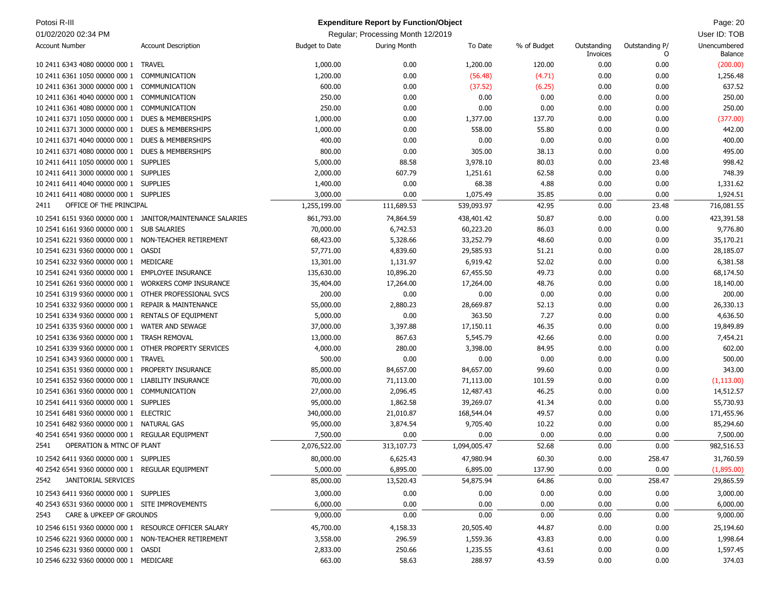| Account Number | Account Description | Budget to Date | During Month | To Date | % of Budget | Outstanding Invoices | Outstanding P/O | Unencumbered Balance |
|---|---|---|---|---|---|---|---|---|
| 10 2411 6343 4080 00000 000 1 | TRAVEL | 1,000.00 | 0.00 | 1,200.00 | 120.00 | 0.00 | 0.00 | (200.00) |
| 10 2411 6361 1050 00000 000 1 | COMMUNICATION | 1,200.00 | 0.00 | (56.48) | (4.71) | 0.00 | 0.00 | 1,256.48 |
| 10 2411 6361 3000 00000 000 1 | COMMUNICATION | 600.00 | 0.00 | (37.52) | (6.25) | 0.00 | 0.00 | 637.52 |
| 10 2411 6361 4040 00000 000 1 | COMMUNICATION | 250.00 | 0.00 | 0.00 | 0.00 | 0.00 | 0.00 | 250.00 |
| 10 2411 6361 4080 00000 000 1 | COMMUNICATION | 250.00 | 0.00 | 0.00 | 0.00 | 0.00 | 0.00 | 250.00 |
| 10 2411 6371 1050 00000 000 1 | DUES & MEMBERSHIPS | 1,000.00 | 0.00 | 1,377.00 | 137.70 | 0.00 | 0.00 | (377.00) |
| 10 2411 6371 3000 00000 000 1 | DUES & MEMBERSHIPS | 1,000.00 | 0.00 | 558.00 | 55.80 | 0.00 | 0.00 | 442.00 |
| 10 2411 6371 4040 00000 000 1 | DUES & MEMBERSHIPS | 400.00 | 0.00 | 0.00 | 0.00 | 0.00 | 0.00 | 400.00 |
| 10 2411 6371 4080 00000 000 1 | DUES & MEMBERSHIPS | 800.00 | 0.00 | 305.00 | 38.13 | 0.00 | 0.00 | 495.00 |
| 10 2411 6411 1050 00000 000 1 | SUPPLIES | 5,000.00 | 88.58 | 3,978.10 | 80.03 | 0.00 | 23.48 | 998.42 |
| 10 2411 6411 3000 00000 000 1 | SUPPLIES | 2,000.00 | 607.79 | 1,251.61 | 62.58 | 0.00 | 0.00 | 748.39 |
| 10 2411 6411 4040 00000 000 1 | SUPPLIES | 1,400.00 | 0.00 | 68.38 | 4.88 | 0.00 | 0.00 | 1,331.62 |
| 10 2411 6411 4080 00000 000 1 | SUPPLIES | 3,000.00 | 0.00 | 1,075.49 | 35.85 | 0.00 | 0.00 | 1,924.51 |
| 2411 | OFFICE OF THE PRINCIPAL | 1,255,199.00 | 111,689.53 | 539,093.97 | 42.95 | 0.00 | 23.48 | 716,081.55 |
| 10 2541 6151 9360 00000 000 1 | JANITOR/MAINTENANCE SALARIES | 861,793.00 | 74,864.59 | 438,401.42 | 50.87 | 0.00 | 0.00 | 423,391.58 |
| 10 2541 6161 9360 00000 000 1 | SUB SALARIES | 70,000.00 | 6,742.53 | 60,223.20 | 86.03 | 0.00 | 0.00 | 9,776.80 |
| 10 2541 6221 9360 00000 000 1 | NON-TEACHER RETIREMENT | 68,423.00 | 5,328.66 | 33,252.79 | 48.60 | 0.00 | 0.00 | 35,170.21 |
| 10 2541 6231 9360 00000 000 1 | OASDI | 57,771.00 | 4,839.60 | 29,585.93 | 51.21 | 0.00 | 0.00 | 28,185.07 |
| 10 2541 6232 9360 00000 000 1 | MEDICARE | 13,301.00 | 1,131.97 | 6,919.42 | 52.02 | 0.00 | 0.00 | 6,381.58 |
| 10 2541 6241 9360 00000 000 1 | EMPLOYEE INSURANCE | 135,630.00 | 10,896.20 | 67,455.50 | 49.73 | 0.00 | 0.00 | 68,174.50 |
| 10 2541 6261 9360 00000 000 1 | WORKERS COMP INSURANCE | 35,404.00 | 17,264.00 | 17,264.00 | 48.76 | 0.00 | 0.00 | 18,140.00 |
| 10 2541 6319 9360 00000 000 1 | OTHER PROFESSIONAL SVCS | 200.00 | 0.00 | 0.00 | 0.00 | 0.00 | 0.00 | 200.00 |
| 10 2541 6332 9360 00000 000 1 | REPAIR & MAINTENANCE | 55,000.00 | 2,880.23 | 28,669.87 | 52.13 | 0.00 | 0.00 | 26,330.13 |
| 10 2541 6334 9360 00000 000 1 | RENTALS OF EQUIPMENT | 5,000.00 | 0.00 | 363.50 | 7.27 | 0.00 | 0.00 | 4,636.50 |
| 10 2541 6335 9360 00000 000 1 | WATER AND SEWAGE | 37,000.00 | 3,397.88 | 17,150.11 | 46.35 | 0.00 | 0.00 | 19,849.89 |
| 10 2541 6336 9360 00000 000 1 | TRASH REMOVAL | 13,000.00 | 867.63 | 5,545.79 | 42.66 | 0.00 | 0.00 | 7,454.21 |
| 10 2541 6339 9360 00000 000 1 | OTHER PROPERTY SERVICES | 4,000.00 | 280.00 | 3,398.00 | 84.95 | 0.00 | 0.00 | 602.00 |
| 10 2541 6343 9360 00000 000 1 | TRAVEL | 500.00 | 0.00 | 0.00 | 0.00 | 0.00 | 0.00 | 500.00 |
| 10 2541 6351 9360 00000 000 1 | PROPERTY INSURANCE | 85,000.00 | 84,657.00 | 84,657.00 | 99.60 | 0.00 | 0.00 | 343.00 |
| 10 2541 6352 9360 00000 000 1 | LIABILITY INSURANCE | 70,000.00 | 71,113.00 | 71,113.00 | 101.59 | 0.00 | 0.00 | (1,113.00) |
| 10 2541 6361 9360 00000 000 1 | COMMUNICATION | 27,000.00 | 2,096.45 | 12,487.43 | 46.25 | 0.00 | 0.00 | 14,512.57 |
| 10 2541 6411 9360 00000 000 1 | SUPPLIES | 95,000.00 | 1,862.58 | 39,269.07 | 41.34 | 0.00 | 0.00 | 55,730.93 |
| 10 2541 6481 9360 00000 000 1 | ELECTRIC | 340,000.00 | 21,010.87 | 168,544.04 | 49.57 | 0.00 | 0.00 | 171,455.96 |
| 10 2541 6482 9360 00000 000 1 | NATURAL GAS | 95,000.00 | 3,874.54 | 9,705.40 | 10.22 | 0.00 | 0.00 | 85,294.60 |
| 40 2541 6541 9360 00000 000 1 | REGULAR EQUIPMENT | 7,500.00 | 0.00 | 0.00 | 0.00 | 0.00 | 0.00 | 7,500.00 |
| 2541 | OPERATION & MTNC OF PLANT | 2,076,522.00 | 313,107.73 | 1,094,005.47 | 52.68 | 0.00 | 0.00 | 982,516.53 |
| 10 2542 6411 9360 00000 000 1 | SUPPLIES | 80,000.00 | 6,625.43 | 47,980.94 | 60.30 | 0.00 | 258.47 | 31,760.59 |
| 40 2542 6541 9360 00000 000 1 | REGULAR EQUIPMENT | 5,000.00 | 6,895.00 | 6,895.00 | 137.90 | 0.00 | 0.00 | (1,895.00) |
| 2542 | JANITORIAL SERVICES | 85,000.00 | 13,520.43 | 54,875.94 | 64.86 | 0.00 | 258.47 | 29,865.59 |
| 10 2543 6411 9360 00000 000 1 | SUPPLIES | 3,000.00 | 0.00 | 0.00 | 0.00 | 0.00 | 0.00 | 3,000.00 |
| 40 2543 6531 9360 00000 000 1 | SITE IMPROVEMENTS | 6,000.00 | 0.00 | 0.00 | 0.00 | 0.00 | 0.00 | 6,000.00 |
| 2543 | CARE & UPKEEP OF GROUNDS | 9,000.00 | 0.00 | 0.00 | 0.00 | 0.00 | 0.00 | 9,000.00 |
| 10 2546 6151 9360 00000 000 1 | RESOURCE OFFICER SALARY | 45,700.00 | 4,158.33 | 20,505.40 | 44.87 | 0.00 | 0.00 | 25,194.60 |
| 10 2546 6221 9360 00000 000 1 | NON-TEACHER RETIREMENT | 3,558.00 | 296.59 | 1,559.36 | 43.83 | 0.00 | 0.00 | 1,998.64 |
| 10 2546 6231 9360 00000 000 1 | OASDI | 2,833.00 | 250.66 | 1,235.55 | 43.61 | 0.00 | 0.00 | 1,597.45 |
| 10 2546 6232 9360 00000 000 1 | MEDICARE | 663.00 | 58.63 | 288.97 | 43.59 | 0.00 | 0.00 | 374.03 |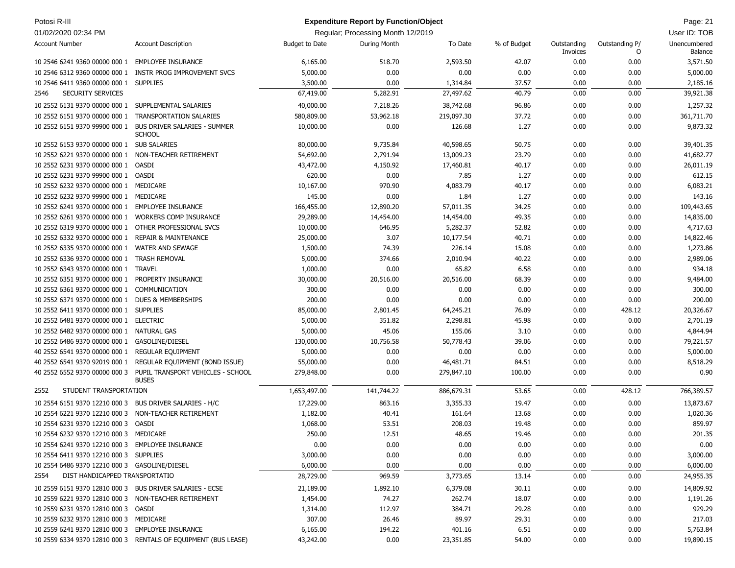Potosi R-III

01/02/2020 02:34 PM

**Expenditure Report by Function/Object**

Regular; Processing Month 12/2019

User ID: TOB

| Account Number | Account Description | Budget to Date | During Month | To Date | % of Budget | Outstanding Invoices | Outstanding P/O | Unencumbered Balance |
|---|---|---|---|---|---|---|---|---|
| 10 2546 6241 9360 00000 000 1 | EMPLOYEE INSURANCE | 6,165.00 | 518.70 | 2,593.50 | 42.07 | 0.00 | 0.00 | 3,571.50 |
| 10 2546 6312 9360 00000 000 1 | INSTR PROG IMPROVEMENT SVCS | 5,000.00 | 0.00 | 0.00 | 0.00 | 0.00 | 0.00 | 5,000.00 |
| 10 2546 6411 9360 00000 000 1 | SUPPLIES | 3,500.00 | 0.00 | 1,314.84 | 37.57 | 0.00 | 0.00 | 2,185.16 |
| 2546 | SECURITY SERVICES | 67,419.00 | 5,282.91 | 27,497.62 | 40.79 | 0.00 | 0.00 | 39,921.38 |
| 10 2552 6131 9370 00000 000 1 | SUPPLEMENTAL SALARIES | 40,000.00 | 7,218.26 | 38,742.68 | 96.86 | 0.00 | 0.00 | 1,257.32 |
| 10 2552 6151 9370 00000 000 1 | TRANSPORTATION SALARIES | 580,809.00 | 53,962.18 | 219,097.30 | 37.72 | 0.00 | 0.00 | 361,711.70 |
| 10 2552 6151 9370 99900 000 1 | BUS DRIVER SALARIES - SUMMER SCHOOL | 10,000.00 | 0.00 | 126.68 | 1.27 | 0.00 | 0.00 | 9,873.32 |
| 10 2552 6153 9370 00000 000 1 | SUB SALARIES | 80,000.00 | 9,735.84 | 40,598.65 | 50.75 | 0.00 | 0.00 | 39,401.35 |
| 10 2552 6221 9370 00000 000 1 | NON-TEACHER RETIREMENT | 54,692.00 | 2,791.94 | 13,009.23 | 23.79 | 0.00 | 0.00 | 41,682.77 |
| 10 2552 6231 9370 00000 000 1 | OASDI | 43,472.00 | 4,150.92 | 17,460.81 | 40.17 | 0.00 | 0.00 | 26,011.19 |
| 10 2552 6231 9370 99900 000 1 | OASDI | 620.00 | 0.00 | 7.85 | 1.27 | 0.00 | 0.00 | 612.15 |
| 10 2552 6232 9370 00000 000 1 | MEDICARE | 10,167.00 | 970.90 | 4,083.79 | 40.17 | 0.00 | 0.00 | 6,083.21 |
| 10 2552 6232 9370 99900 000 1 | MEDICARE | 145.00 | 0.00 | 1.84 | 1.27 | 0.00 | 0.00 | 143.16 |
| 10 2552 6241 9370 00000 000 1 | EMPLOYEE INSURANCE | 166,455.00 | 12,890.20 | 57,011.35 | 34.25 | 0.00 | 0.00 | 109,443.65 |
| 10 2552 6261 9370 00000 000 1 | WORKERS COMP INSURANCE | 29,289.00 | 14,454.00 | 14,454.00 | 49.35 | 0.00 | 0.00 | 14,835.00 |
| 10 2552 6319 9370 00000 000 1 | OTHER PROFESSIONAL SVCS | 10,000.00 | 646.95 | 5,282.37 | 52.82 | 0.00 | 0.00 | 4,717.63 |
| 10 2552 6332 9370 00000 000 1 | REPAIR & MAINTENANCE | 25,000.00 | 3.07 | 10,177.54 | 40.71 | 0.00 | 0.00 | 14,822.46 |
| 10 2552 6335 9370 00000 000 1 | WATER AND SEWAGE | 1,500.00 | 74.39 | 226.14 | 15.08 | 0.00 | 0.00 | 1,273.86 |
| 10 2552 6336 9370 00000 000 1 | TRASH REMOVAL | 5,000.00 | 374.66 | 2,010.94 | 40.22 | 0.00 | 0.00 | 2,989.06 |
| 10 2552 6343 9370 00000 000 1 | TRAVEL | 1,000.00 | 0.00 | 65.82 | 6.58 | 0.00 | 0.00 | 934.18 |
| 10 2552 6351 9370 00000 000 1 | PROPERTY INSURANCE | 30,000.00 | 20,516.00 | 20,516.00 | 68.39 | 0.00 | 0.00 | 9,484.00 |
| 10 2552 6361 9370 00000 000 1 | COMMUNICATION | 300.00 | 0.00 | 0.00 | 0.00 | 0.00 | 0.00 | 300.00 |
| 10 2552 6371 9370 00000 000 1 | DUES & MEMBERSHIPS | 200.00 | 0.00 | 0.00 | 0.00 | 0.00 | 0.00 | 200.00 |
| 10 2552 6411 9370 00000 000 1 | SUPPLIES | 85,000.00 | 2,801.45 | 64,245.21 | 76.09 | 0.00 | 428.12 | 20,326.67 |
| 10 2552 6481 9370 00000 000 1 | ELECTRIC | 5,000.00 | 351.82 | 2,298.81 | 45.98 | 0.00 | 0.00 | 2,701.19 |
| 10 2552 6482 9370 00000 000 1 | NATURAL GAS | 5,000.00 | 45.06 | 155.06 | 3.10 | 0.00 | 0.00 | 4,844.94 |
| 10 2552 6486 9370 00000 000 1 | GASOLINE/DIESEL | 130,000.00 | 10,756.58 | 50,778.43 | 39.06 | 0.00 | 0.00 | 79,221.57 |
| 40 2552 6541 9370 00000 000 1 | REGULAR EQUIPMENT | 5,000.00 | 0.00 | 0.00 | 0.00 | 0.00 | 0.00 | 5,000.00 |
| 40 2552 6541 9370 92019 000 1 | REGULAR EQUIPMENT (BOND ISSUE) | 55,000.00 | 0.00 | 46,481.71 | 84.51 | 0.00 | 0.00 | 8,518.29 |
| 40 2552 6552 9370 00000 000 3 | PUPIL TRANSPORT VEHICLES - SCHOOL BUSES | 279,848.00 | 0.00 | 279,847.10 | 100.00 | 0.00 | 0.00 | 0.90 |
| 2552 | STUDENT TRANSPORTATION | 1,653,497.00 | 141,744.22 | 886,679.31 | 53.65 | 0.00 | 428.12 | 766,389.57 |
| 10 2554 6151 9370 12210 000 3 | BUS DRIVER SALARIES - H/C | 17,229.00 | 863.16 | 3,355.33 | 19.47 | 0.00 | 0.00 | 13,873.67 |
| 10 2554 6221 9370 12210 000 3 | NON-TEACHER RETIREMENT | 1,182.00 | 40.41 | 161.64 | 13.68 | 0.00 | 0.00 | 1,020.36 |
| 10 2554 6231 9370 12210 000 3 | OASDI | 1,068.00 | 53.51 | 208.03 | 19.48 | 0.00 | 0.00 | 859.97 |
| 10 2554 6232 9370 12210 000 3 | MEDICARE | 250.00 | 12.51 | 48.65 | 19.46 | 0.00 | 0.00 | 201.35 |
| 10 2554 6241 9370 12210 000 3 | EMPLOYEE INSURANCE | 0.00 | 0.00 | 0.00 | 0.00 | 0.00 | 0.00 | 0.00 |
| 10 2554 6411 9370 12210 000 3 | SUPPLIES | 3,000.00 | 0.00 | 0.00 | 0.00 | 0.00 | 0.00 | 3,000.00 |
| 10 2554 6486 9370 12210 000 3 | GASOLINE/DIESEL | 6,000.00 | 0.00 | 0.00 | 0.00 | 0.00 | 0.00 | 6,000.00 |
| 2554 | DIST HANDICAPPED TRANSPORTATIO | 28,729.00 | 969.59 | 3,773.65 | 13.14 | 0.00 | 0.00 | 24,955.35 |
| 10 2559 6151 9370 12810 000 3 | BUS DRIVER SALARIES - ECSE | 21,189.00 | 1,892.10 | 6,379.08 | 30.11 | 0.00 | 0.00 | 14,809.92 |
| 10 2559 6221 9370 12810 000 3 | NON-TEACHER RETIREMENT | 1,454.00 | 74.27 | 262.74 | 18.07 | 0.00 | 0.00 | 1,191.26 |
| 10 2559 6231 9370 12810 000 3 | OASDI | 1,314.00 | 112.97 | 384.71 | 29.28 | 0.00 | 0.00 | 929.29 |
| 10 2559 6232 9370 12810 000 3 | MEDICARE | 307.00 | 26.46 | 89.97 | 29.31 | 0.00 | 0.00 | 217.03 |
| 10 2559 6241 9370 12810 000 3 | EMPLOYEE INSURANCE | 6,165.00 | 194.22 | 401.16 | 6.51 | 0.00 | 0.00 | 5,763.84 |
| 10 2559 6334 9370 12810 000 3 | RENTALS OF EQUIPMENT (BUS LEASE) | 43,242.00 | 0.00 | 23,351.85 | 54.00 | 0.00 | 0.00 | 19,890.15 |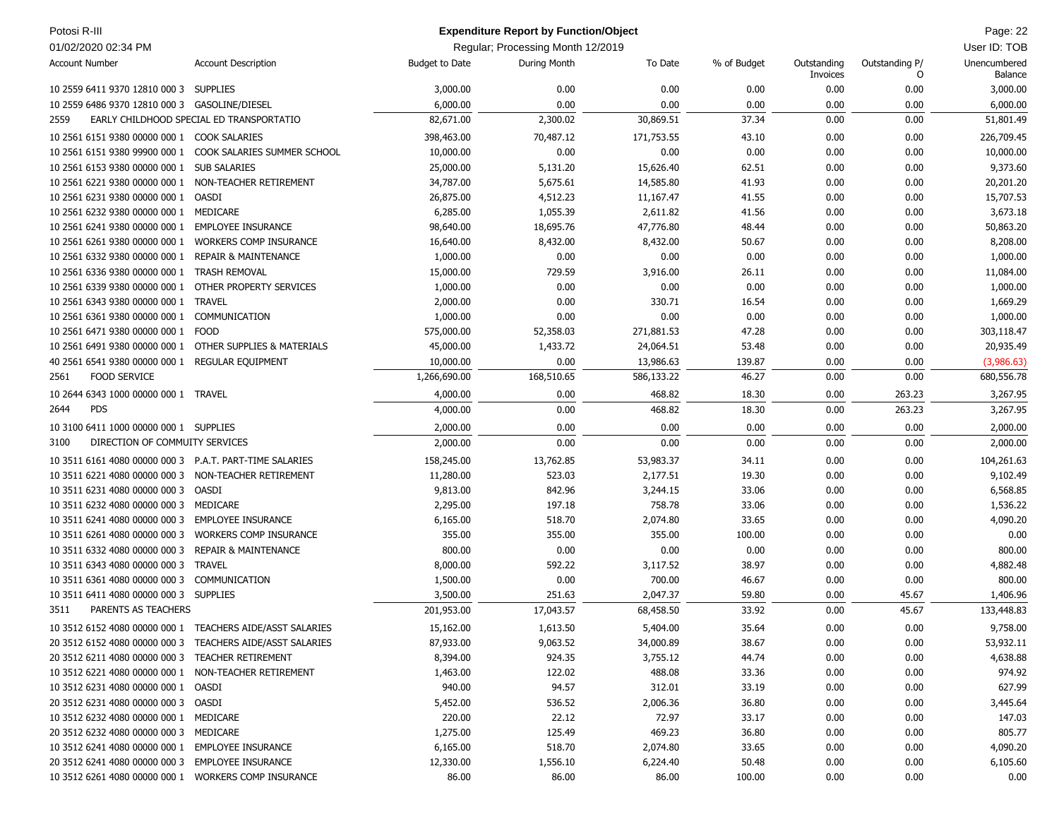| Account Number | Account Description | Budget to Date | During Month | To Date | % of Budget | Outstanding Invoices | Outstanding P/O | Unencumbered Balance |
|---|---|---|---|---|---|---|---|---|
| 10 2559 6411 9370 12810 000 3 | SUPPLIES | 3,000.00 | 0.00 | 0.00 | 0.00 | 0.00 | 0.00 | 3,000.00 |
| 10 2559 6486 9370 12810 000 3 | GASOLINE/DIESEL | 6,000.00 | 0.00 | 0.00 | 0.00 | 0.00 | 0.00 | 6,000.00 |
| 2559 | EARLY CHILDHOOD SPECIAL ED TRANSPORTATIO | 82,671.00 | 2,300.02 | 30,869.51 | 37.34 | 0.00 | 0.00 | 51,801.49 |
| 10 2561 6151 9380 00000 000 1 | COOK SALARIES | 398,463.00 | 70,487.12 | 171,753.55 | 43.10 | 0.00 | 0.00 | 226,709.45 |
| 10 2561 6151 9380 99900 000 1 | COOK SALARIES SUMMER SCHOOL | 10,000.00 | 0.00 | 0.00 | 0.00 | 0.00 | 0.00 | 10,000.00 |
| 10 2561 6153 9380 00000 000 1 | SUB SALARIES | 25,000.00 | 5,131.20 | 15,626.40 | 62.51 | 0.00 | 0.00 | 9,373.60 |
| 10 2561 6221 9380 00000 000 1 | NON-TEACHER RETIREMENT | 34,787.00 | 5,675.61 | 14,585.80 | 41.93 | 0.00 | 0.00 | 20,201.20 |
| 10 2561 6231 9380 00000 000 1 | OASDI | 26,875.00 | 4,512.23 | 11,167.47 | 41.55 | 0.00 | 0.00 | 15,707.53 |
| 10 2561 6232 9380 00000 000 1 | MEDICARE | 6,285.00 | 1,055.39 | 2,611.82 | 41.56 | 0.00 | 0.00 | 3,673.18 |
| 10 2561 6241 9380 00000 000 1 | EMPLOYEE INSURANCE | 98,640.00 | 18,695.76 | 47,776.80 | 48.44 | 0.00 | 0.00 | 50,863.20 |
| 10 2561 6261 9380 00000 000 1 | WORKERS COMP INSURANCE | 16,640.00 | 8,432.00 | 8,432.00 | 50.67 | 0.00 | 0.00 | 8,208.00 |
| 10 2561 6332 9380 00000 000 1 | REPAIR & MAINTENANCE | 1,000.00 | 0.00 | 0.00 | 0.00 | 0.00 | 0.00 | 1,000.00 |
| 10 2561 6336 9380 00000 000 1 | TRASH REMOVAL | 15,000.00 | 729.59 | 3,916.00 | 26.11 | 0.00 | 0.00 | 11,084.00 |
| 10 2561 6339 9380 00000 000 1 | OTHER PROPERTY SERVICES | 1,000.00 | 0.00 | 0.00 | 0.00 | 0.00 | 0.00 | 1,000.00 |
| 10 2561 6343 9380 00000 000 1 | TRAVEL | 2,000.00 | 0.00 | 330.71 | 16.54 | 0.00 | 0.00 | 1,669.29 |
| 10 2561 6361 9380 00000 000 1 | COMMUNICATION | 1,000.00 | 0.00 | 0.00 | 0.00 | 0.00 | 0.00 | 1,000.00 |
| 10 2561 6471 9380 00000 000 1 | FOOD | 575,000.00 | 52,358.03 | 271,881.53 | 47.28 | 0.00 | 0.00 | 303,118.47 |
| 10 2561 6491 9380 00000 000 1 | OTHER SUPPLIES & MATERIALS | 45,000.00 | 1,433.72 | 24,064.51 | 53.48 | 0.00 | 0.00 | 20,935.49 |
| 40 2561 6541 9380 00000 000 1 | REGULAR EQUIPMENT | 10,000.00 | 0.00 | 13,986.63 | 139.87 | 0.00 | 0.00 | (3,986.63) |
| 2561 | FOOD SERVICE | 1,266,690.00 | 168,510.65 | 586,133.22 | 46.27 | 0.00 | 0.00 | 680,556.78 |
| 10 2644 6343 1000 00000 000 1 | TRAVEL | 4,000.00 | 0.00 | 468.82 | 18.30 | 0.00 | 263.23 | 3,267.95 |
| 2644 | PDS | 4,000.00 | 0.00 | 468.82 | 18.30 | 0.00 | 263.23 | 3,267.95 |
| 10 3100 6411 1000 00000 000 1 | SUPPLIES | 2,000.00 | 0.00 | 0.00 | 0.00 | 0.00 | 0.00 | 2,000.00 |
| 3100 | DIRECTION OF COMMUITY SERVICES | 2,000.00 | 0.00 | 0.00 | 0.00 | 0.00 | 0.00 | 2,000.00 |
| 10 3511 6161 4080 00000 000 3 | P.A.T. PART-TIME SALARIES | 158,245.00 | 13,762.85 | 53,983.37 | 34.11 | 0.00 | 0.00 | 104,261.63 |
| 10 3511 6221 4080 00000 000 3 | NON-TEACHER RETIREMENT | 11,280.00 | 523.03 | 2,177.51 | 19.30 | 0.00 | 0.00 | 9,102.49 |
| 10 3511 6231 4080 00000 000 3 | OASDI | 9,813.00 | 842.96 | 3,244.15 | 33.06 | 0.00 | 0.00 | 6,568.85 |
| 10 3511 6232 4080 00000 000 3 | MEDICARE | 2,295.00 | 197.18 | 758.78 | 33.06 | 0.00 | 0.00 | 1,536.22 |
| 10 3511 6241 4080 00000 000 3 | EMPLOYEE INSURANCE | 6,165.00 | 518.70 | 2,074.80 | 33.65 | 0.00 | 0.00 | 4,090.20 |
| 10 3511 6261 4080 00000 000 3 | WORKERS COMP INSURANCE | 355.00 | 355.00 | 355.00 | 100.00 | 0.00 | 0.00 | 0.00 |
| 10 3511 6332 4080 00000 000 3 | REPAIR & MAINTENANCE | 800.00 | 0.00 | 0.00 | 0.00 | 0.00 | 0.00 | 800.00 |
| 10 3511 6343 4080 00000 000 3 | TRAVEL | 8,000.00 | 592.22 | 3,117.52 | 38.97 | 0.00 | 0.00 | 4,882.48 |
| 10 3511 6361 4080 00000 000 3 | COMMUNICATION | 1,500.00 | 0.00 | 700.00 | 46.67 | 0.00 | 0.00 | 800.00 |
| 10 3511 6411 4080 00000 000 3 | SUPPLIES | 3,500.00 | 251.63 | 2,047.37 | 59.80 | 0.00 | 45.67 | 1,406.96 |
| 3511 | PARENTS AS TEACHERS | 201,953.00 | 17,043.57 | 68,458.50 | 33.92 | 0.00 | 45.67 | 133,448.83 |
| 10 3512 6152 4080 00000 000 1 | TEACHERS AIDE/ASST SALARIES | 15,162.00 | 1,613.50 | 5,404.00 | 35.64 | 0.00 | 0.00 | 9,758.00 |
| 20 3512 6152 4080 00000 000 3 | TEACHERS AIDE/ASST SALARIES | 87,933.00 | 9,063.52 | 34,000.89 | 38.67 | 0.00 | 0.00 | 53,932.11 |
| 20 3512 6211 4080 00000 000 3 | TEACHER RETIREMENT | 8,394.00 | 924.35 | 3,755.12 | 44.74 | 0.00 | 0.00 | 4,638.88 |
| 10 3512 6221 4080 00000 000 1 | NON-TEACHER RETIREMENT | 1,463.00 | 122.02 | 488.08 | 33.36 | 0.00 | 0.00 | 974.92 |
| 10 3512 6231 4080 00000 000 1 | OASDI | 940.00 | 94.57 | 312.01 | 33.19 | 0.00 | 0.00 | 627.99 |
| 20 3512 6231 4080 00000 000 3 | OASDI | 5,452.00 | 536.52 | 2,006.36 | 36.80 | 0.00 | 0.00 | 3,445.64 |
| 10 3512 6232 4080 00000 000 1 | MEDICARE | 220.00 | 22.12 | 72.97 | 33.17 | 0.00 | 0.00 | 147.03 |
| 20 3512 6232 4080 00000 000 3 | MEDICARE | 1,275.00 | 125.49 | 469.23 | 36.80 | 0.00 | 0.00 | 805.77 |
| 10 3512 6241 4080 00000 000 1 | EMPLOYEE INSURANCE | 6,165.00 | 518.70 | 2,074.80 | 33.65 | 0.00 | 0.00 | 4,090.20 |
| 20 3512 6241 4080 00000 000 3 | EMPLOYEE INSURANCE | 12,330.00 | 1,556.10 | 6,224.40 | 50.48 | 0.00 | 0.00 | 6,105.60 |
| 10 3512 6261 4080 00000 000 1 | WORKERS COMP INSURANCE | 86.00 | 86.00 | 86.00 | 100.00 | 0.00 | 0.00 | 0.00 |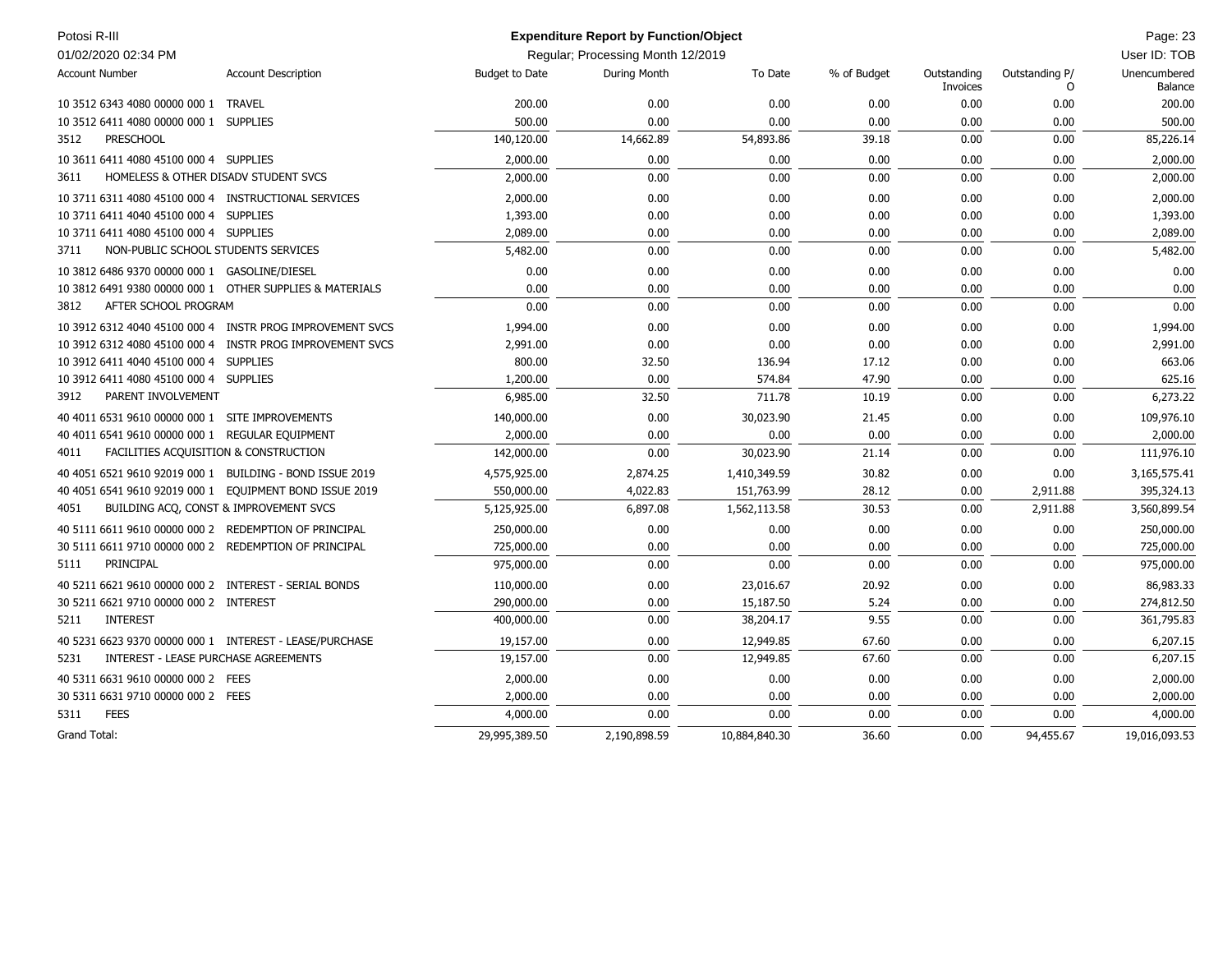| Account Number | Account Description | Budget to Date | During Month | To Date | % of Budget | Outstanding Invoices | Outstanding P/O | Unencumbered Balance |
|---|---|---|---|---|---|---|---|---|
| 10 3512 6343 4080 00000 000 1 | TRAVEL | 200.00 | 0.00 | 0.00 | 0.00 | 0.00 | 0.00 | 200.00 |
| 10 3512 6411 4080 00000 000 1 | SUPPLIES | 500.00 | 0.00 | 0.00 | 0.00 | 0.00 | 0.00 | 500.00 |
| 3512 | PRESCHOOL | 140,120.00 | 14,662.89 | 54,893.86 | 39.18 | 0.00 | 0.00 | 85,226.14 |
| 10 3611 6411 4080 45100 000 4 | SUPPLIES | 2,000.00 | 0.00 | 0.00 | 0.00 | 0.00 | 0.00 | 2,000.00 |
| 3611 | HOMELESS & OTHER DISADV STUDENT SVCS | 2,000.00 | 0.00 | 0.00 | 0.00 | 0.00 | 0.00 | 2,000.00 |
| 10 3711 6311 4080 45100 000 4 | INSTRUCTIONAL SERVICES | 2,000.00 | 0.00 | 0.00 | 0.00 | 0.00 | 0.00 | 2,000.00 |
| 10 3711 6411 4040 45100 000 4 | SUPPLIES | 1,393.00 | 0.00 | 0.00 | 0.00 | 0.00 | 0.00 | 1,393.00 |
| 10 3711 6411 4080 45100 000 4 | SUPPLIES | 2,089.00 | 0.00 | 0.00 | 0.00 | 0.00 | 0.00 | 2,089.00 |
| 3711 | NON-PUBLIC SCHOOL STUDENTS SERVICES | 5,482.00 | 0.00 | 0.00 | 0.00 | 0.00 | 0.00 | 5,482.00 |
| 10 3812 6486 9370 00000 000 1 | GASOLINE/DIESEL | 0.00 | 0.00 | 0.00 | 0.00 | 0.00 | 0.00 | 0.00 |
| 10 3812 6491 9380 00000 000 1 | OTHER SUPPLIES & MATERIALS | 0.00 | 0.00 | 0.00 | 0.00 | 0.00 | 0.00 | 0.00 |
| 3812 | AFTER SCHOOL PROGRAM | 0.00 | 0.00 | 0.00 | 0.00 | 0.00 | 0.00 | 0.00 |
| 10 3912 6312 4040 45100 000 4 | INSTR PROG IMPROVEMENT SVCS | 1,994.00 | 0.00 | 0.00 | 0.00 | 0.00 | 0.00 | 1,994.00 |
| 10 3912 6312 4080 45100 000 4 | INSTR PROG IMPROVEMENT SVCS | 2,991.00 | 0.00 | 0.00 | 0.00 | 0.00 | 0.00 | 2,991.00 |
| 10 3912 6411 4040 45100 000 4 | SUPPLIES | 800.00 | 32.50 | 136.94 | 17.12 | 0.00 | 0.00 | 663.06 |
| 10 3912 6411 4080 45100 000 4 | SUPPLIES | 1,200.00 | 0.00 | 574.84 | 47.90 | 0.00 | 0.00 | 625.16 |
| 3912 | PARENT INVOLVEMENT | 6,985.00 | 32.50 | 711.78 | 10.19 | 0.00 | 0.00 | 6,273.22 |
| 40 4011 6531 9610 00000 000 1 | SITE IMPROVEMENTS | 140,000.00 | 0.00 | 30,023.90 | 21.45 | 0.00 | 0.00 | 109,976.10 |
| 40 4011 6541 9610 00000 000 1 | REGULAR EQUIPMENT | 2,000.00 | 0.00 | 0.00 | 0.00 | 0.00 | 0.00 | 2,000.00 |
| 4011 | FACILITIES ACQUISITION & CONSTRUCTION | 142,000.00 | 0.00 | 30,023.90 | 21.14 | 0.00 | 0.00 | 111,976.10 |
| 40 4051 6521 9610 92019 000 1 | BUILDING - BOND ISSUE 2019 | 4,575,925.00 | 2,874.25 | 1,410,349.59 | 30.82 | 0.00 | 0.00 | 3,165,575.41 |
| 40 4051 6541 9610 92019 000 1 | EQUIPMENT BOND ISSUE 2019 | 550,000.00 | 4,022.83 | 151,763.99 | 28.12 | 0.00 | 2,911.88 | 395,324.13 |
| 4051 | BUILDING ACQ, CONST & IMPROVEMENT SVCS | 5,125,925.00 | 6,897.08 | 1,562,113.58 | 30.53 | 0.00 | 2,911.88 | 3,560,899.54 |
| 40 5111 6611 9610 00000 000 2 | REDEMPTION OF PRINCIPAL | 250,000.00 | 0.00 | 0.00 | 0.00 | 0.00 | 0.00 | 250,000.00 |
| 30 5111 6611 9710 00000 000 2 | REDEMPTION OF PRINCIPAL | 725,000.00 | 0.00 | 0.00 | 0.00 | 0.00 | 0.00 | 725,000.00 |
| 5111 | PRINCIPAL | 975,000.00 | 0.00 | 0.00 | 0.00 | 0.00 | 0.00 | 975,000.00 |
| 40 5211 6621 9610 00000 000 2 | INTEREST - SERIAL BONDS | 110,000.00 | 0.00 | 23,016.67 | 20.92 | 0.00 | 0.00 | 86,983.33 |
| 30 5211 6621 9710 00000 000 2 | INTEREST | 290,000.00 | 0.00 | 15,187.50 | 5.24 | 0.00 | 0.00 | 274,812.50 |
| 5211 | INTEREST | 400,000.00 | 0.00 | 38,204.17 | 9.55 | 0.00 | 0.00 | 361,795.83 |
| 40 5231 6623 9370 00000 000 1 | INTEREST - LEASE/PURCHASE | 19,157.00 | 0.00 | 12,949.85 | 67.60 | 0.00 | 0.00 | 6,207.15 |
| 5231 | INTEREST - LEASE PURCHASE AGREEMENTS | 19,157.00 | 0.00 | 12,949.85 | 67.60 | 0.00 | 0.00 | 6,207.15 |
| 40 5311 6631 9610 00000 000 2 | FEES | 2,000.00 | 0.00 | 0.00 | 0.00 | 0.00 | 0.00 | 2,000.00 |
| 30 5311 6631 9710 00000 000 2 | FEES | 2,000.00 | 0.00 | 0.00 | 0.00 | 0.00 | 0.00 | 2,000.00 |
| 5311 | FEES | 4,000.00 | 0.00 | 0.00 | 0.00 | 0.00 | 0.00 | 4,000.00 |
| Grand Total: | | 29,995,389.50 | 2,190,898.59 | 10,884,840.30 | 36.60 | 0.00 | 94,455.67 | 19,016,093.53 |